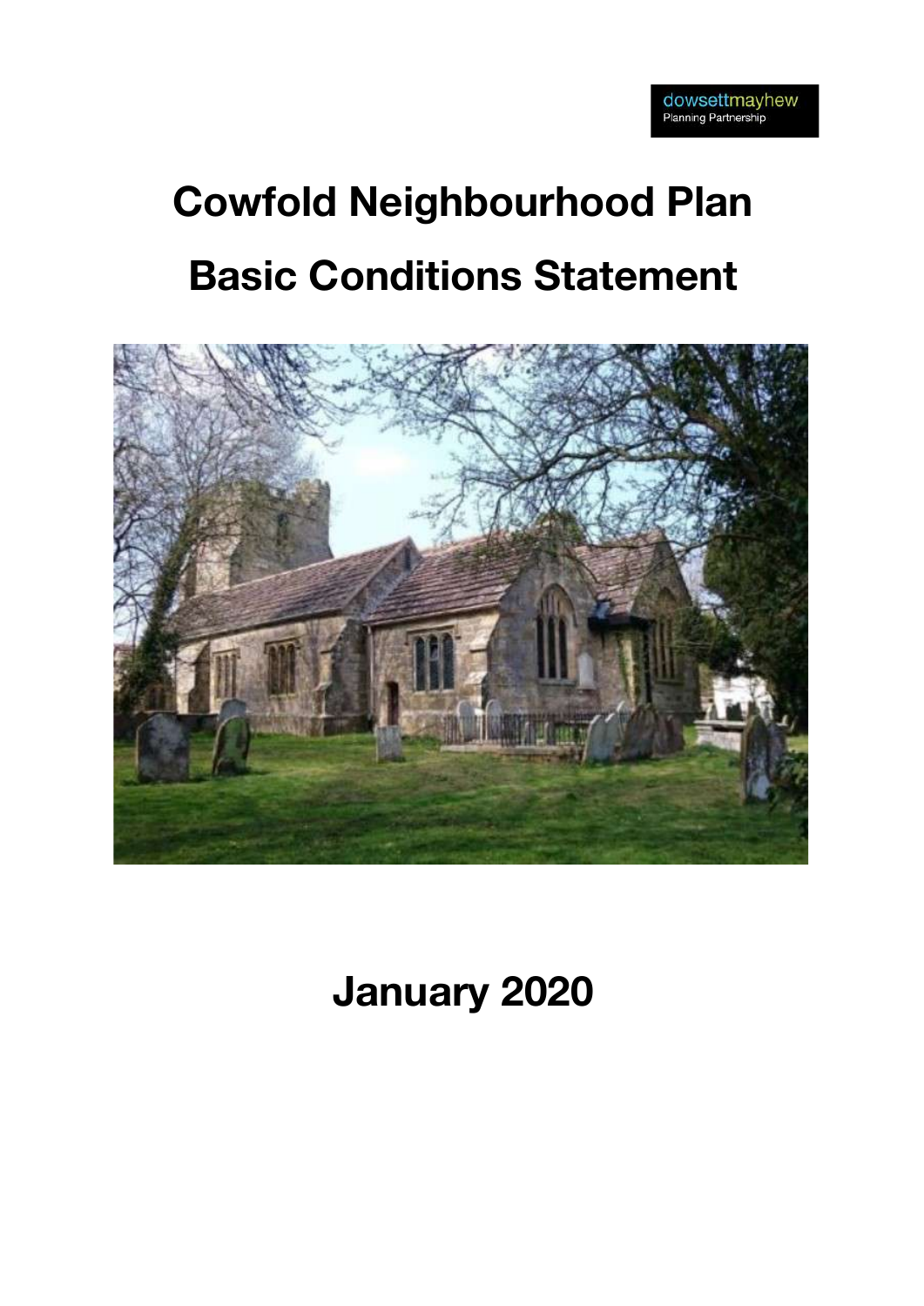dowsettmayhew
Planning Partnership

# Cowfold Neighbourhood Plan

# Basic Conditions Statement

## January 2020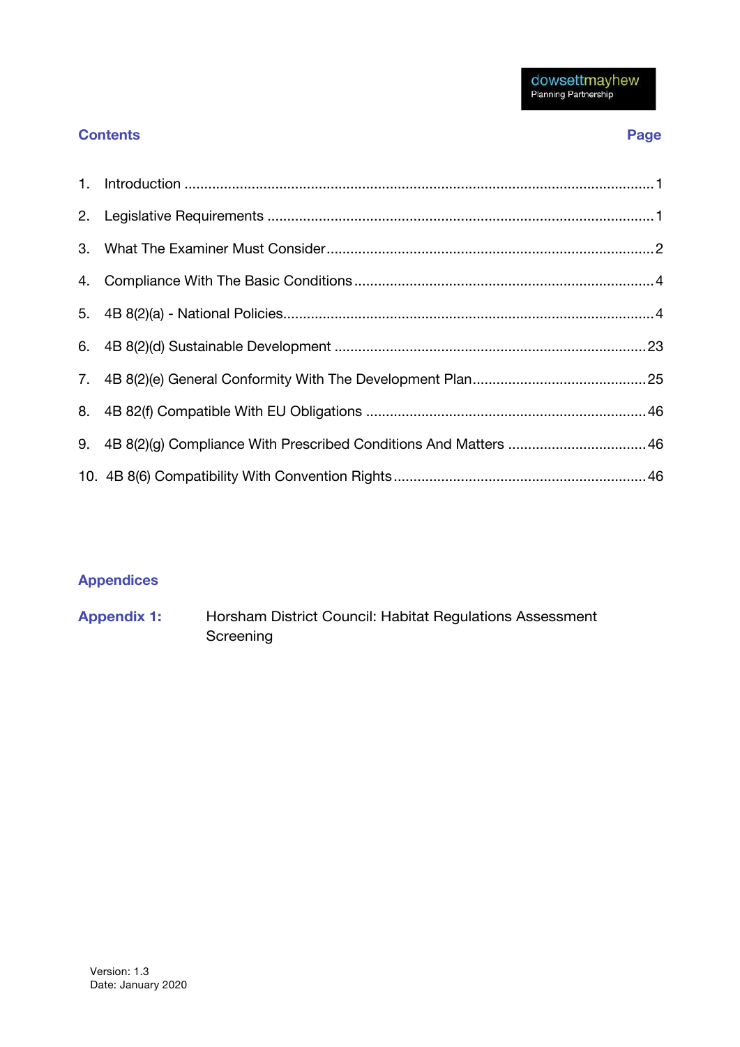## Contents

| Contents | Page |
|---|---|
| 1. Introduction | 1 |
| 2. Legislative Requirements | 1 |
| 3. What The Examiner Must Consider | 2 |
| 4. Compliance With The Basic Conditions | 4 |
| 5. 4B 8(2)(a) - National Policies | 4 |
| 6. 4B 8(2)(d) Sustainable Development | 23 |
| 7. 4B 8(2)(e) General Conformity With The Development Plan | 25 |
| 8. 4B 82(f) Compatible With EU Obligations | 46 |
| 9. 4B 8(2)(g) Compliance With Prescribed Conditions And Matters | 46 |
| 10. 4B 8(6) Compatibility With Convention Rights | 46 |

## Appendices

**Appendix 1:** Horsham District Council: Habitat Regulations Assessment Screening

Version: 1.3
Date: January 2020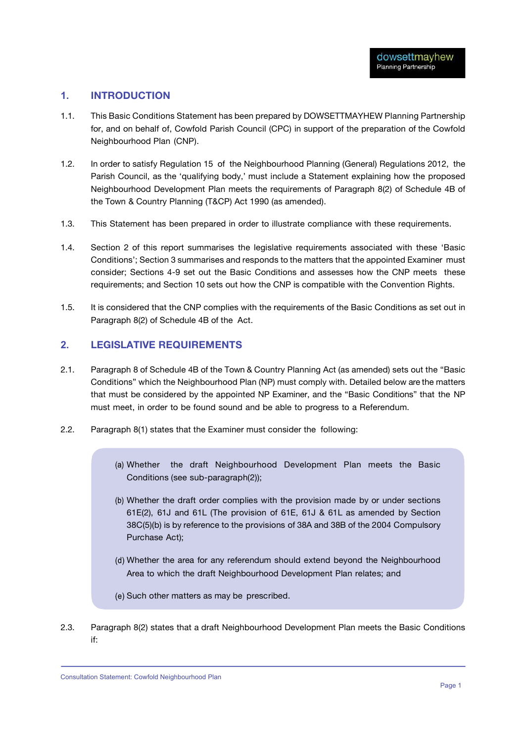## 1. INTRODUCTION

1.1. This Basic Conditions Statement has been prepared by DOWSETTMAYHEW Planning Partnership for, and on behalf of, Cowfold Parish Council (CPC) in support of the preparation of the Cowfold Neighbourhood Plan (CNP).

1.2. In order to satisfy Regulation 15 of the Neighbourhood Planning (General) Regulations 2012, the Parish Council, as the 'qualifying body,' must include a Statement explaining how the proposed Neighbourhood Development Plan meets the requirements of Paragraph 8(2) of Schedule 4B of the Town & Country Planning (T&CP) Act 1990 (as amended).

1.3. This Statement has been prepared in order to illustrate compliance with these requirements.

1.4. Section 2 of this report summarises the legislative requirements associated with these 'Basic Conditions'; Section 3 summarises and responds to the matters that the appointed Examiner must consider; Sections 4-9 set out the Basic Conditions and assesses how the CNP meets these requirements; and Section 10 sets out how the CNP is compatible with the Convention Rights.

1.5. It is considered that the CNP complies with the requirements of the Basic Conditions as set out in Paragraph 8(2) of Schedule 4B of the Act.

## 2. LEGISLATIVE REQUIREMENTS

2.1. Paragraph 8 of Schedule 4B of the Town & Country Planning Act (as amended) sets out the "Basic Conditions" which the Neighbourhood Plan (NP) must comply with. Detailed below are the matters that must be considered by the appointed NP Examiner, and the "Basic Conditions" that the NP must meet, in order to be found sound and be able to progress to a Referendum.

2.2. Paragraph 8(1) states that the Examiner must consider the following:

> (a) Whether the draft Neighbourhood Development Plan meets the Basic Conditions (see sub-paragraph(2));
>
> (b) Whether the draft order complies with the provision made by or under sections 61E(2), 61J and 61L (The provision of 61E, 61J & 61L as amended by Section 38C(5)(b) is by reference to the provisions of 38A and 38B of the 2004 Compulsory Purchase Act);
>
> (d) Whether the area for any referendum should extend beyond the Neighbourhood Area to which the draft Neighbourhood Development Plan relates; and
>
> (e) Such other matters as may be prescribed.

2.3. Paragraph 8(2) states that a draft Neighbourhood Development Plan meets the Basic Conditions if: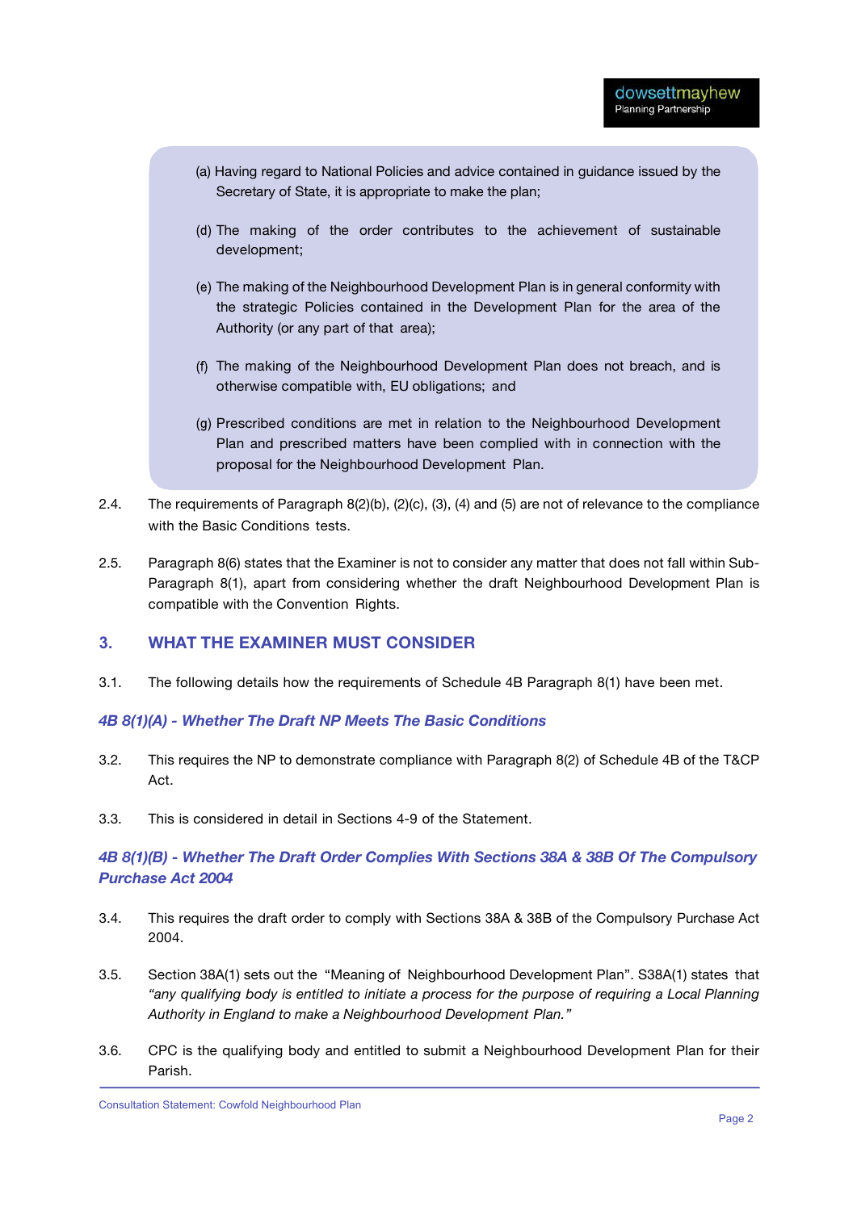(a) Having regard to National Policies and advice contained in guidance issued by the Secretary of State, it is appropriate to make the plan;

(d) The making of the order contributes to the achievement of sustainable development;

(e) The making of the Neighbourhood Development Plan is in general conformity with the strategic Policies contained in the Development Plan for the area of the Authority (or any part of that area);

(f) The making of the Neighbourhood Development Plan does not breach, and is otherwise compatible with, EU obligations; and

(g) Prescribed conditions are met in relation to the Neighbourhood Development Plan and prescribed matters have been complied with in connection with the proposal for the Neighbourhood Development Plan.

2.4. The requirements of Paragraph 8(2)(b), (2)(c), (3), (4) and (5) are not of relevance to the compliance with the Basic Conditions tests.

2.5. Paragraph 8(6) states that the Examiner is not to consider any matter that does not fall within Sub-Paragraph 8(1), apart from considering whether the draft Neighbourhood Development Plan is compatible with the Convention Rights.

## 3. WHAT THE EXAMINER MUST CONSIDER

3.1. The following details how the requirements of Schedule 4B Paragraph 8(1) have been met.

### *4B 8(1)(A) - Whether The Draft NP Meets The Basic Conditions*

3.2. This requires the NP to demonstrate compliance with Paragraph 8(2) of Schedule 4B of the T&CP Act.

3.3. This is considered in detail in Sections 4-9 of the Statement.

### *4B 8(1)(B) - Whether The Draft Order Complies With Sections 38A & 38B Of The Compulsory Purchase Act 2004*

3.4. This requires the draft order to comply with Sections 38A & 38B of the Compulsory Purchase Act 2004.

3.5. Section 38A(1) sets out the "Meaning of Neighbourhood Development Plan". S38A(1) states that *"any qualifying body is entitled to initiate a process for the purpose of requiring a Local Planning Authority in England to make a Neighbourhood Development Plan."*

3.6. CPC is the qualifying body and entitled to submit a Neighbourhood Development Plan for their Parish.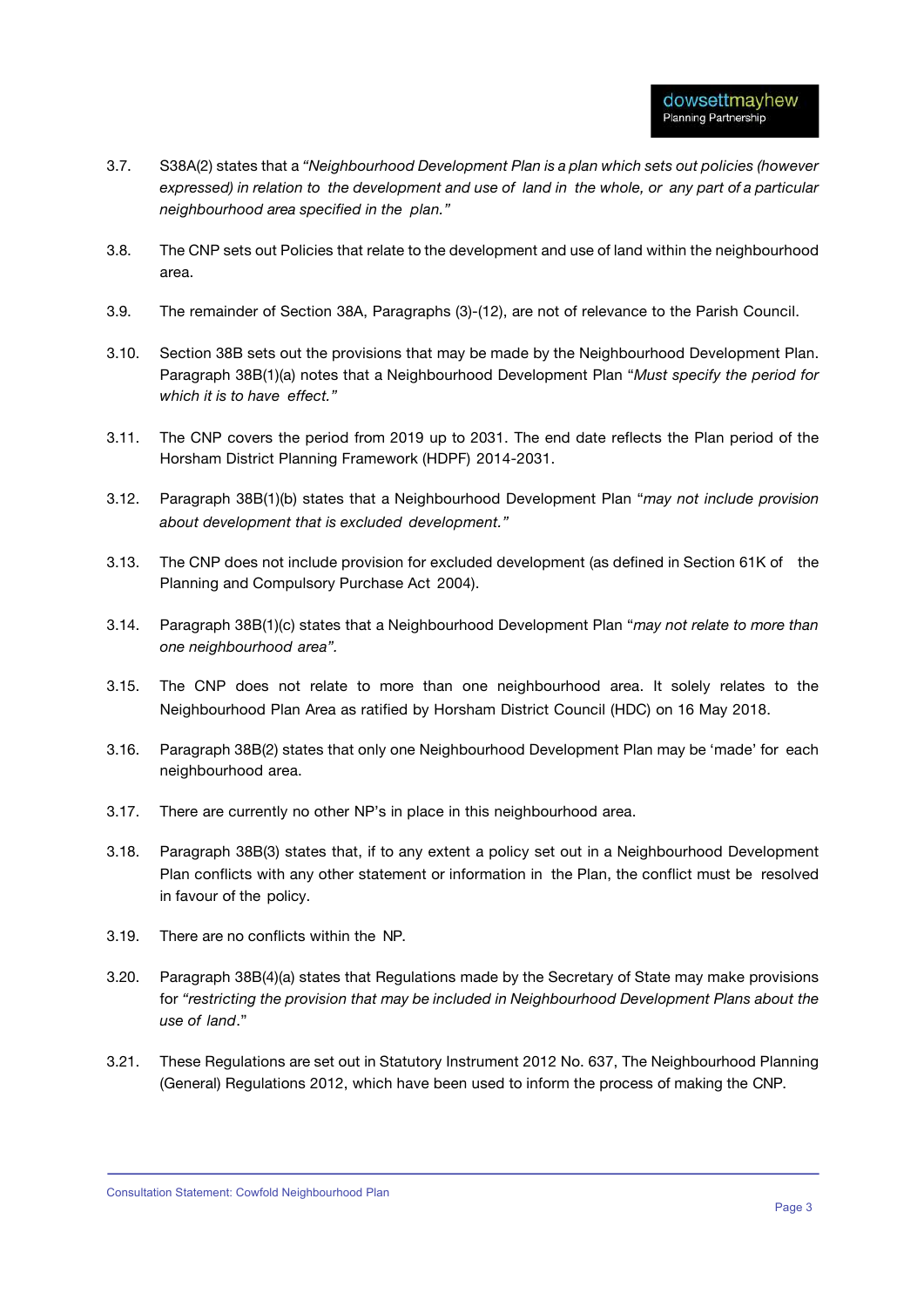3.7. S38A(2) states that a *"Neighbourhood Development Plan is a plan which sets out policies (however expressed) in relation to the development and use of land in the whole, or any part of a particular neighbourhood area specified in the plan."*

3.8. The CNP sets out Policies that relate to the development and use of land within the neighbourhood area.

3.9. The remainder of Section 38A, Paragraphs (3)-(12), are not of relevance to the Parish Council.

3.10. Section 38B sets out the provisions that may be made by the Neighbourhood Development Plan. Paragraph 38B(1)(a) notes that a Neighbourhood Development Plan "*Must specify the period for which it is to have effect."*

3.11. The CNP covers the period from 2019 up to 2031. The end date reflects the Plan period of the Horsham District Planning Framework (HDPF) 2014-2031.

3.12. Paragraph 38B(1)(b) states that a Neighbourhood Development Plan "*may not include provision about development that is excluded development."*

3.13. The CNP does not include provision for excluded development (as defined in Section 61K of the Planning and Compulsory Purchase Act 2004).

3.14. Paragraph 38B(1)(c) states that a Neighbourhood Development Plan "*may not relate to more than one neighbourhood area".*

3.15. The CNP does not relate to more than one neighbourhood area. It solely relates to the Neighbourhood Plan Area as ratified by Horsham District Council (HDC) on 16 May 2018.

3.16. Paragraph 38B(2) states that only one Neighbourhood Development Plan may be 'made' for each neighbourhood area.

3.17. There are currently no other NP's in place in this neighbourhood area.

3.18. Paragraph 38B(3) states that, if to any extent a policy set out in a Neighbourhood Development Plan conflicts with any other statement or information in the Plan, the conflict must be resolved in favour of the policy.

3.19. There are no conflicts within the NP.

3.20. Paragraph 38B(4)(a) states that Regulations made by the Secretary of State may make provisions for *"restricting the provision that may be included in Neighbourhood Development Plans about the use of land*."

3.21. These Regulations are set out in Statutory Instrument 2012 No. 637, The Neighbourhood Planning (General) Regulations 2012, which have been used to inform the process of making the CNP.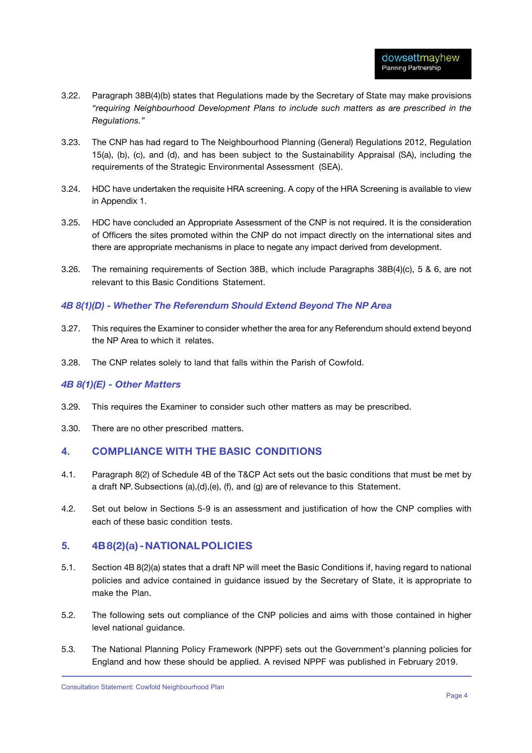3.22. Paragraph 38B(4)(b) states that Regulations made by the Secretary of State may make provisions *"requiring Neighbourhood Development Plans to include such matters as are prescribed in the Regulations."*

3.23. The CNP has had regard to The Neighbourhood Planning (General) Regulations 2012, Regulation 15(a), (b), (c), and (d), and has been subject to the Sustainability Appraisal (SA), including the requirements of the Strategic Environmental Assessment (SEA).

3.24. HDC have undertaken the requisite HRA screening. A copy of the HRA Screening is available to view in Appendix 1.

3.25. HDC have concluded an Appropriate Assessment of the CNP is not required. It is the consideration of Officers the sites promoted within the CNP do not impact directly on the international sites and there are appropriate mechanisms in place to negate any impact derived from development.

3.26. The remaining requirements of Section 38B, which include Paragraphs 38B(4)(c), 5 & 6, are not relevant to this Basic Conditions Statement.

### *4B 8(1)(D) - Whether The Referendum Should Extend Beyond The NP Area*

3.27. This requires the Examiner to consider whether the area for any Referendum should extend beyond the NP Area to which it relates.

3.28. The CNP relates solely to land that falls within the Parish of Cowfold.

### *4B 8(1)(E) - Other Matters*

3.29. This requires the Examiner to consider such other matters as may be prescribed.

3.30. There are no other prescribed matters.

## 4. COMPLIANCE WITH THE BASIC CONDITIONS

4.1. Paragraph 8(2) of Schedule 4B of the T&CP Act sets out the basic conditions that must be met by a draft NP. Subsections (a),(d),(e), (f), and (g) are of relevance to this Statement.

4.2. Set out below in Sections 5-9 is an assessment and justification of how the CNP complies with each of these basic condition tests.

## 5. 4B 8(2)(a) - NATIONAL POLICIES

5.1. Section 4B 8(2)(a) states that a draft NP will meet the Basic Conditions if, having regard to national policies and advice contained in guidance issued by the Secretary of State, it is appropriate to make the Plan.

5.2. The following sets out compliance of the CNP policies and aims with those contained in higher level national guidance.

5.3. The National Planning Policy Framework (NPPF) sets out the Government's planning policies for England and how these should be applied. A revised NPPF was published in February 2019.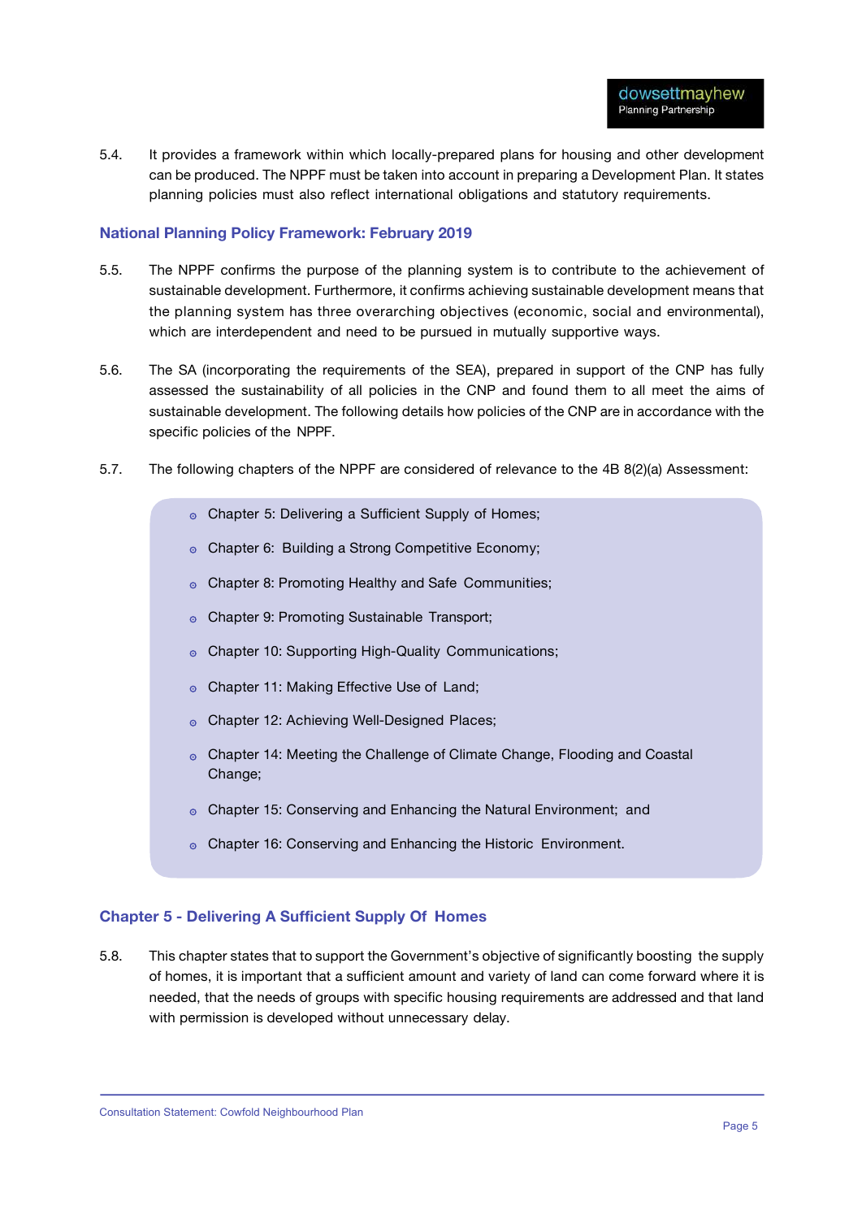5.4. It provides a framework within which locally-prepared plans for housing and other development can be produced. The NPPF must be taken into account in preparing a Development Plan. It states planning policies must also reflect international obligations and statutory requirements.

## National Planning Policy Framework: February 2019

5.5. The NPPF confirms the purpose of the planning system is to contribute to the achievement of sustainable development. Furthermore, it confirms achieving sustainable development means that the planning system has three overarching objectives (economic, social and environmental), which are interdependent and need to be pursued in mutually supportive ways.

5.6. The SA (incorporating the requirements of the SEA), prepared in support of the CNP has fully assessed the sustainability of all policies in the CNP and found them to all meet the aims of sustainable development. The following details how policies of the CNP are in accordance with the specific policies of the NPPF.

5.7. The following chapters of the NPPF are considered of relevance to the 4B 8(2)(a) Assessment:

- Chapter 5: Delivering a Sufficient Supply of Homes;
- Chapter 6: Building a Strong Competitive Economy;
- Chapter 8: Promoting Healthy and Safe Communities;
- Chapter 9: Promoting Sustainable Transport;
- Chapter 10: Supporting High-Quality Communications;
- Chapter 11: Making Effective Use of Land;
- Chapter 12: Achieving Well-Designed Places;
- Chapter 14: Meeting the Challenge of Climate Change, Flooding and Coastal Change;
- Chapter 15: Conserving and Enhancing the Natural Environment; and
- Chapter 16: Conserving and Enhancing the Historic Environment.

## Chapter 5 - Delivering A Sufficient Supply Of Homes

5.8. This chapter states that to support the Government's objective of significantly boosting the supply of homes, it is important that a sufficient amount and variety of land can come forward where it is needed, that the needs of groups with specific housing requirements are addressed and that land with permission is developed without unnecessary delay.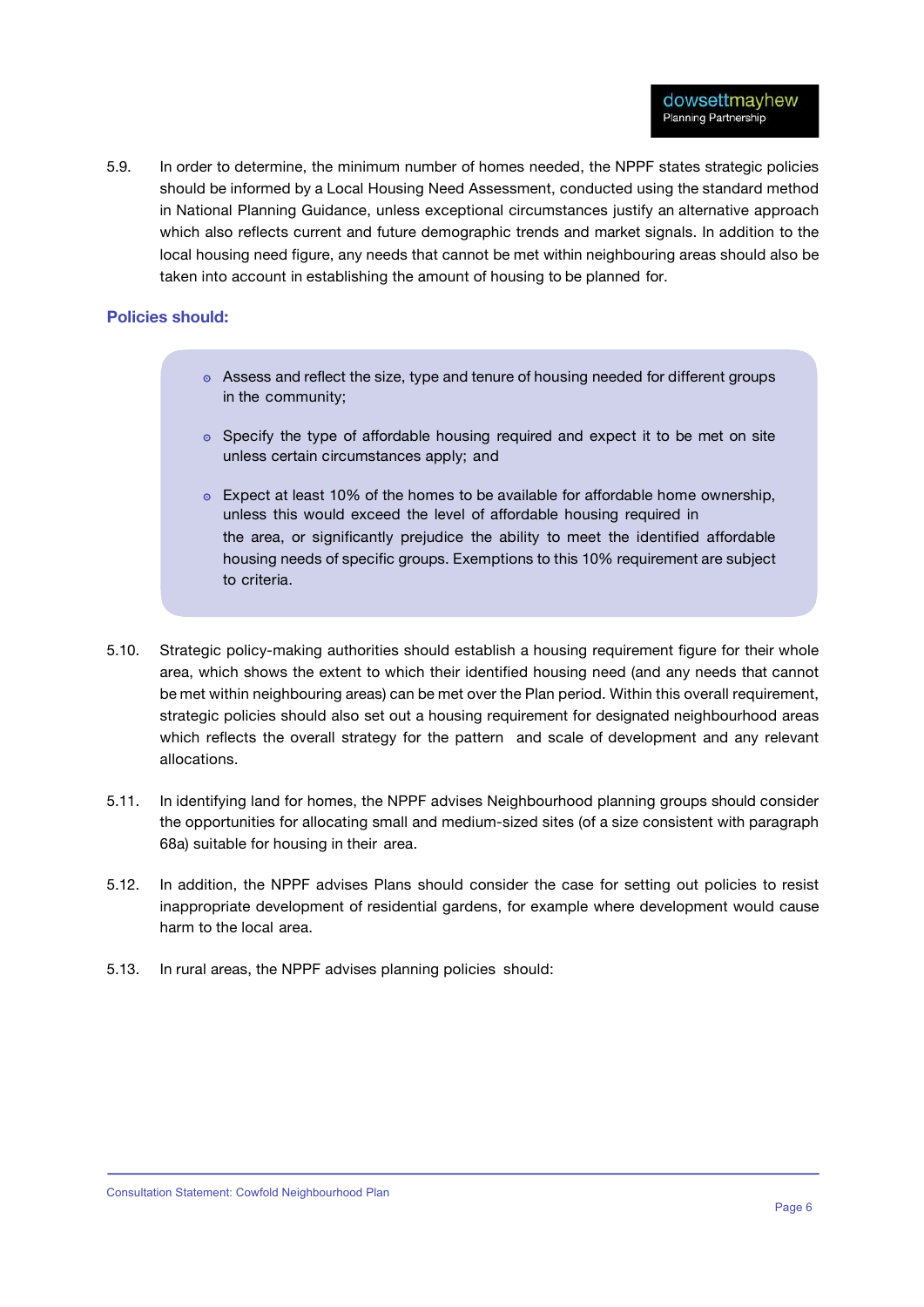5.9. In order to determine, the minimum number of homes needed, the NPPF states strategic policies should be informed by a Local Housing Need Assessment, conducted using the standard method in National Planning Guidance, unless exceptional circumstances justify an alternative approach which also reflects current and future demographic trends and market signals. In addition to the local housing need figure, any needs that cannot be met within neighbouring areas should also be taken into account in establishing the amount of housing to be planned for.

**Policies should:**

- Assess and reflect the size, type and tenure of housing needed for different groups in the community;
- Specify the type of affordable housing required and expect it to be met on site unless certain circumstances apply; and
- Expect at least 10% of the homes to be available for affordable home ownership, unless this would exceed the level of affordable housing required in the area, or significantly prejudice the ability to meet the identified affordable housing needs of specific groups. Exemptions to this 10% requirement are subject to criteria.

5.10. Strategic policy-making authorities should establish a housing requirement figure for their whole area, which shows the extent to which their identified housing need (and any needs that cannot be met within neighbouring areas) can be met over the Plan period. Within this overall requirement, strategic policies should also set out a housing requirement for designated neighbourhood areas which reflects the overall strategy for the pattern and scale of development and any relevant allocations.

5.11. In identifying land for homes, the NPPF advises Neighbourhood planning groups should consider the opportunities for allocating small and medium-sized sites (of a size consistent with paragraph 68a) suitable for housing in their area.

5.12. In addition, the NPPF advises Plans should consider the case for setting out policies to resist inappropriate development of residential gardens, for example where development would cause harm to the local area.

5.13. In rural areas, the NPPF advises planning policies should: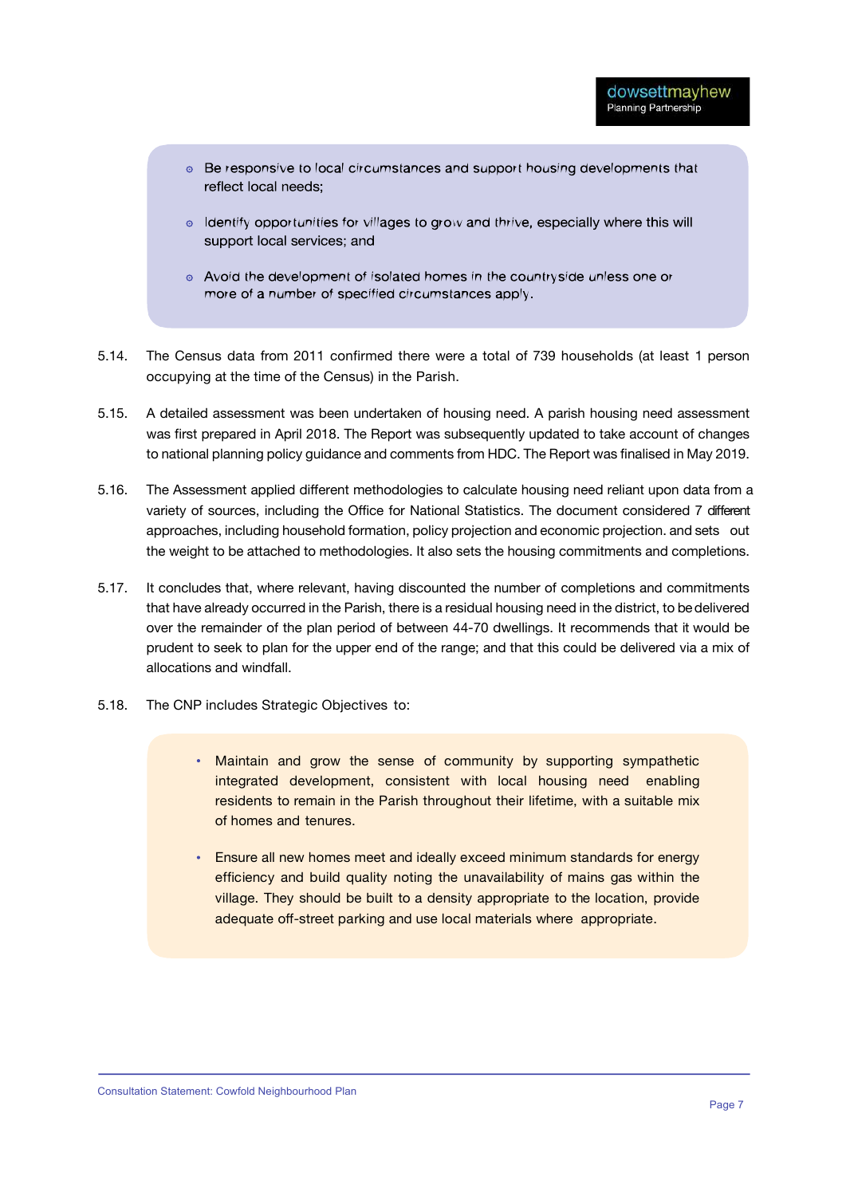- Be responsive to local circumstances and support housing developments that reflect local needs;
- Identify opportunities for villages to grow and thrive, especially where this will support local services; and
- Avoid the development of isolated homes in the countryside unless one or more of a number of specified circumstances apply.

5.14. The Census data from 2011 confirmed there were a total of 739 households (at least 1 person occupying at the time of the Census) in the Parish.

5.15. A detailed assessment was been undertaken of housing need. A parish housing need assessment was first prepared in April 2018. The Report was subsequently updated to take account of changes to national planning policy guidance and comments from HDC. The Report was finalised in May 2019.

5.16. The Assessment applied different methodologies to calculate housing need reliant upon data from a variety of sources, including the Office for National Statistics. The document considered 7 different approaches, including household formation, policy projection and economic projection. and sets out the weight to be attached to methodologies. It also sets the housing commitments and completions.

5.17. It concludes that, where relevant, having discounted the number of completions and commitments that have already occurred in the Parish, there is a residual housing need in the district, to be delivered over the remainder of the plan period of between 44-70 dwellings. It recommends that it would be prudent to seek to plan for the upper end of the range; and that this could be delivered via a mix of allocations and windfall.

5.18. The CNP includes Strategic Objectives to:

- Maintain and grow the sense of community by supporting sympathetic integrated development, consistent with local housing need enabling residents to remain in the Parish throughout their lifetime, with a suitable mix of homes and tenures.
- Ensure all new homes meet and ideally exceed minimum standards for energy efficiency and build quality noting the unavailability of mains gas within the village. They should be built to a density appropriate to the location, provide adequate off-street parking and use local materials where appropriate.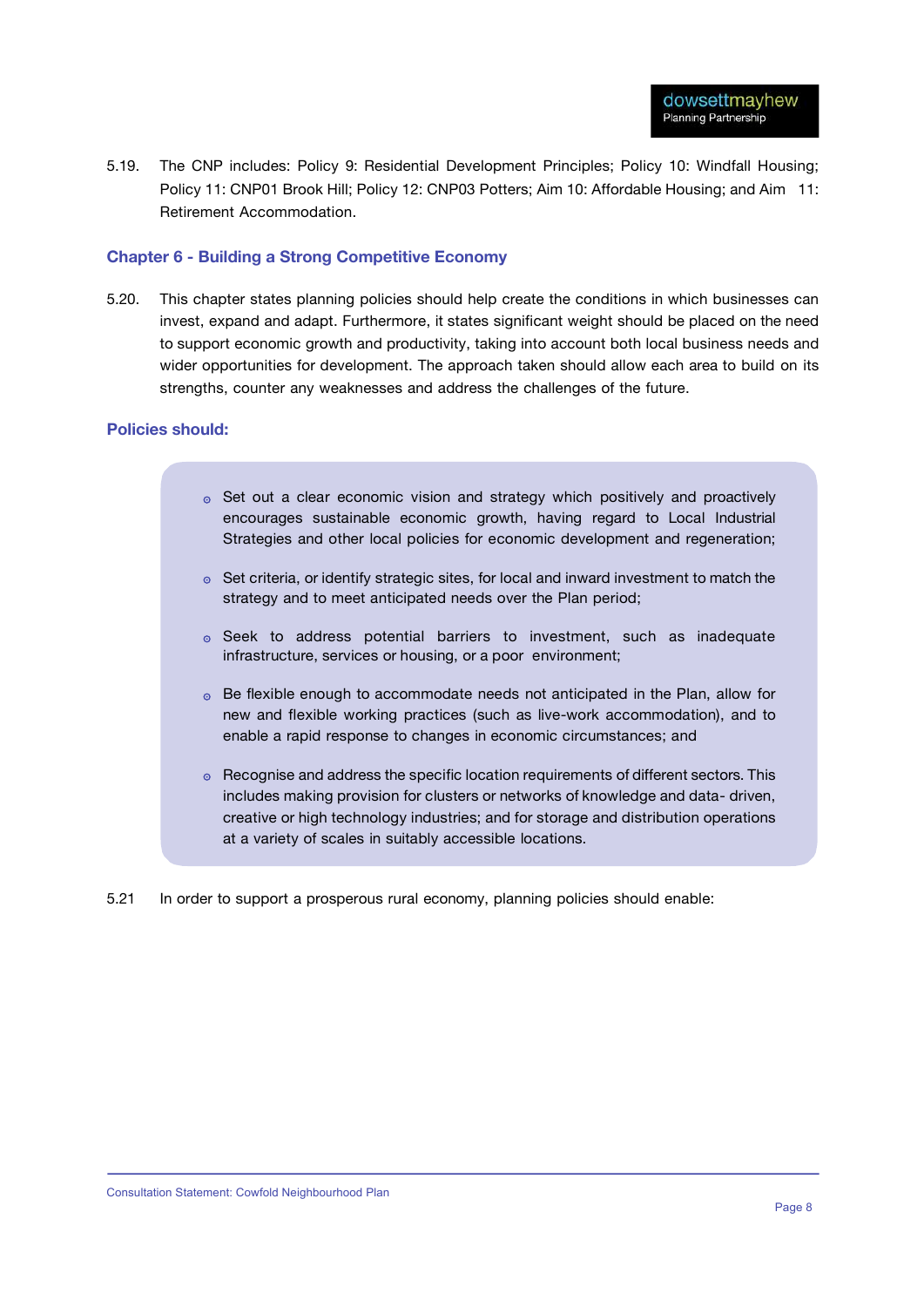5.19. The CNP includes: Policy 9: Residential Development Principles; Policy 10: Windfall Housing; Policy 11: CNP01 Brook Hill; Policy 12: CNP03 Potters; Aim 10: Affordable Housing; and Aim 11: Retirement Accommodation.

### Chapter 6 - Building a Strong Competitive Economy

5.20. This chapter states planning policies should help create the conditions in which businesses can invest, expand and adapt. Furthermore, it states significant weight should be placed on the need to support economic growth and productivity, taking into account both local business needs and wider opportunities for development. The approach taken should allow each area to build on its strengths, counter any weaknesses and address the challenges of the future.

### Policies should:

- Set out a clear economic vision and strategy which positively and proactively encourages sustainable economic growth, having regard to Local Industrial Strategies and other local policies for economic development and regeneration;
- Set criteria, or identify strategic sites, for local and inward investment to match the strategy and to meet anticipated needs over the Plan period;
- Seek to address potential barriers to investment, such as inadequate infrastructure, services or housing, or a poor environment;
- Be flexible enough to accommodate needs not anticipated in the Plan, allow for new and flexible working practices (such as live-work accommodation), and to enable a rapid response to changes in economic circumstances; and
- Recognise and address the specific location requirements of different sectors. This includes making provision for clusters or networks of knowledge and data- driven, creative or high technology industries; and for storage and distribution operations at a variety of scales in suitably accessible locations.

5.21 In order to support a prosperous rural economy, planning policies should enable: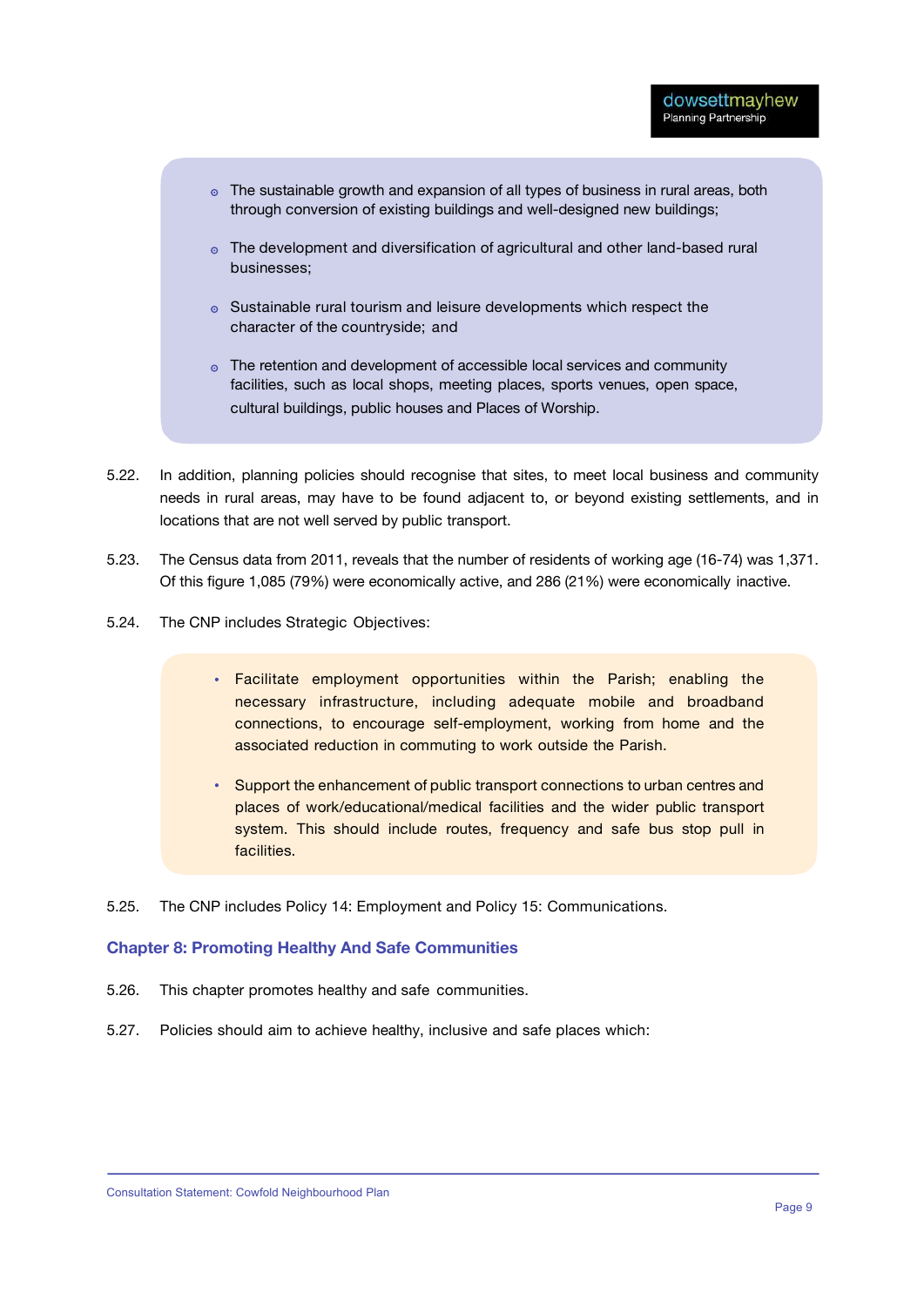- The sustainable growth and expansion of all types of business in rural areas, both through conversion of existing buildings and well-designed new buildings;
- The development and diversification of agricultural and other land-based rural businesses;
- Sustainable rural tourism and leisure developments which respect the character of the countryside; and
- The retention and development of accessible local services and community facilities, such as local shops, meeting places, sports venues, open space, cultural buildings, public houses and Places of Worship.

5.22. In addition, planning policies should recognise that sites, to meet local business and community needs in rural areas, may have to be found adjacent to, or beyond existing settlements, and in locations that are not well served by public transport.

5.23. The Census data from 2011, reveals that the number of residents of working age (16-74) was 1,371. Of this figure 1,085 (79%) were economically active, and 286 (21%) were economically inactive.

5.24. The CNP includes Strategic Objectives:

- Facilitate employment opportunities within the Parish; enabling the necessary infrastructure, including adequate mobile and broadband connections, to encourage self-employment, working from home and the associated reduction in commuting to work outside the Parish.
- Support the enhancement of public transport connections to urban centres and places of work/educational/medical facilities and the wider public transport system. This should include routes, frequency and safe bus stop pull in facilities.

5.25. The CNP includes Policy 14: Employment and Policy 15: Communications.

### Chapter 8: Promoting Healthy And Safe Communities

5.26. This chapter promotes healthy and safe communities.

5.27. Policies should aim to achieve healthy, inclusive and safe places which: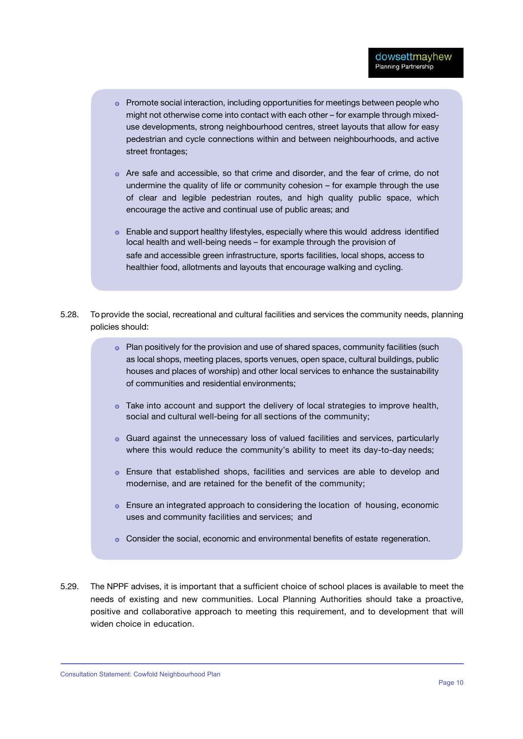- Promote social interaction, including opportunities for meetings between people who might not otherwise come into contact with each other – for example through mixed-use developments, strong neighbourhood centres, street layouts that allow for easy pedestrian and cycle connections within and between neighbourhoods, and active street frontages;

- Are safe and accessible, so that crime and disorder, and the fear of crime, do not undermine the quality of life or community cohesion – for example through the use of clear and legible pedestrian routes, and high quality public space, which encourage the active and continual use of public areas; and

- Enable and support healthy lifestyles, especially where this would address identified local health and well-being needs – for example through the provision of safe and accessible green infrastructure, sports facilities, local shops, access to healthier food, allotments and layouts that encourage walking and cycling.

5.28. To provide the social, recreational and cultural facilities and services the community needs, planning policies should:

- Plan positively for the provision and use of shared spaces, community facilities (such as local shops, meeting places, sports venues, open space, cultural buildings, public houses and places of worship) and other local services to enhance the sustainability of communities and residential environments;

- Take into account and support the delivery of local strategies to improve health, social and cultural well-being for all sections of the community;

- Guard against the unnecessary loss of valued facilities and services, particularly where this would reduce the community's ability to meet its day-to-day needs;

- Ensure that established shops, facilities and services are able to develop and modernise, and are retained for the benefit of the community;

- Ensure an integrated approach to considering the location of housing, economic uses and community facilities and services; and

- Consider the social, economic and environmental benefits of estate regeneration.

5.29. The NPPF advises, it is important that a sufficient choice of school places is available to meet the needs of existing and new communities. Local Planning Authorities should take a proactive, positive and collaborative approach to meeting this requirement, and to development that will widen choice in education.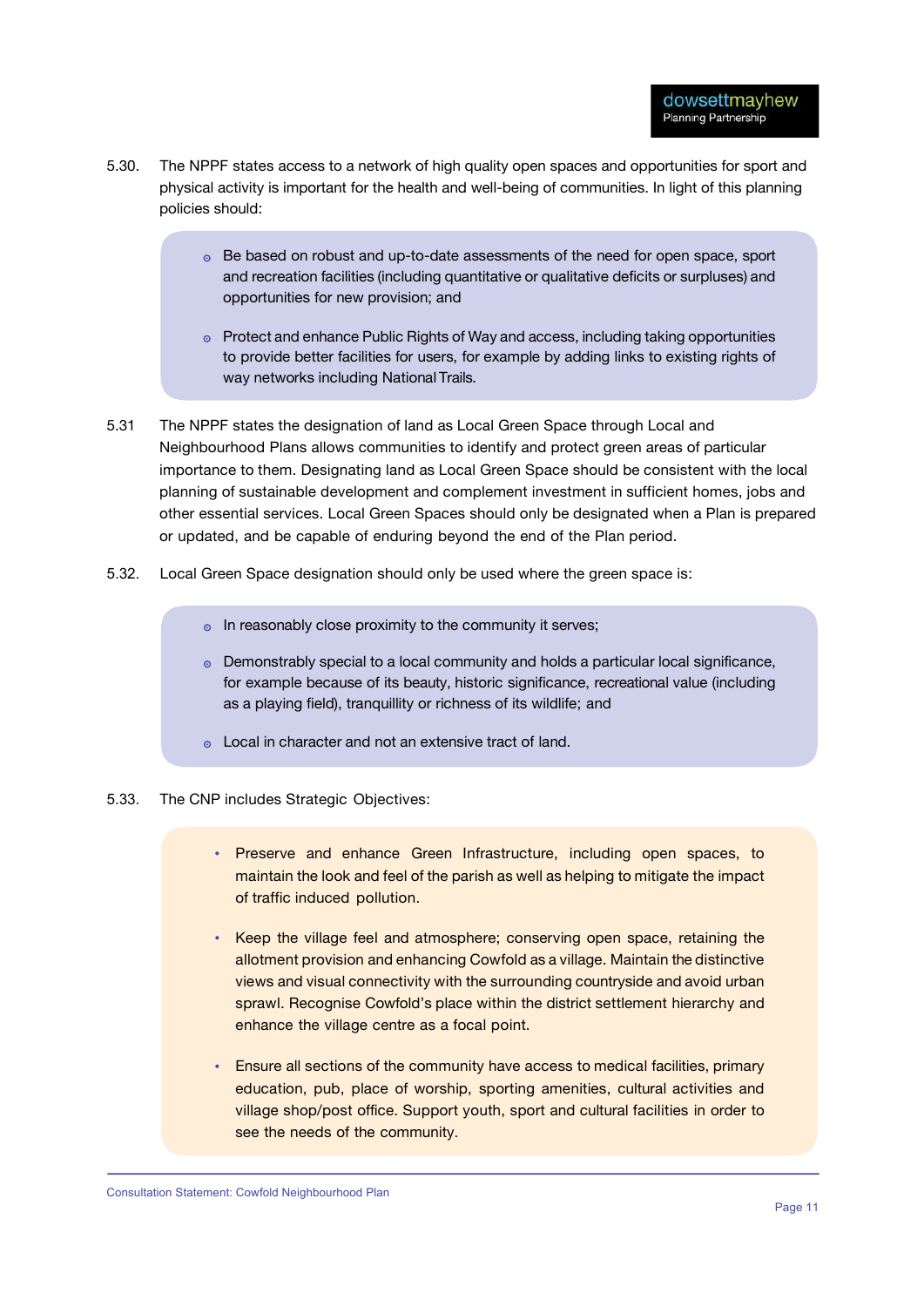5.30. The NPPF states access to a network of high quality open spaces and opportunities for sport and physical activity is important for the health and well-being of communities. In light of this planning policies should:

- Be based on robust and up-to-date assessments of the need for open space, sport and recreation facilities (including quantitative or qualitative deficits or surpluses) and opportunities for new provision; and
- Protect and enhance Public Rights of Way and access, including taking opportunities to provide better facilities for users, for example by adding links to existing rights of way networks including National Trails.

5.31 The NPPF states the designation of land as Local Green Space through Local and Neighbourhood Plans allows communities to identify and protect green areas of particular importance to them. Designating land as Local Green Space should be consistent with the local planning of sustainable development and complement investment in sufficient homes, jobs and other essential services. Local Green Spaces should only be designated when a Plan is prepared or updated, and be capable of enduring beyond the end of the Plan period.

5.32. Local Green Space designation should only be used where the green space is:

- In reasonably close proximity to the community it serves;
- Demonstrably special to a local community and holds a particular local significance, for example because of its beauty, historic significance, recreational value (including as a playing field), tranquillity or richness of its wildlife; and
- Local in character and not an extensive tract of land.

5.33. The CNP includes Strategic Objectives:

- Preserve and enhance Green Infrastructure, including open spaces, to maintain the look and feel of the parish as well as helping to mitigate the impact of traffic induced pollution.
- Keep the village feel and atmosphere; conserving open space, retaining the allotment provision and enhancing Cowfold as a village. Maintain the distinctive views and visual connectivity with the surrounding countryside and avoid urban sprawl. Recognise Cowfold's place within the district settlement hierarchy and enhance the village centre as a focal point.
- Ensure all sections of the community have access to medical facilities, primary education, pub, place of worship, sporting amenities, cultural activities and village shop/post office. Support youth, sport and cultural facilities in order to see the needs of the community.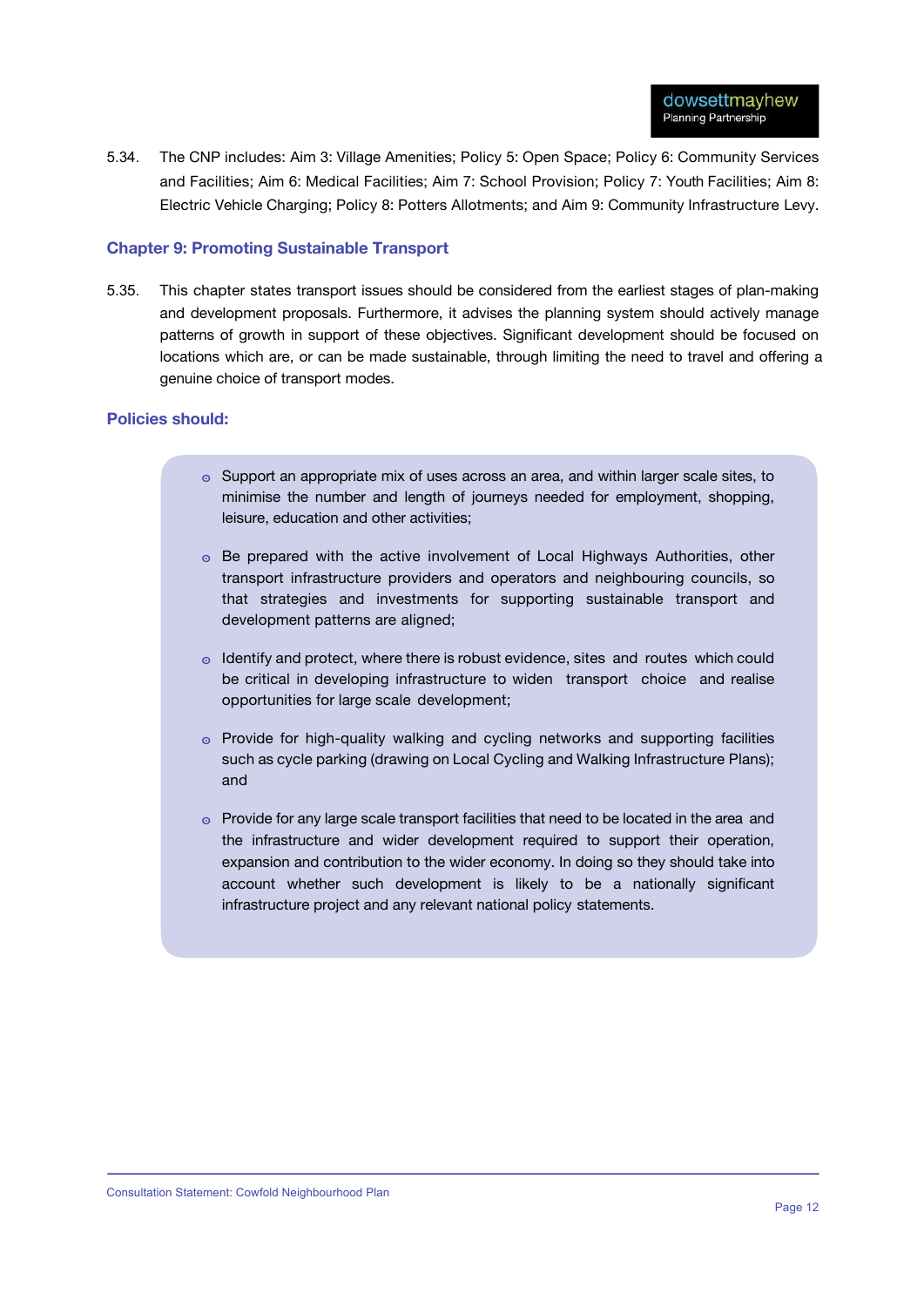5.34. The CNP includes: Aim 3: Village Amenities; Policy 5: Open Space; Policy 6: Community Services and Facilities; Aim 6: Medical Facilities; Aim 7: School Provision; Policy 7: Youth Facilities; Aim 8: Electric Vehicle Charging; Policy 8: Potters Allotments; and Aim 9: Community Infrastructure Levy.

### Chapter 9: Promoting Sustainable Transport

5.35. This chapter states transport issues should be considered from the earliest stages of plan-making and development proposals. Furthermore, it advises the planning system should actively manage patterns of growth in support of these objectives. Significant development should be focused on locations which are, or can be made sustainable, through limiting the need to travel and offering a genuine choice of transport modes.

### Policies should:

- Support an appropriate mix of uses across an area, and within larger scale sites, to minimise the number and length of journeys needed for employment, shopping, leisure, education and other activities;

- Be prepared with the active involvement of Local Highways Authorities, other transport infrastructure providers and operators and neighbouring councils, so that strategies and investments for supporting sustainable transport and development patterns are aligned;

- Identify and protect, where there is robust evidence, sites and routes which could be critical in developing infrastructure to widen transport choice and realise opportunities for large scale development;

- Provide for high-quality walking and cycling networks and supporting facilities such as cycle parking (drawing on Local Cycling and Walking Infrastructure Plans); and

- Provide for any large scale transport facilities that need to be located in the area and the infrastructure and wider development required to support their operation, expansion and contribution to the wider economy. In doing so they should take into account whether such development is likely to be a nationally significant infrastructure project and any relevant national policy statements.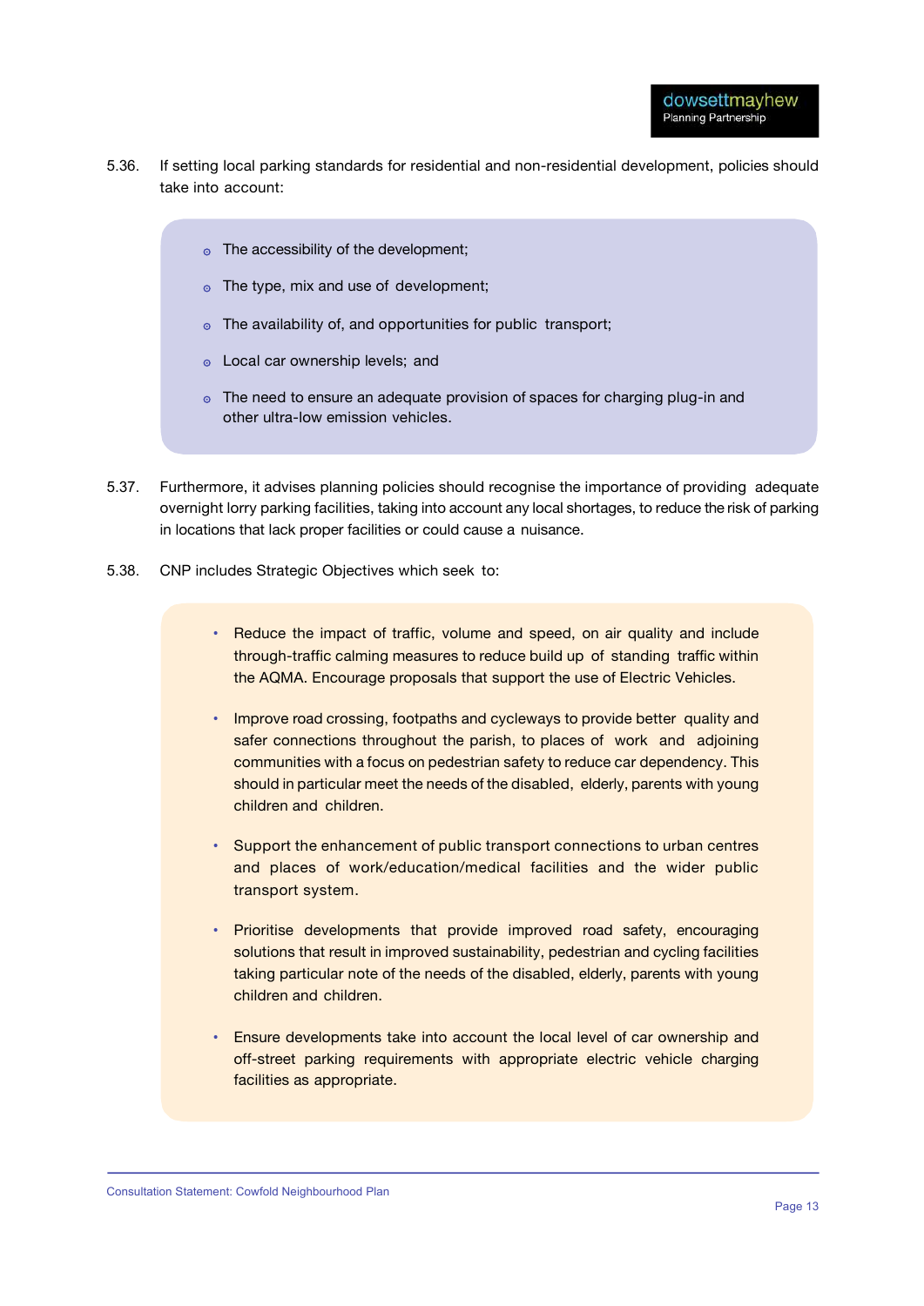5.36. If setting local parking standards for residential and non-residential development, policies should take into account:

- The accessibility of the development;
- The type, mix and use of development;
- The availability of, and opportunities for public transport;
- Local car ownership levels; and
- The need to ensure an adequate provision of spaces for charging plug-in and other ultra-low emission vehicles.

5.37. Furthermore, it advises planning policies should recognise the importance of providing adequate overnight lorry parking facilities, taking into account any local shortages, to reduce the risk of parking in locations that lack proper facilities or could cause a nuisance.

5.38. CNP includes Strategic Objectives which seek to:

- Reduce the impact of traffic, volume and speed, on air quality and include through-traffic calming measures to reduce build up of standing traffic within the AQMA. Encourage proposals that support the use of Electric Vehicles.
- Improve road crossing, footpaths and cycleways to provide better quality and safer connections throughout the parish, to places of work and adjoining communities with a focus on pedestrian safety to reduce car dependency. This should in particular meet the needs of the disabled, elderly, parents with young children and children.
- Support the enhancement of public transport connections to urban centres and places of work/education/medical facilities and the wider public transport system.
- Prioritise developments that provide improved road safety, encouraging solutions that result in improved sustainability, pedestrian and cycling facilities taking particular note of the needs of the disabled, elderly, parents with young children and children.
- Ensure developments take into account the local level of car ownership and off-street parking requirements with appropriate electric vehicle charging facilities as appropriate.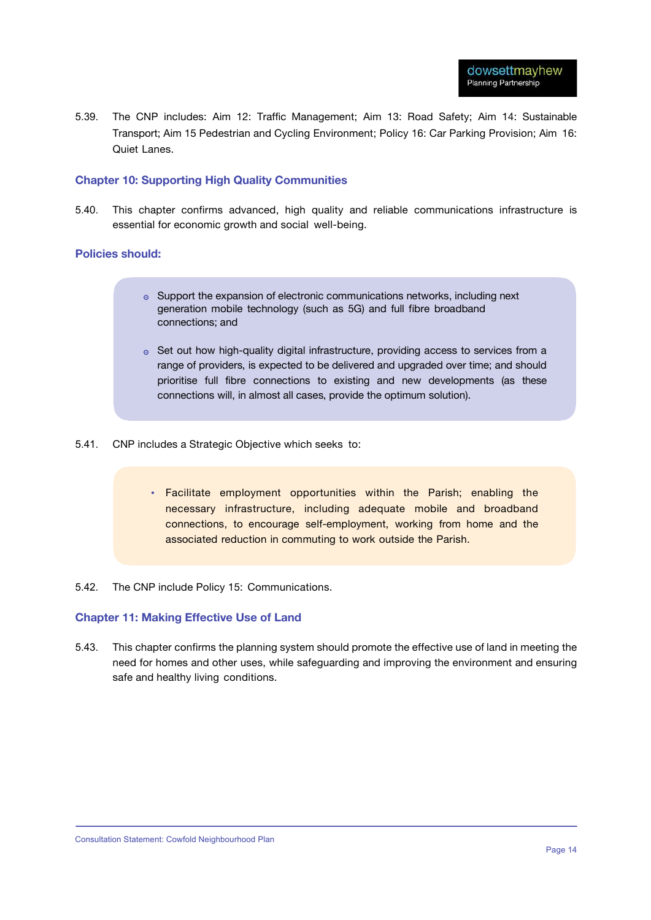5.39. The CNP includes: Aim 12: Traffic Management; Aim 13: Road Safety; Aim 14: Sustainable Transport; Aim 15 Pedestrian and Cycling Environment; Policy 16: Car Parking Provision; Aim 16: Quiet Lanes.

### Chapter 10: Supporting High Quality Communities

5.40. This chapter confirms advanced, high quality and reliable communications infrastructure is essential for economic growth and social well-being.

### Policies should:

- Support the expansion of electronic communications networks, including next generation mobile technology (such as 5G) and full fibre broadband connections; and
- Set out how high-quality digital infrastructure, providing access to services from a range of providers, is expected to be delivered and upgraded over time; and should prioritise full fibre connections to existing and new developments (as these connections will, in almost all cases, provide the optimum solution).

5.41. CNP includes a Strategic Objective which seeks to:

- Facilitate employment opportunities within the Parish; enabling the necessary infrastructure, including adequate mobile and broadband connections, to encourage self-employment, working from home and the associated reduction in commuting to work outside the Parish.

5.42. The CNP include Policy 15: Communications.

### Chapter 11: Making Effective Use of Land

5.43. This chapter confirms the planning system should promote the effective use of land in meeting the need for homes and other uses, while safeguarding and improving the environment and ensuring safe and healthy living conditions.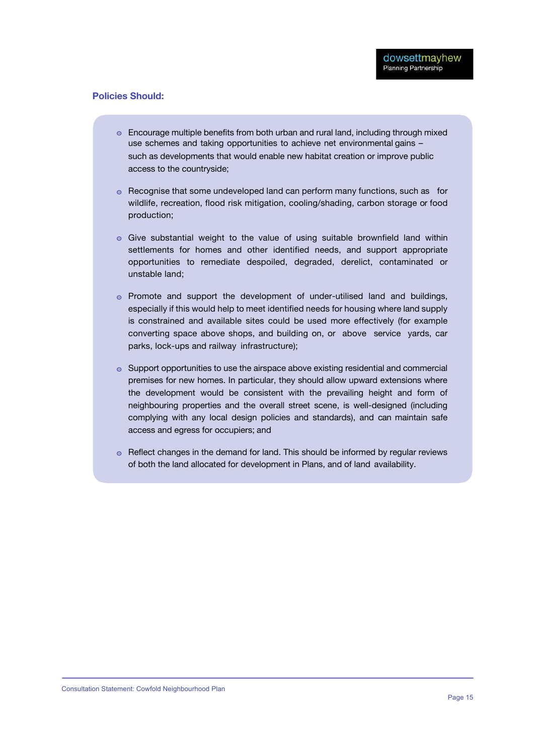**Policies Should:**

- Encourage multiple benefits from both urban and rural land, including through mixed use schemes and taking opportunities to achieve net environmental gains – such as developments that would enable new habitat creation or improve public access to the countryside;
- Recognise that some undeveloped land can perform many functions, such as for wildlife, recreation, flood risk mitigation, cooling/shading, carbon storage or food production;
- Give substantial weight to the value of using suitable brownfield land within settlements for homes and other identified needs, and support appropriate opportunities to remediate despoiled, degraded, derelict, contaminated or unstable land;
- Promote and support the development of under-utilised land and buildings, especially if this would help to meet identified needs for housing where land supply is constrained and available sites could be used more effectively (for example converting space above shops, and building on, or above service yards, car parks, lock-ups and railway infrastructure);
- Support opportunities to use the airspace above existing residential and commercial premises for new homes. In particular, they should allow upward extensions where the development would be consistent with the prevailing height and form of neighbouring properties and the overall street scene, is well-designed (including complying with any local design policies and standards), and can maintain safe access and egress for occupiers; and
- Reflect changes in the demand for land. This should be informed by regular reviews of both the land allocated for development in Plans, and of land availability.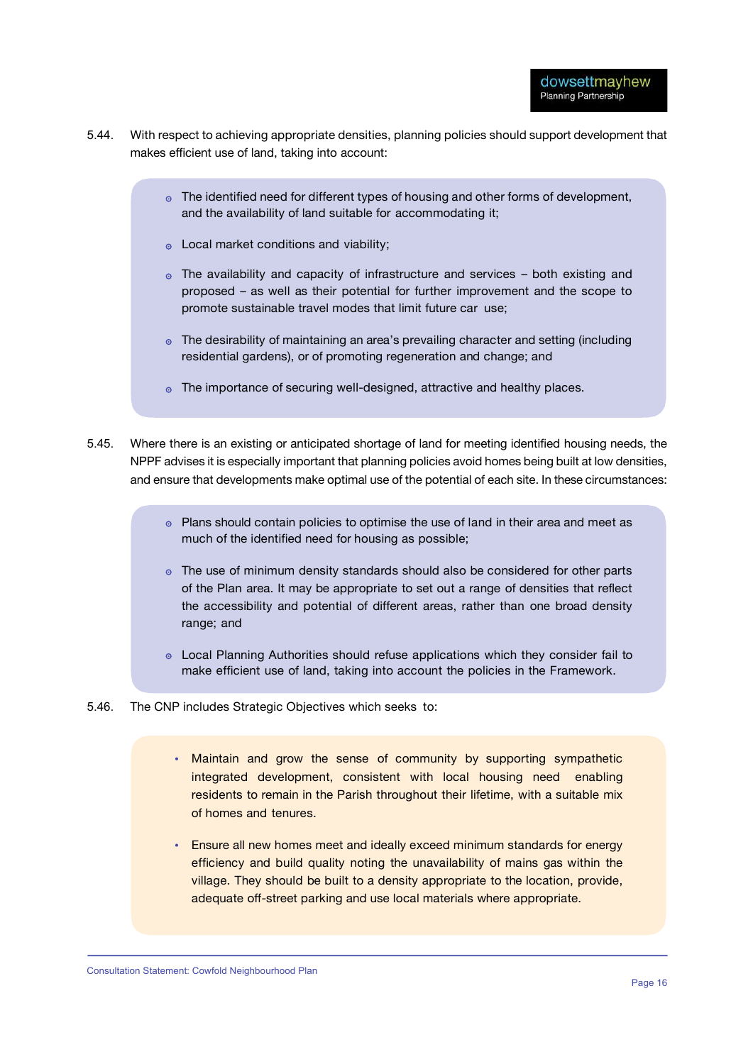5.44. With respect to achieving appropriate densities, planning policies should support development that makes efficient use of land, taking into account:

- The identified need for different types of housing and other forms of development, and the availability of land suitable for accommodating it;
- Local market conditions and viability;
- The availability and capacity of infrastructure and services – both existing and proposed – as well as their potential for further improvement and the scope to promote sustainable travel modes that limit future car use;
- The desirability of maintaining an area's prevailing character and setting (including residential gardens), or of promoting regeneration and change; and
- The importance of securing well-designed, attractive and healthy places.

5.45. Where there is an existing or anticipated shortage of land for meeting identified housing needs, the NPPF advises it is especially important that planning policies avoid homes being built at low densities, and ensure that developments make optimal use of the potential of each site. In these circumstances:

- Plans should contain policies to optimise the use of land in their area and meet as much of the identified need for housing as possible;
- The use of minimum density standards should also be considered for other parts of the Plan area. It may be appropriate to set out a range of densities that reflect the accessibility and potential of different areas, rather than one broad density range; and
- Local Planning Authorities should refuse applications which they consider fail to make efficient use of land, taking into account the policies in the Framework.

5.46. The CNP includes Strategic Objectives which seeks to:

- Maintain and grow the sense of community by supporting sympathetic integrated development, consistent with local housing need enabling residents to remain in the Parish throughout their lifetime, with a suitable mix of homes and tenures.
- Ensure all new homes meet and ideally exceed minimum standards for energy efficiency and build quality noting the unavailability of mains gas within the village. They should be built to a density appropriate to the location, provide, adequate off-street parking and use local materials where appropriate.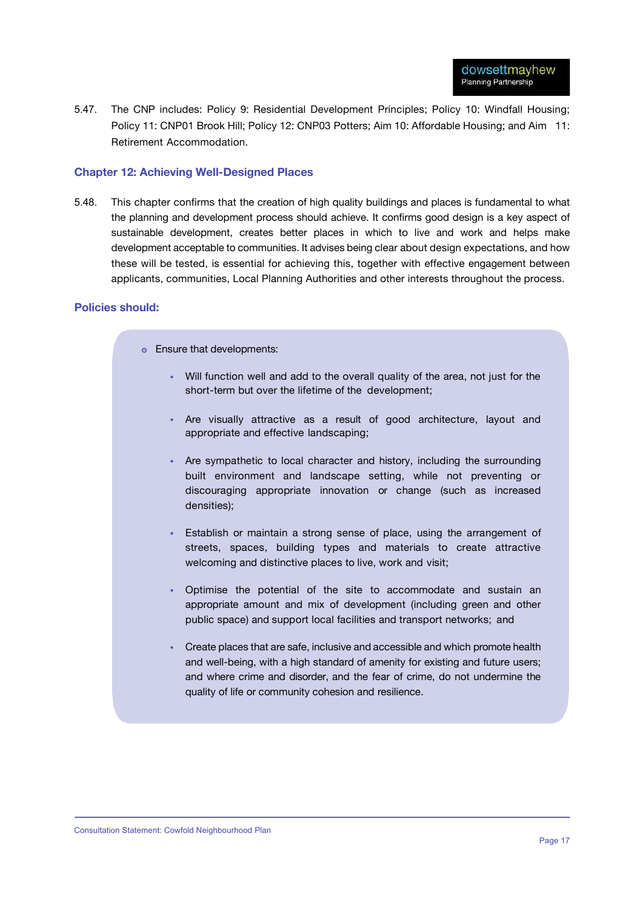5.47. The CNP includes: Policy 9: Residential Development Principles; Policy 10: Windfall Housing; Policy 11: CNP01 Brook Hill; Policy 12: CNP03 Potters; Aim 10: Affordable Housing; and Aim 11: Retirement Accommodation.

### Chapter 12: Achieving Well-Designed Places

5.48. This chapter confirms that the creation of high quality buildings and places is fundamental to what the planning and development process should achieve. It confirms good design is a key aspect of sustainable development, creates better places in which to live and work and helps make development acceptable to communities. It advises being clear about design expectations, and how these will be tested, is essential for achieving this, together with effective engagement between applicants, communities, Local Planning Authorities and other interests throughout the process.

### Policies should:

- Ensure that developments:
  - Will function well and add to the overall quality of the area, not just for the short-term but over the lifetime of the development;
  - Are visually attractive as a result of good architecture, layout and appropriate and effective landscaping;
  - Are sympathetic to local character and history, including the surrounding built environment and landscape setting, while not preventing or discouraging appropriate innovation or change (such as increased densities);
  - Establish or maintain a strong sense of place, using the arrangement of streets, spaces, building types and materials to create attractive welcoming and distinctive places to live, work and visit;
  - Optimise the potential of the site to accommodate and sustain an appropriate amount and mix of development (including green and other public space) and support local facilities and transport networks; and
  - Create places that are safe, inclusive and accessible and which promote health and well-being, with a high standard of amenity for existing and future users; and where crime and disorder, and the fear of crime, do not undermine the quality of life or community cohesion and resilience.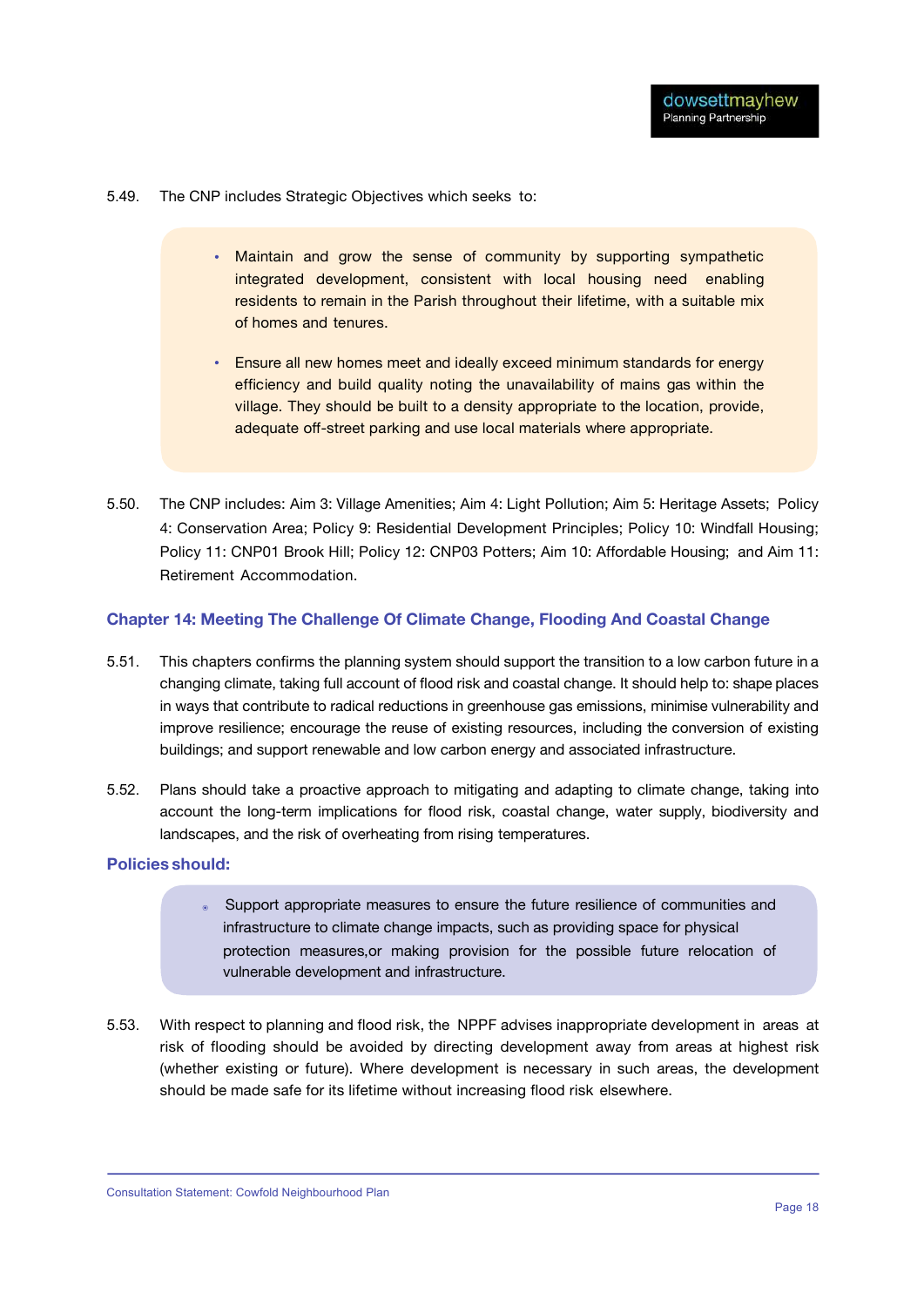5.49. The CNP includes Strategic Objectives which seeks to:

> - Maintain and grow the sense of community by supporting sympathetic integrated development, consistent with local housing need enabling residents to remain in the Parish throughout their lifetime, with a suitable mix of homes and tenures.
> - Ensure all new homes meet and ideally exceed minimum standards for energy efficiency and build quality noting the unavailability of mains gas within the village. They should be built to a density appropriate to the location, provide, adequate off-street parking and use local materials where appropriate.

5.50. The CNP includes: Aim 3: Village Amenities; Aim 4: Light Pollution; Aim 5: Heritage Assets; Policy 4: Conservation Area; Policy 9: Residential Development Principles; Policy 10: Windfall Housing; Policy 11: CNP01 Brook Hill; Policy 12: CNP03 Potters; Aim 10: Affordable Housing; and Aim 11: Retirement Accommodation.

### Chapter 14: Meeting The Challenge Of Climate Change, Flooding And Coastal Change

5.51. This chapters confirms the planning system should support the transition to a low carbon future in a changing climate, taking full account of flood risk and coastal change. It should help to: shape places in ways that contribute to radical reductions in greenhouse gas emissions, minimise vulnerability and improve resilience; encourage the reuse of existing resources, including the conversion of existing buildings; and support renewable and low carbon energy and associated infrastructure.

5.52. Plans should take a proactive approach to mitigating and adapting to climate change, taking into account the long-term implications for flood risk, coastal change, water supply, biodiversity and landscapes, and the risk of overheating from rising temperatures.

#### Policies should:

> - Support appropriate measures to ensure the future resilience of communities and infrastructure to climate change impacts, such as providing space for physical protection measures,or making provision for the possible future relocation of vulnerable development and infrastructure.

5.53. With respect to planning and flood risk, the NPPF advises inappropriate development in areas at risk of flooding should be avoided by directing development away from areas at highest risk (whether existing or future). Where development is necessary in such areas, the development should be made safe for its lifetime without increasing flood risk elsewhere.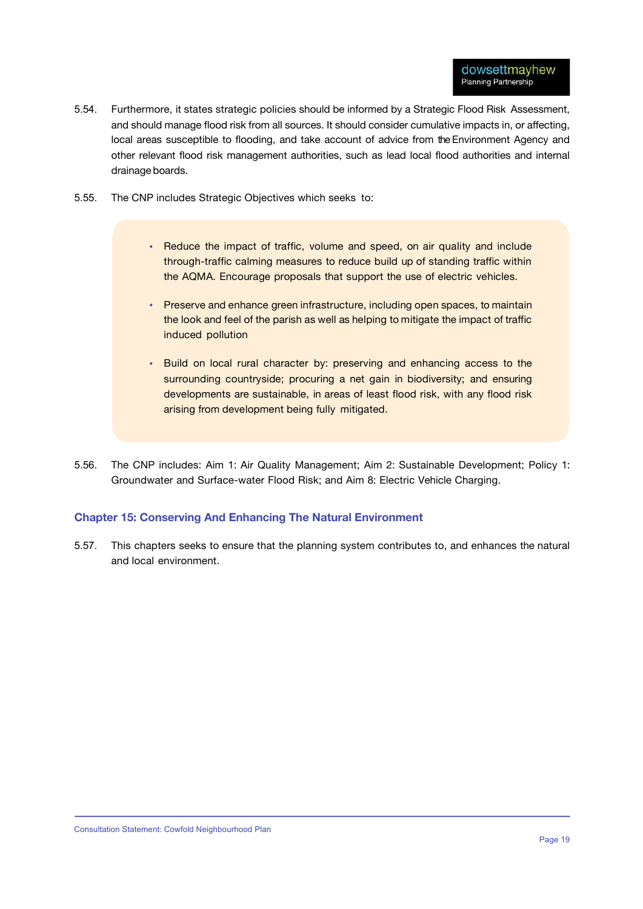5.54. Furthermore, it states strategic policies should be informed by a Strategic Flood Risk Assessment, and should manage flood risk from all sources. It should consider cumulative impacts in, or affecting, local areas susceptible to flooding, and take account of advice from the Environment Agency and other relevant flood risk management authorities, such as lead local flood authorities and internal drainage boards.

5.55. The CNP includes Strategic Objectives which seeks to:

- Reduce the impact of traffic, volume and speed, on air quality and include through-traffic calming measures to reduce build up of standing traffic within the AQMA. Encourage proposals that support the use of electric vehicles.
- Preserve and enhance green infrastructure, including open spaces, to maintain the look and feel of the parish as well as helping to mitigate the impact of traffic induced pollution
- Build on local rural character by: preserving and enhancing access to the surrounding countryside; procuring a net gain in biodiversity; and ensuring developments are sustainable, in areas of least flood risk, with any flood risk arising from development being fully mitigated.

5.56. The CNP includes: Aim 1: Air Quality Management; Aim 2: Sustainable Development; Policy 1: Groundwater and Surface-water Flood Risk; and Aim 8: Electric Vehicle Charging.

### Chapter 15: Conserving And Enhancing The Natural Environment

5.57. This chapters seeks to ensure that the planning system contributes to, and enhances the natural and local environment.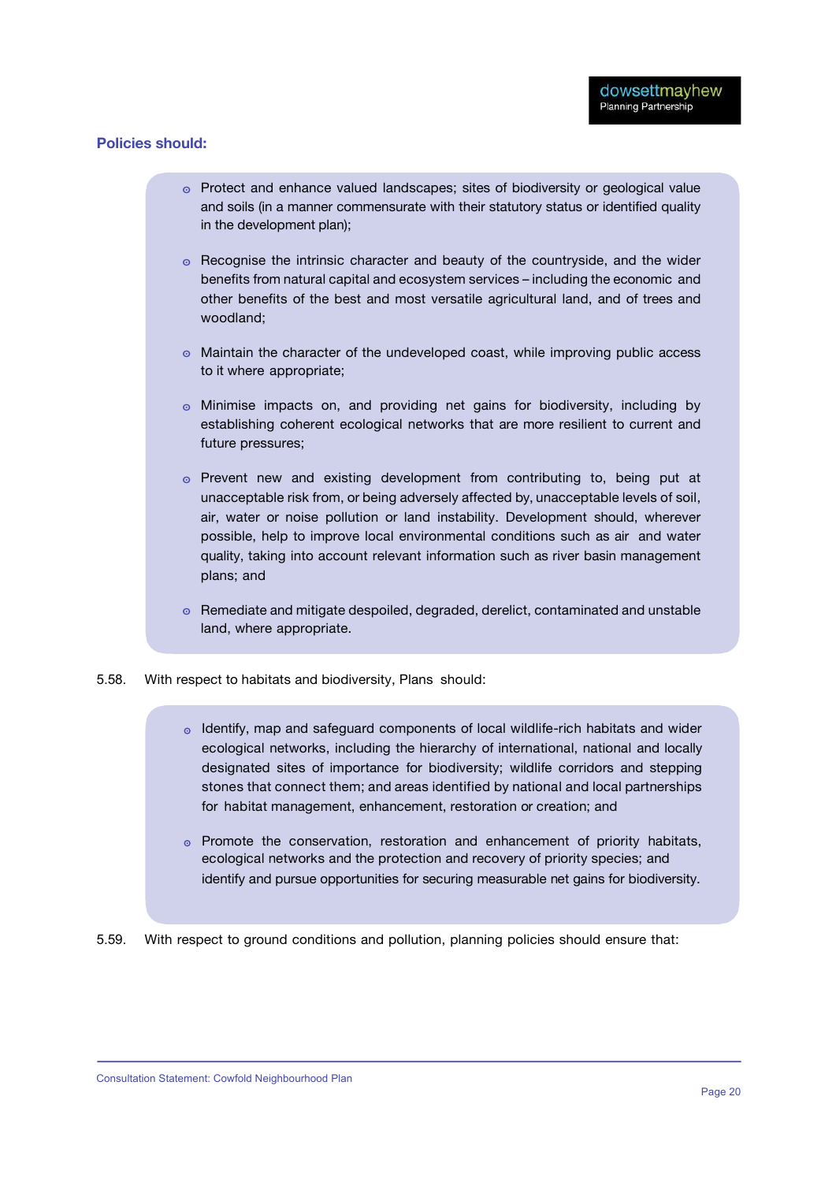**Policies should:**

- Protect and enhance valued landscapes; sites of biodiversity or geological value and soils (in a manner commensurate with their statutory status or identified quality in the development plan);
- Recognise the intrinsic character and beauty of the countryside, and the wider benefits from natural capital and ecosystem services – including the economic and other benefits of the best and most versatile agricultural land, and of trees and woodland;
- Maintain the character of the undeveloped coast, while improving public access to it where appropriate;
- Minimise impacts on, and providing net gains for biodiversity, including by establishing coherent ecological networks that are more resilient to current and future pressures;
- Prevent new and existing development from contributing to, being put at unacceptable risk from, or being adversely affected by, unacceptable levels of soil, air, water or noise pollution or land instability. Development should, wherever possible, help to improve local environmental conditions such as air and water quality, taking into account relevant information such as river basin management plans; and
- Remediate and mitigate despoiled, degraded, derelict, contaminated and unstable land, where appropriate.

5.58. With respect to habitats and biodiversity, Plans should:

- Identify, map and safeguard components of local wildlife-rich habitats and wider ecological networks, including the hierarchy of international, national and locally designated sites of importance for biodiversity; wildlife corridors and stepping stones that connect them; and areas identified by national and local partnerships for habitat management, enhancement, restoration or creation; and
- Promote the conservation, restoration and enhancement of priority habitats, ecological networks and the protection and recovery of priority species; and identify and pursue opportunities for securing measurable net gains for biodiversity.

5.59. With respect to ground conditions and pollution, planning policies should ensure that: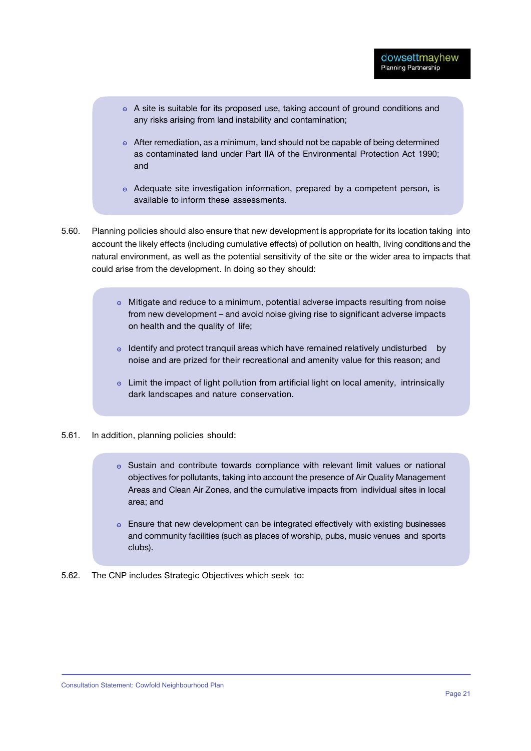- A site is suitable for its proposed use, taking account of ground conditions and any risks arising from land instability and contamination;
- After remediation, as a minimum, land should not be capable of being determined as contaminated land under Part IIA of the Environmental Protection Act 1990; and
- Adequate site investigation information, prepared by a competent person, is available to inform these assessments.

5.60. Planning policies should also ensure that new development is appropriate for its location taking into account the likely effects (including cumulative effects) of pollution on health, living conditions and the natural environment, as well as the potential sensitivity of the site or the wider area to impacts that could arise from the development. In doing so they should:

- Mitigate and reduce to a minimum, potential adverse impacts resulting from noise from new development – and avoid noise giving rise to significant adverse impacts on health and the quality of life;
- Identify and protect tranquil areas which have remained relatively undisturbed by noise and are prized for their recreational and amenity value for this reason; and
- Limit the impact of light pollution from artificial light on local amenity, intrinsically dark landscapes and nature conservation.

5.61. In addition, planning policies should:

- Sustain and contribute towards compliance with relevant limit values or national objectives for pollutants, taking into account the presence of Air Quality Management Areas and Clean Air Zones, and the cumulative impacts from individual sites in local area; and
- Ensure that new development can be integrated effectively with existing businesses and community facilities (such as places of worship, pubs, music venues and sports clubs).

5.62. The CNP includes Strategic Objectives which seek to: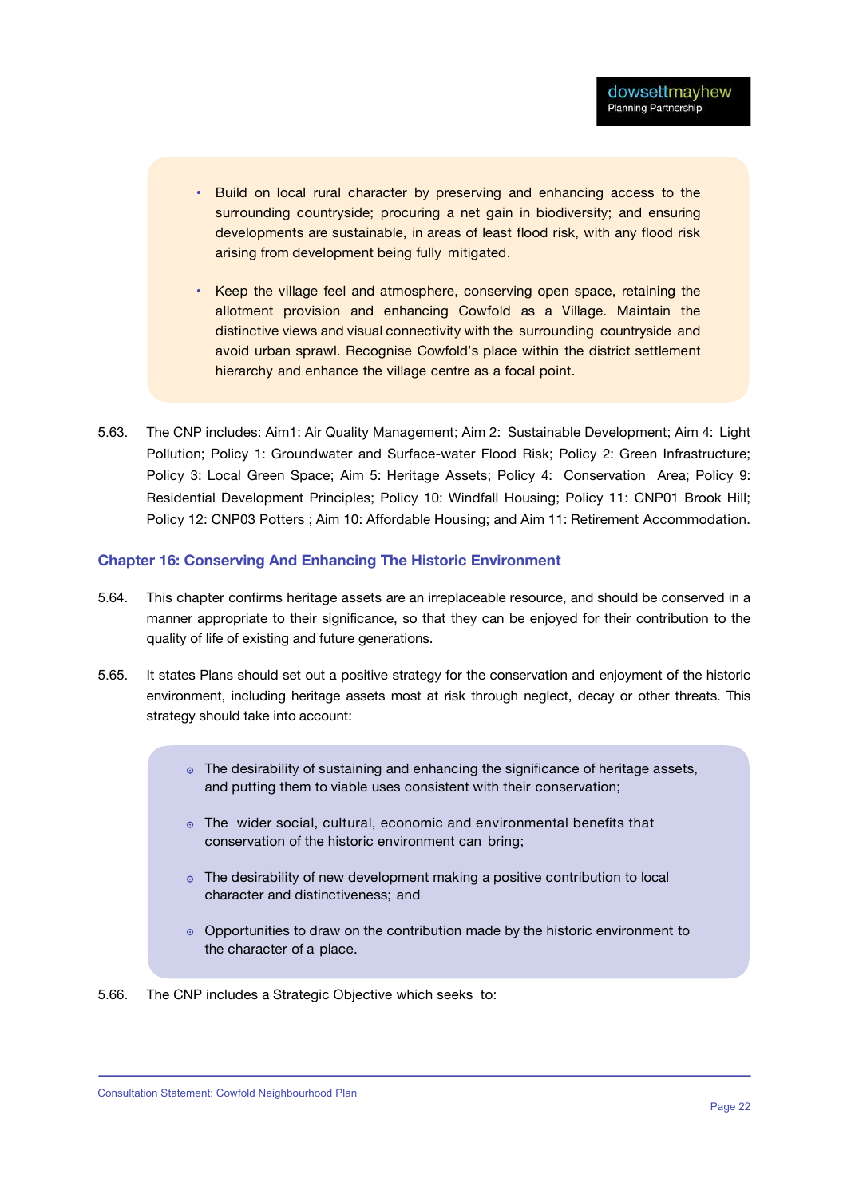- Build on local rural character by preserving and enhancing access to the surrounding countryside; procuring a net gain in biodiversity; and ensuring developments are sustainable, in areas of least flood risk, with any flood risk arising from development being fully mitigated.

- Keep the village feel and atmosphere, conserving open space, retaining the allotment provision and enhancing Cowfold as a Village. Maintain the distinctive views and visual connectivity with the surrounding countryside and avoid urban sprawl. Recognise Cowfold's place within the district settlement hierarchy and enhance the village centre as a focal point.

5.63. The CNP includes: Aim1: Air Quality Management; Aim 2: Sustainable Development; Aim 4: Light Pollution; Policy 1: Groundwater and Surface-water Flood Risk; Policy 2: Green Infrastructure; Policy 3: Local Green Space; Aim 5: Heritage Assets; Policy 4: Conservation Area; Policy 9: Residential Development Principles; Policy 10: Windfall Housing; Policy 11: CNP01 Brook Hill; Policy 12: CNP03 Potters ; Aim 10: Affordable Housing; and Aim 11: Retirement Accommodation.

### Chapter 16: Conserving And Enhancing The Historic Environment

5.64. This chapter confirms heritage assets are an irreplaceable resource, and should be conserved in a manner appropriate to their significance, so that they can be enjoyed for their contribution to the quality of life of existing and future generations.

5.65. It states Plans should set out a positive strategy for the conservation and enjoyment of the historic environment, including heritage assets most at risk through neglect, decay or other threats. This strategy should take into account:

- The desirability of sustaining and enhancing the significance of heritage assets, and putting them to viable uses consistent with their conservation;

- The wider social, cultural, economic and environmental benefits that conservation of the historic environment can bring;

- The desirability of new development making a positive contribution to local character and distinctiveness; and

- Opportunities to draw on the contribution made by the historic environment to the character of a place.

5.66. The CNP includes a Strategic Objective which seeks to: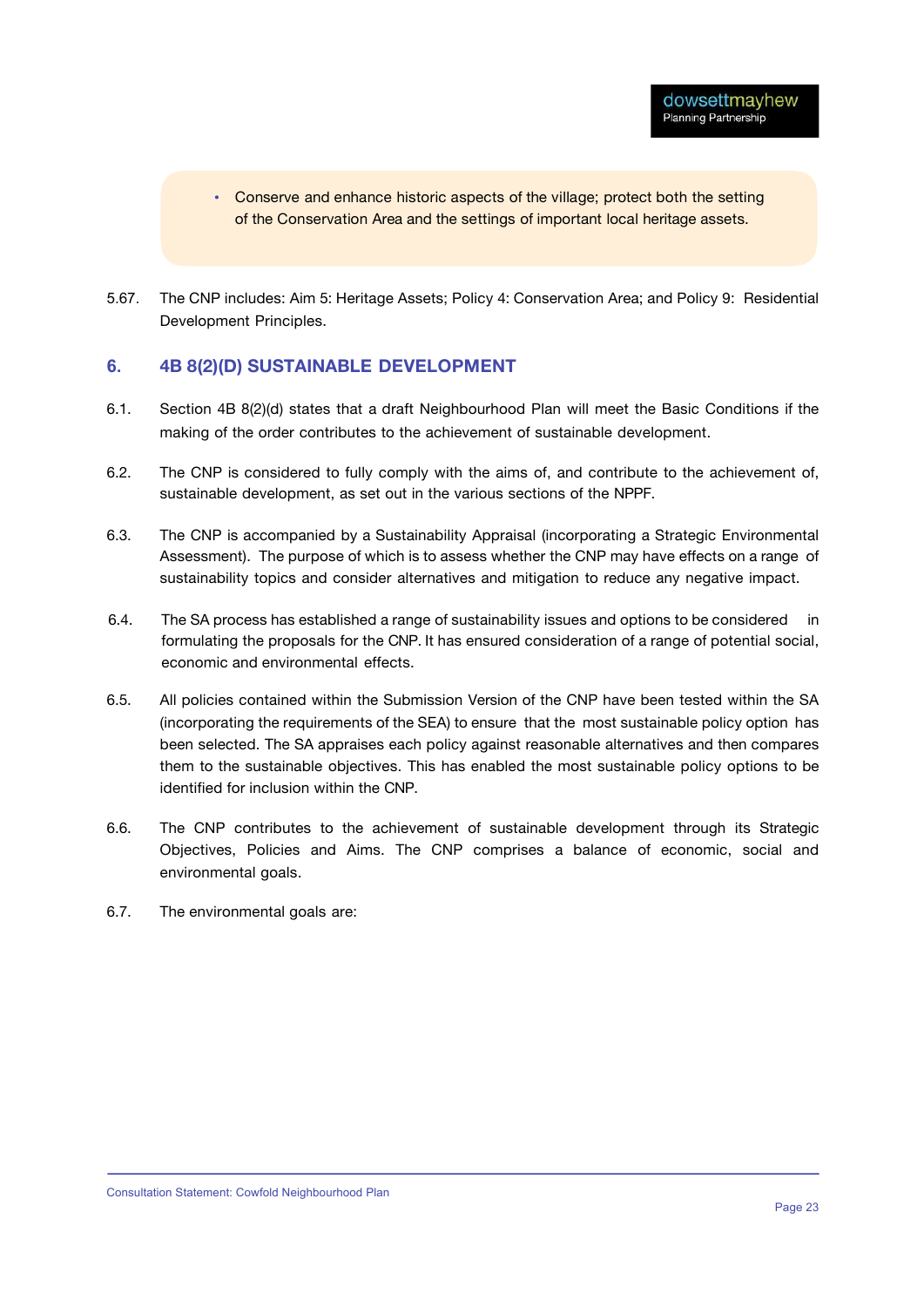- Conserve and enhance historic aspects of the village; protect both the setting of the Conservation Area and the settings of important local heritage assets.

5.67. The CNP includes: Aim 5: Heritage Assets; Policy 4: Conservation Area; and Policy 9: Residential Development Principles.

## 6. 4B 8(2)(D) SUSTAINABLE DEVELOPMENT

6.1. Section 4B 8(2)(d) states that a draft Neighbourhood Plan will meet the Basic Conditions if the making of the order contributes to the achievement of sustainable development.

6.2. The CNP is considered to fully comply with the aims of, and contribute to the achievement of, sustainable development, as set out in the various sections of the NPPF.

6.3. The CNP is accompanied by a Sustainability Appraisal (incorporating a Strategic Environmental Assessment). The purpose of which is to assess whether the CNP may have effects on a range of sustainability topics and consider alternatives and mitigation to reduce any negative impact.

6.4. The SA process has established a range of sustainability issues and options to be considered in formulating the proposals for the CNP. It has ensured consideration of a range of potential social, economic and environmental effects.

6.5. All policies contained within the Submission Version of the CNP have been tested within the SA (incorporating the requirements of the SEA) to ensure that the most sustainable policy option has been selected. The SA appraises each policy against reasonable alternatives and then compares them to the sustainable objectives. This has enabled the most sustainable policy options to be identified for inclusion within the CNP.

6.6. The CNP contributes to the achievement of sustainable development through its Strategic Objectives, Policies and Aims. The CNP comprises a balance of economic, social and environmental goals.

6.7. The environmental goals are: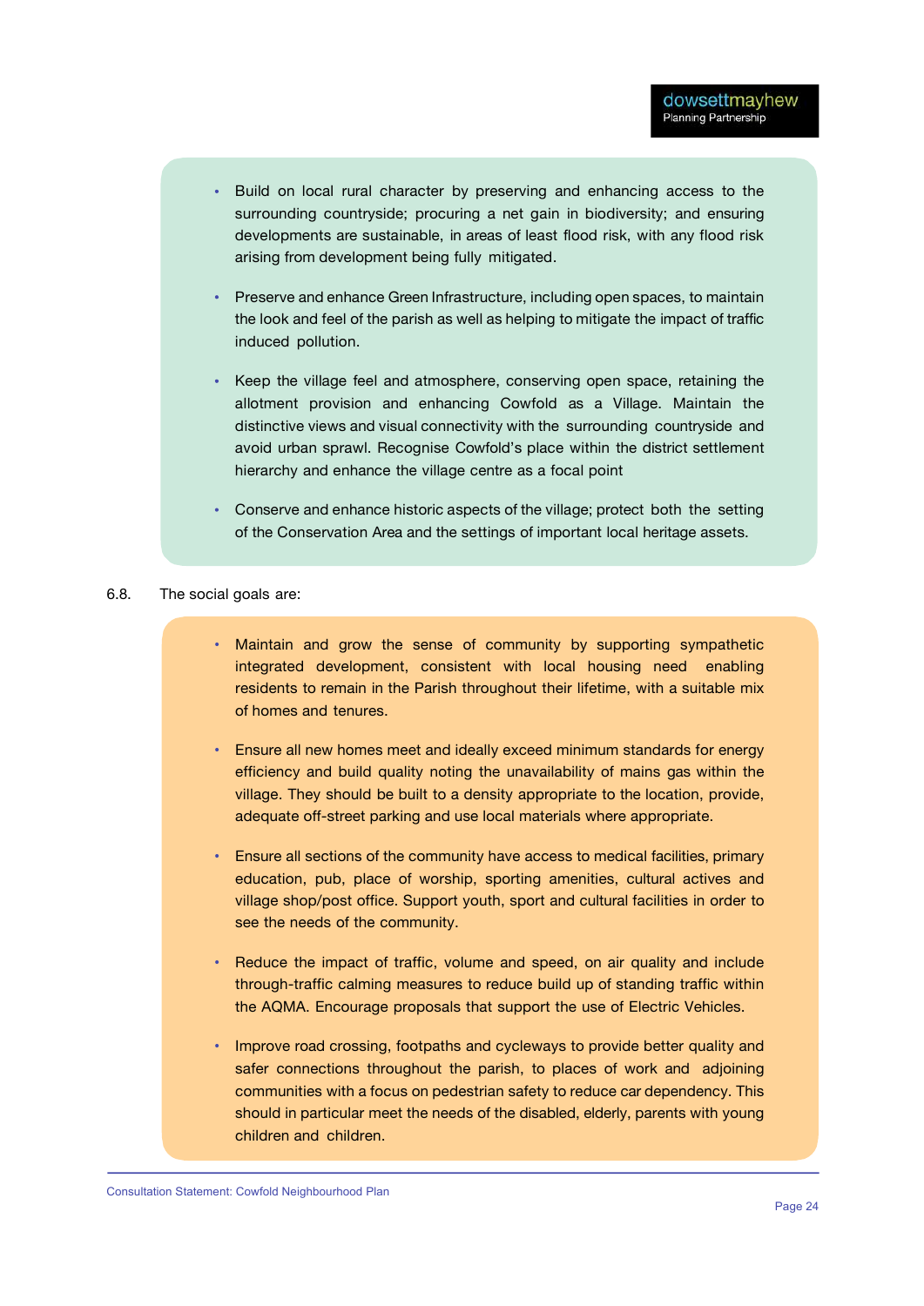- Build on local rural character by preserving and enhancing access to the surrounding countryside; procuring a net gain in biodiversity; and ensuring developments are sustainable, in areas of least flood risk, with any flood risk arising from development being fully mitigated.

- Preserve and enhance Green Infrastructure, including open spaces, to maintain the look and feel of the parish as well as helping to mitigate the impact of traffic induced pollution.

- Keep the village feel and atmosphere, conserving open space, retaining the allotment provision and enhancing Cowfold as a Village. Maintain the distinctive views and visual connectivity with the surrounding countryside and avoid urban sprawl. Recognise Cowfold's place within the district settlement hierarchy and enhance the village centre as a focal point

- Conserve and enhance historic aspects of the village; protect both the setting of the Conservation Area and the settings of important local heritage assets.

6.8. The social goals are:

- Maintain and grow the sense of community by supporting sympathetic integrated development, consistent with local housing need enabling residents to remain in the Parish throughout their lifetime, with a suitable mix of homes and tenures.

- Ensure all new homes meet and ideally exceed minimum standards for energy efficiency and build quality noting the unavailability of mains gas within the village. They should be built to a density appropriate to the location, provide, adequate off-street parking and use local materials where appropriate.

- Ensure all sections of the community have access to medical facilities, primary education, pub, place of worship, sporting amenities, cultural actives and village shop/post office. Support youth, sport and cultural facilities in order to see the needs of the community.

- Reduce the impact of traffic, volume and speed, on air quality and include through-traffic calming measures to reduce build up of standing traffic within the AQMA. Encourage proposals that support the use of Electric Vehicles.

- Improve road crossing, footpaths and cycleways to provide better quality and safer connections throughout the parish, to places of work and adjoining communities with a focus on pedestrian safety to reduce car dependency. This should in particular meet the needs of the disabled, elderly, parents with young children and children.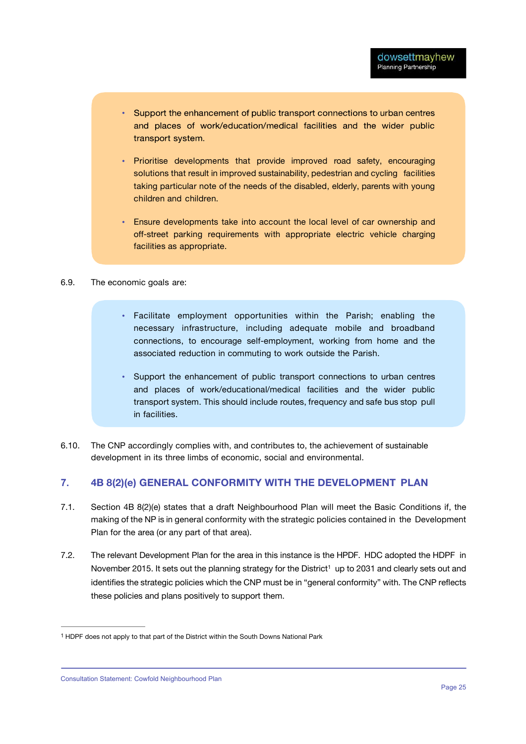- Support the enhancement of public transport connections to urban centres and places of work/education/medical facilities and the wider public transport system.
- Prioritise developments that provide improved road safety, encouraging solutions that result in improved sustainability, pedestrian and cycling facilities taking particular note of the needs of the disabled, elderly, parents with young children and children.
- Ensure developments take into account the local level of car ownership and off-street parking requirements with appropriate electric vehicle charging facilities as appropriate.

6.9. The economic goals are:

- Facilitate employment opportunities within the Parish; enabling the necessary infrastructure, including adequate mobile and broadband connections, to encourage self-employment, working from home and the associated reduction in commuting to work outside the Parish.
- Support the enhancement of public transport connections to urban centres and places of work/educational/medical facilities and the wider public transport system. This should include routes, frequency and safe bus stop pull in facilities.

6.10. The CNP accordingly complies with, and contributes to, the achievement of sustainable development in its three limbs of economic, social and environmental.

## 7. 4B 8(2)(e) GENERAL CONFORMITY WITH THE DEVELOPMENT PLAN

7.1. Section 4B 8(2)(e) states that a draft Neighbourhood Plan will meet the Basic Conditions if, the making of the NP is in general conformity with the strategic policies contained in the Development Plan for the area (or any part of that area).

7.2. The relevant Development Plan for the area in this instance is the HPDF. HDC adopted the HDPF in November 2015. It sets out the planning strategy for the District[1] up to 2031 and clearly sets out and identifies the strategic policies which the CNP must be in "general conformity" with. The CNP reflects these policies and plans positively to support them.

[1] HDPF does not apply to that part of the District within the South Downs National Park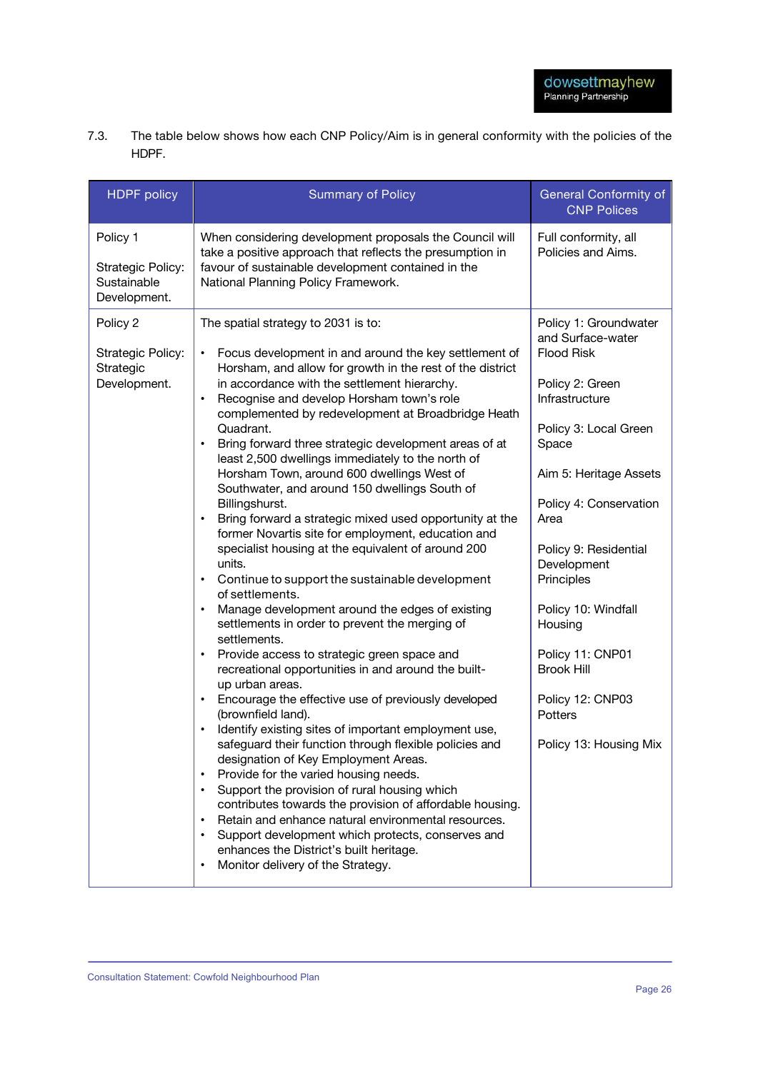7.3. The table below shows how each CNP Policy/Aim is in general conformity with the policies of the HDPF.

| HDPF policy | Summary of Policy | General Conformity of CNP Polices |
|---|---|---|
| Policy 1<br><br>Strategic Policy: Sustainable Development. | When considering development proposals the Council will take a positive approach that reflects the presumption in favour of sustainable development contained in the National Planning Policy Framework. | Full conformity, all Policies and Aims. |
| Policy 2<br><br>Strategic Policy: Strategic Development. | The spatial strategy to 2031 is to:<br><br>• Focus development in and around the key settlement of Horsham, and allow for growth in the rest of the district in accordance with the settlement hierarchy.<br>• Recognise and develop Horsham town's role complemented by redevelopment at Broadbridge Heath Quadrant.<br>• Bring forward three strategic development areas of at least 2,500 dwellings immediately to the north of Horsham Town, around 600 dwellings West of Southwater, and around 150 dwellings South of Billingshurst.<br>• Bring forward a strategic mixed used opportunity at the former Novartis site for employment, education and specialist housing at the equivalent of around 200 units.<br>• Continue to support the sustainable development of settlements.<br>• Manage development around the edges of existing settlements in order to prevent the merging of settlements.<br>• Provide access to strategic green space and recreational opportunities in and around the built-up urban areas.<br>• Encourage the effective use of previously developed (brownfield land).<br>• Identify existing sites of important employment use, safeguard their function through flexible policies and designation of Key Employment Areas.<br>• Provide for the varied housing needs.<br>• Support the provision of rural housing which contributes towards the provision of affordable housing.<br>• Retain and enhance natural environmental resources.<br>• Support development which protects, conserves and enhances the District's built heritage.<br>• Monitor delivery of the Strategy. | Policy 1: Groundwater and Surface-water Flood Risk<br><br>Policy 2: Green Infrastructure<br><br>Policy 3: Local Green Space<br><br>Aim 5: Heritage Assets<br><br>Policy 4: Conservation Area<br><br>Policy 9: Residential Development Principles<br><br>Policy 10: Windfall Housing<br><br>Policy 11: CNP01 Brook Hill<br><br>Policy 12: CNP03 Potters<br><br>Policy 13: Housing Mix |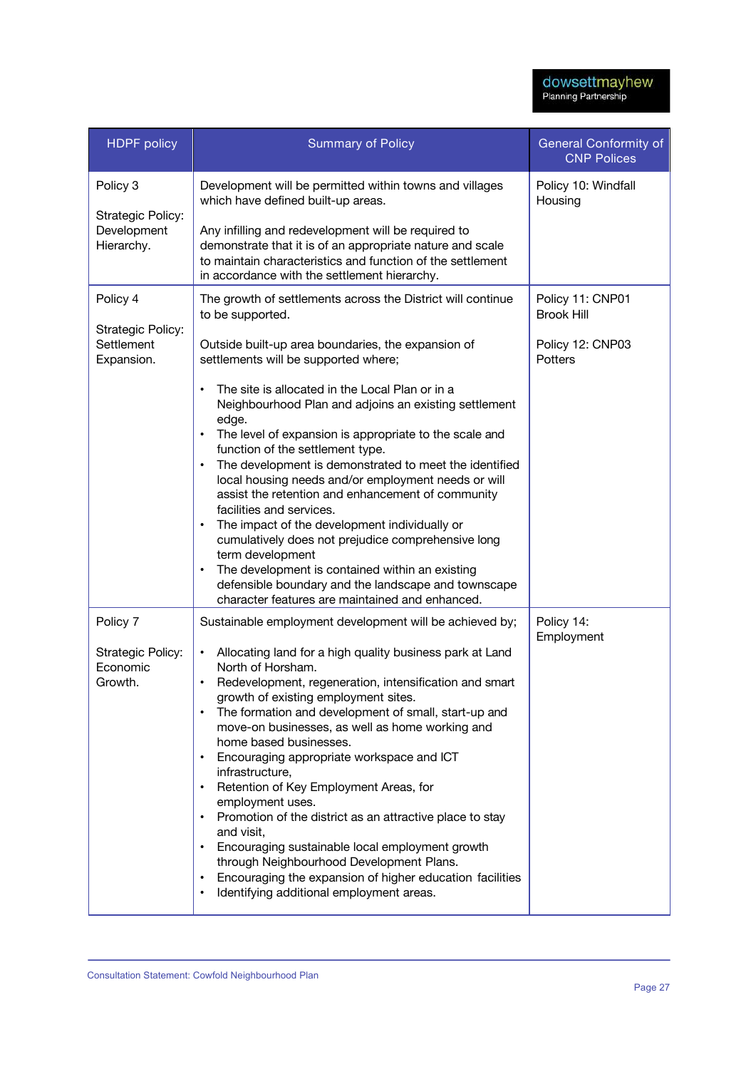| HDPF policy | Summary of Policy | General Conformity of CNP Polices |
|---|---|---|
| Policy 3<br><br>Strategic Policy: Development Hierarchy. | Development will be permitted within towns and villages which have defined built-up areas.<br><br>Any infilling and redevelopment will be required to demonstrate that it is of an appropriate nature and scale to maintain characteristics and function of the settlement in accordance with the settlement hierarchy. | Policy 10: Windfall Housing |
| Policy 4<br><br>Strategic Policy: Settlement Expansion. | The growth of settlements across the District will continue to be supported.<br><br>Outside built-up area boundaries, the expansion of settlements will be supported where;<br><br>• The site is allocated in the Local Plan or in a Neighbourhood Plan and adjoins an existing settlement edge.<br>• The level of expansion is appropriate to the scale and function of the settlement type.<br>• The development is demonstrated to meet the identified local housing needs and/or employment needs or will assist the retention and enhancement of community facilities and services.<br>• The impact of the development individually or cumulatively does not prejudice comprehensive long term development<br>• The development is contained within an existing defensible boundary and the landscape and townscape character features are maintained and enhanced. | Policy 11: CNP01 Brook Hill<br><br>Policy 12: CNP03 Potters |
| Policy 7<br><br>Strategic Policy: Economic Growth. | Sustainable employment development will be achieved by;<br><br>• Allocating land for a high quality business park at Land North of Horsham.<br>• Redevelopment, regeneration, intensification and smart growth of existing employment sites.<br>• The formation and development of small, start-up and move-on businesses, as well as home working and home based businesses.<br>• Encouraging appropriate workspace and ICT infrastructure,<br>• Retention of Key Employment Areas, for employment uses.<br>• Promotion of the district as an attractive place to stay and visit,<br>• Encouraging sustainable local employment growth through Neighbourhood Development Plans.<br>• Encouraging the expansion of higher education facilities<br>• Identifying additional employment areas. | Policy 14: Employment |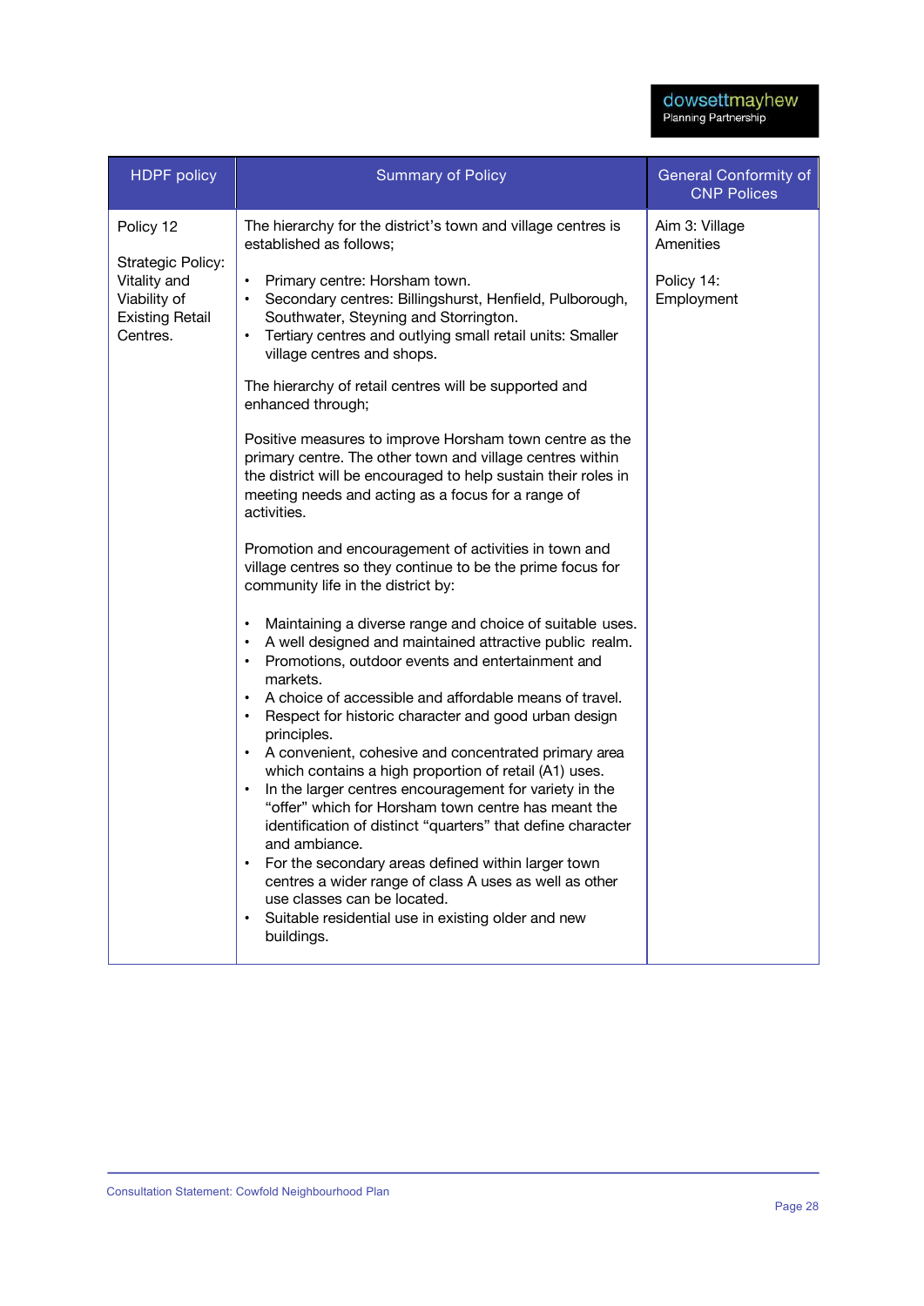| HDPF policy | Summary of Policy | General Conformity of CNP Polices |
|---|---|---|
| Policy 12<br><br>Strategic Policy: Vitality and Viability of Existing Retail Centres. | The hierarchy for the district's town and village centres is established as follows;<br><br>• Primary centre: Horsham town.<br>• Secondary centres: Billingshurst, Henfield, Pulborough, Southwater, Steyning and Storrington.<br>• Tertiary centres and outlying small retail units: Smaller village centres and shops.<br><br>The hierarchy of retail centres will be supported and enhanced through;<br><br>Positive measures to improve Horsham town centre as the primary centre. The other town and village centres within the district will be encouraged to help sustain their roles in meeting needs and acting as a focus for a range of activities.<br><br>Promotion and encouragement of activities in town and village centres so they continue to be the prime focus for community life in the district by:<br><br>• Maintaining a diverse range and choice of suitable uses.<br>• A well designed and maintained attractive public realm.<br>• Promotions, outdoor events and entertainment and markets.<br>• A choice of accessible and affordable means of travel.<br>• Respect for historic character and good urban design principles.<br>• A convenient, cohesive and concentrated primary area which contains a high proportion of retail (A1) uses.<br>• In the larger centres encouragement for variety in the "offer" which for Horsham town centre has meant the identification of distinct "quarters" that define character and ambiance.<br>• For the secondary areas defined within larger town centres a wider range of class A uses as well as other use classes can be located.<br>• Suitable residential use in existing older and new buildings. | Aim 3: Village Amenities<br><br>Policy 14: Employment |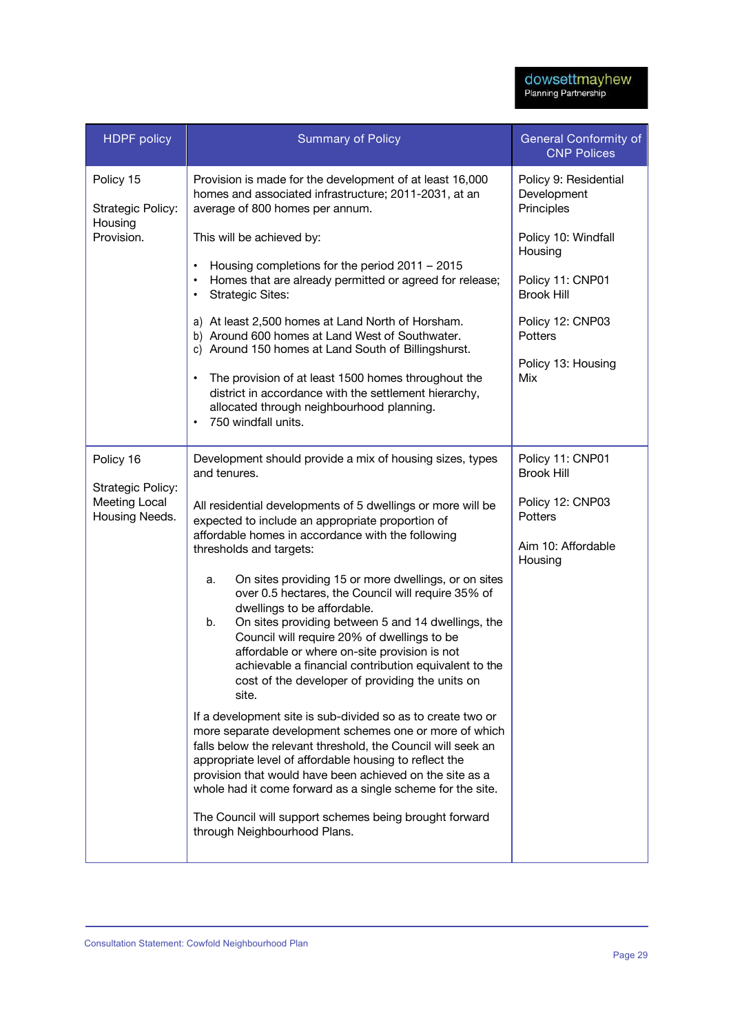| HDPF policy | Summary of Policy | General Conformity of CNP Polices |
|---|---|---|
| Policy 15<br><br>Strategic Policy: Housing Provision. | Provision is made for the development of at least 16,000 homes and associated infrastructure; 2011-2031, at an average of 800 homes per annum.<br><br>This will be achieved by:<br><br>• Housing completions for the period 2011 – 2015<br>• Homes that are already permitted or agreed for release;<br>• Strategic Sites:<br><br>a) At least 2,500 homes at Land North of Horsham.<br>b) Around 600 homes at Land West of Southwater.<br>c) Around 150 homes at Land South of Billingshurst.<br><br>• The provision of at least 1500 homes throughout the district in accordance with the settlement hierarchy, allocated through neighbourhood planning.<br>• 750 windfall units. | Policy 9: Residential Development Principles<br><br>Policy 10: Windfall Housing<br><br>Policy 11: CNP01 Brook Hill<br><br>Policy 12: CNP03 Potters<br><br>Policy 13: Housing Mix |
| Policy 16<br><br>Strategic Policy: Meeting Local Housing Needs. | Development should provide a mix of housing sizes, types and tenures.<br><br>All residential developments of 5 dwellings or more will be expected to include an appropriate proportion of affordable homes in accordance with the following thresholds and targets:<br><br>a. On sites providing 15 or more dwellings, or on sites over 0.5 hectares, the Council will require 35% of dwellings to be affordable.<br>b. On sites providing between 5 and 14 dwellings, the Council will require 20% of dwellings to be affordable or where on-site provision is not achievable a financial contribution equivalent to the cost of the developer of providing the units on site.<br><br>If a development site is sub-divided so as to create two or more separate development schemes one or more of which falls below the relevant threshold, the Council will seek an appropriate level of affordable housing to reflect the provision that would have been achieved on the site as a whole had it come forward as a single scheme for the site.<br><br>The Council will support schemes being brought forward through Neighbourhood Plans. | Policy 11: CNP01 Brook Hill<br><br>Policy 12: CNP03 Potters<br><br>Aim 10: Affordable Housing |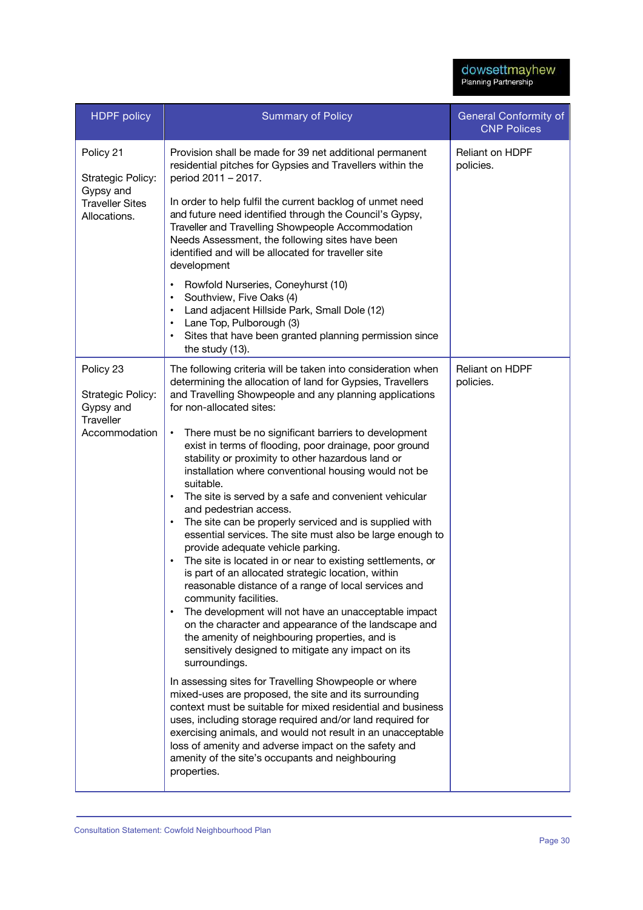| HDPF policy | Summary of Policy | General Conformity of CNP Polices |
|---|---|---|
| Policy 21<br><br>Strategic Policy: Gypsy and Traveller Sites Allocations. | Provision shall be made for 39 net additional permanent residential pitches for Gypsies and Travellers within the period 2011 – 2017.<br><br>In order to help fulfil the current backlog of unmet need and future need identified through the Council's Gypsy, Traveller and Travelling Showpeople Accommodation Needs Assessment, the following sites have been identified and will be allocated for traveller site development<br><br>• Rowfold Nurseries, Coneyhurst (10)<br>• Southview, Five Oaks (4)<br>• Land adjacent Hillside Park, Small Dole (12)<br>• Lane Top, Pulborough (3)<br>• Sites that have been granted planning permission since the study (13). | Reliant on HDPF policies. |
| Policy 23<br><br>Strategic Policy: Gypsy and Traveller Accommodation | The following criteria will be taken into consideration when determining the allocation of land for Gypsies, Travellers and Travelling Showpeople and any planning applications for non-allocated sites:<br><br>• There must be no significant barriers to development exist in terms of flooding, poor drainage, poor ground stability or proximity to other hazardous land or installation where conventional housing would not be suitable.<br>• The site is served by a safe and convenient vehicular and pedestrian access.<br>• The site can be properly serviced and is supplied with essential services. The site must also be large enough to provide adequate vehicle parking.<br>• The site is located in or near to existing settlements, or is part of an allocated strategic location, within reasonable distance of a range of local services and community facilities.<br>• The development will not have an unacceptable impact on the character and appearance of the landscape and the amenity of neighbouring properties, and is sensitively designed to mitigate any impact on its surroundings.<br><br>In assessing sites for Travelling Showpeople or where mixed-uses are proposed, the site and its surrounding context must be suitable for mixed residential and business uses, including storage required and/or land required for exercising animals, and would not result in an unacceptable loss of amenity and adverse impact on the safety and amenity of the site's occupants and neighbouring properties. | Reliant on HDPF policies. |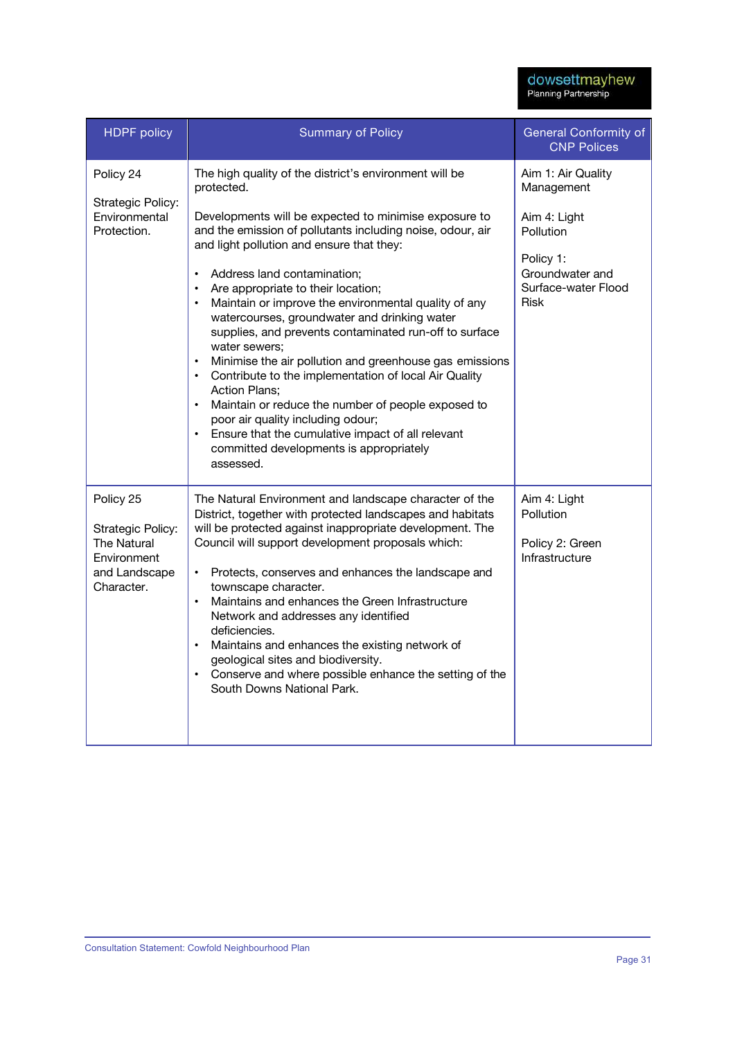| HDPF policy | Summary of Policy | General Conformity of CNP Polices |
|---|---|---|
| Policy 24<br><br>Strategic Policy: Environmental Protection. | The high quality of the district's environment will be protected.<br><br>Developments will be expected to minimise exposure to and the emission of pollutants including noise, odour, air and light pollution and ensure that they:<br><br>• Address land contamination;<br>• Are appropriate to their location;<br>• Maintain or improve the environmental quality of any watercourses, groundwater and drinking water supplies, and prevents contaminated run-off to surface water sewers;<br>• Minimise the air pollution and greenhouse gas emissions<br>• Contribute to the implementation of local Air Quality Action Plans;<br>• Maintain or reduce the number of people exposed to poor air quality including odour;<br>• Ensure that the cumulative impact of all relevant committed developments is appropriately assessed. | Aim 1: Air Quality Management<br><br>Aim 4: Light Pollution<br><br>Policy 1: Groundwater and Surface-water Flood Risk |
| Policy 25<br><br>Strategic Policy: The Natural Environment and Landscape Character. | The Natural Environment and landscape character of the District, together with protected landscapes and habitats will be protected against inappropriate development. The Council will support development proposals which:<br><br>• Protects, conserves and enhances the landscape and townscape character.<br>• Maintains and enhances the Green Infrastructure Network and addresses any identified deficiencies.<br>• Maintains and enhances the existing network of geological sites and biodiversity.<br>• Conserve and where possible enhance the setting of the South Downs National Park. | Aim 4: Light Pollution<br><br>Policy 2: Green Infrastructure |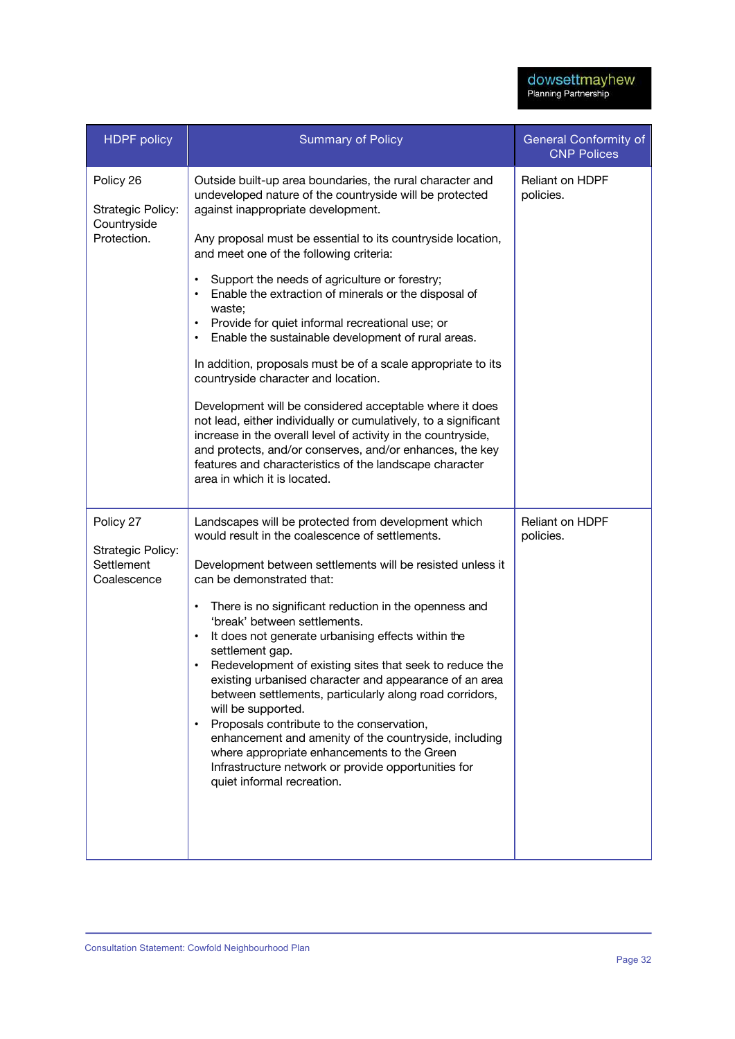| HDPF policy | Summary of Policy | General Conformity of CNP Polices |
|---|---|---|
| Policy 26<br><br>Strategic Policy: Countryside Protection. | Outside built-up area boundaries, the rural character and undeveloped nature of the countryside will be protected against inappropriate development.<br><br>Any proposal must be essential to its countryside location, and meet one of the following criteria:<br><br>• Support the needs of agriculture or forestry;<br>• Enable the extraction of minerals or the disposal of waste;<br>• Provide for quiet informal recreational use; or<br>• Enable the sustainable development of rural areas.<br><br>In addition, proposals must be of a scale appropriate to its countryside character and location.<br><br>Development will be considered acceptable where it does not lead, either individually or cumulatively, to a significant increase in the overall level of activity in the countryside, and protects, and/or conserves, and/or enhances, the key features and characteristics of the landscape character area in which it is located. | Reliant on HDPF policies. |
| Policy 27<br><br>Strategic Policy: Settlement Coalescence | Landscapes will be protected from development which would result in the coalescence of settlements.<br><br>Development between settlements will be resisted unless it can be demonstrated that:<br><br>• There is no significant reduction in the openness and 'break' between settlements.<br>• It does not generate urbanising effects within the settlement gap.<br>• Redevelopment of existing sites that seek to reduce the existing urbanised character and appearance of an area between settlements, particularly along road corridors, will be supported.<br>• Proposals contribute to the conservation, enhancement and amenity of the countryside, including where appropriate enhancements to the Green Infrastructure network or provide opportunities for quiet informal recreation. | Reliant on HDPF policies. |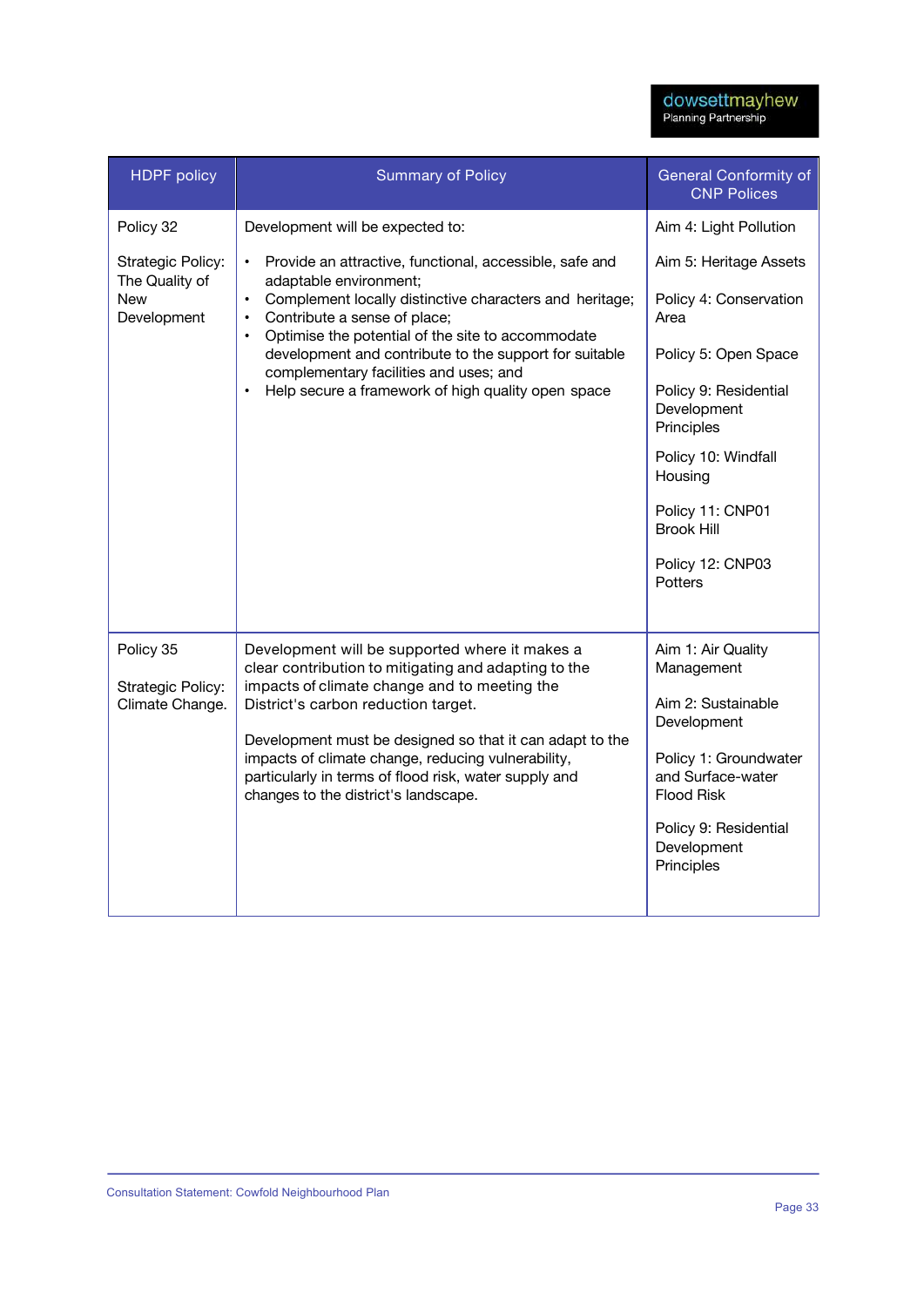| HDPF policy | Summary of Policy | General Conformity of CNP Polices |
|---|---|---|
| Policy 32<br><br>Strategic Policy: The Quality of New Development | Development will be expected to:<br><br>• Provide an attractive, functional, accessible, safe and adaptable environment;<br>• Complement locally distinctive characters and heritage;<br>• Contribute a sense of place;<br>• Optimise the potential of the site to accommodate development and contribute to the support for suitable complementary facilities and uses; and<br>• Help secure a framework of high quality open space | Aim 4: Light Pollution<br><br>Aim 5: Heritage Assets<br><br>Policy 4: Conservation Area<br><br>Policy 5: Open Space<br><br>Policy 9: Residential Development Principles<br><br>Policy 10: Windfall Housing<br><br>Policy 11: CNP01 Brook Hill<br><br>Policy 12: CNP03 Potters |
| Policy 35<br><br>Strategic Policy: Climate Change. | Development will be supported where it makes a clear contribution to mitigating and adapting to the impacts of climate change and to meeting the District's carbon reduction target.<br><br>Development must be designed so that it can adapt to the impacts of climate change, reducing vulnerability, particularly in terms of flood risk, water supply and changes to the district's landscape. | Aim 1: Air Quality Management<br><br>Aim 2: Sustainable Development<br><br>Policy 1: Groundwater and Surface-water Flood Risk<br><br>Policy 9: Residential Development Principles |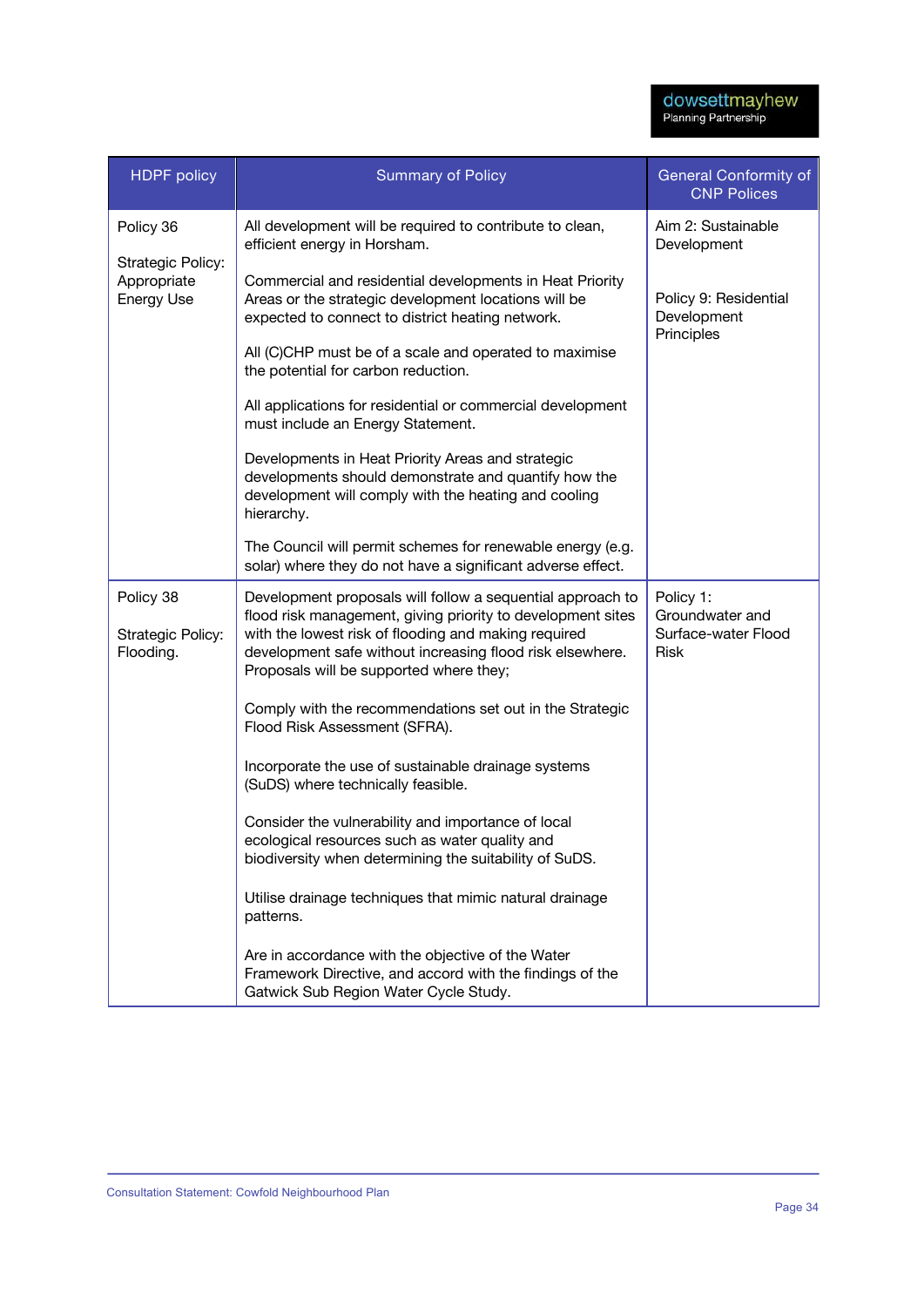| HDPF policy | Summary of Policy | General Conformity of CNP Polices |
|---|---|---|
| Policy 36<br><br>Strategic Policy: Appropriate Energy Use | All development will be required to contribute to clean, efficient energy in Horsham.<br><br>Commercial and residential developments in Heat Priority Areas or the strategic development locations will be expected to connect to district heating network.<br><br>All (C)CHP must be of a scale and operated to maximise the potential for carbon reduction.<br><br>All applications for residential or commercial development must include an Energy Statement.<br><br>Developments in Heat Priority Areas and strategic developments should demonstrate and quantify how the development will comply with the heating and cooling hierarchy.<br><br>The Council will permit schemes for renewable energy (e.g. solar) where they do not have a significant adverse effect. | Aim 2: Sustainable Development<br><br>Policy 9: Residential Development Principles |
| Policy 38<br><br>Strategic Policy: Flooding. | Development proposals will follow a sequential approach to flood risk management, giving priority to development sites with the lowest risk of flooding and making required development safe without increasing flood risk elsewhere. Proposals will be supported where they;<br><br>Comply with the recommendations set out in the Strategic Flood Risk Assessment (SFRA).<br><br>Incorporate the use of sustainable drainage systems (SuDS) where technically feasible.<br><br>Consider the vulnerability and importance of local ecological resources such as water quality and biodiversity when determining the suitability of SuDS.<br><br>Utilise drainage techniques that mimic natural drainage patterns.<br><br>Are in accordance with the objective of the Water Framework Directive, and accord with the findings of the Gatwick Sub Region Water Cycle Study. | Policy 1: Groundwater and Surface-water Flood Risk |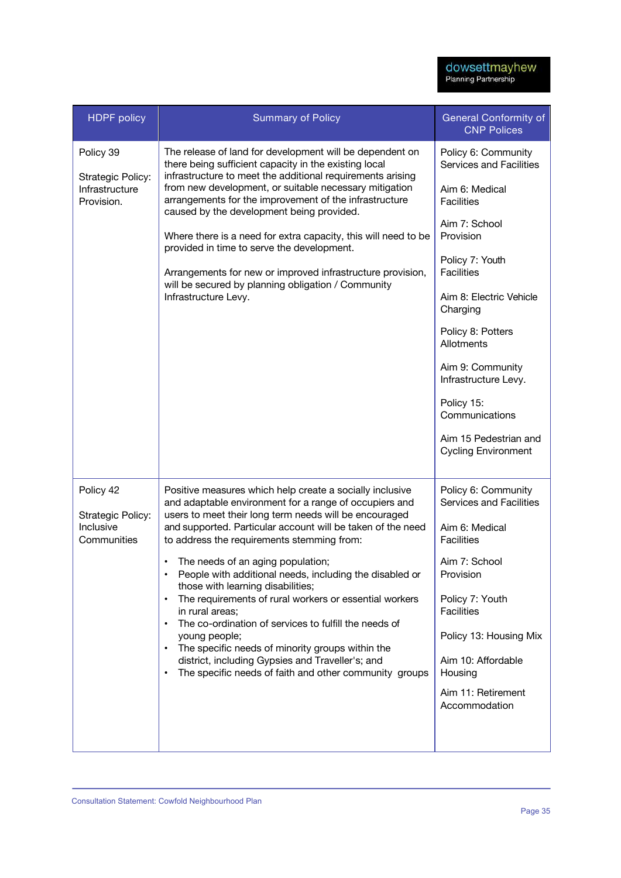| HDPF policy | Summary of Policy | General Conformity of CNP Polices |
|---|---|---|
| Policy 39<br><br>Strategic Policy: Infrastructure Provision. | The release of land for development will be dependent on there being sufficient capacity in the existing local infrastructure to meet the additional requirements arising from new development, or suitable necessary mitigation arrangements for the improvement of the infrastructure caused by the development being provided.<br><br>Where there is a need for extra capacity, this will need to be provided in time to serve the development.<br><br>Arrangements for new or improved infrastructure provision, will be secured by planning obligation / Community Infrastructure Levy. | Policy 6: Community Services and Facilities<br><br>Aim 6: Medical Facilities<br><br>Aim 7: School Provision<br><br>Policy 7: Youth Facilities<br><br>Aim 8: Electric Vehicle Charging<br><br>Policy 8: Potters Allotments<br><br>Aim 9: Community Infrastructure Levy.<br><br>Policy 15: Communications<br><br>Aim 15 Pedestrian and Cycling Environment |
| Policy 42<br><br>Strategic Policy: Inclusive Communities | Positive measures which help create a socially inclusive and adaptable environment for a range of occupiers and users to meet their long term needs will be encouraged and supported. Particular account will be taken of the need to address the requirements stemming from:<br><br>• The needs of an aging population;<br>• People with additional needs, including the disabled or those with learning disabilities;<br>• The requirements of rural workers or essential workers in rural areas;<br>• The co-ordination of services to fulfill the needs of young people;<br>• The specific needs of minority groups within the district, including Gypsies and Traveller's; and<br>• The specific needs of faith and other community groups | Policy 6: Community Services and Facilities<br><br>Aim 6: Medical Facilities<br><br>Aim 7: School Provision<br><br>Policy 7: Youth Facilities<br><br>Policy 13: Housing Mix<br><br>Aim 10: Affordable Housing<br><br>Aim 11: Retirement Accommodation |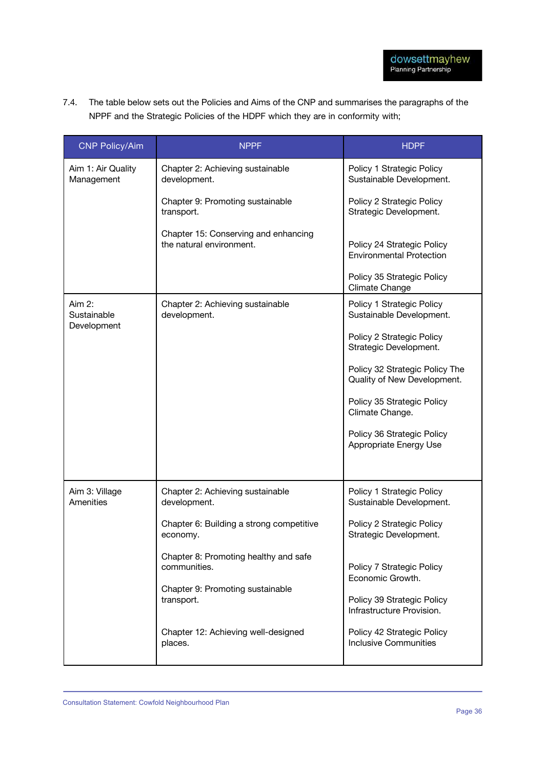7.4. The table below sets out the Policies and Aims of the CNP and summarises the paragraphs of the NPPF and the Strategic Policies of the HDPF which they are in conformity with;

| CNP Policy/Aim | NPPF | HDPF |
|---|---|---|
| Aim 1: Air Quality Management | Chapter 2: Achieving sustainable development.<br><br>Chapter 9: Promoting sustainable transport.<br><br>Chapter 15: Conserving and enhancing the natural environment. | Policy 1 Strategic Policy Sustainable Development.<br><br>Policy 2 Strategic Policy Strategic Development.<br><br>Policy 24 Strategic Policy Environmental Protection<br><br>Policy 35 Strategic Policy Climate Change |
| Aim 2: Sustainable Development | Chapter 2: Achieving sustainable development. | Policy 1 Strategic Policy Sustainable Development.<br><br>Policy 2 Strategic Policy Strategic Development.<br><br>Policy 32 Strategic Policy The Quality of New Development.<br><br>Policy 35 Strategic Policy Climate Change.<br><br>Policy 36 Strategic Policy Appropriate Energy Use |
| Aim 3: Village Amenities | Chapter 2: Achieving sustainable development.<br><br>Chapter 6: Building a strong competitive economy.<br><br>Chapter 8: Promoting healthy and safe communities.<br><br>Chapter 9: Promoting sustainable transport.<br><br>Chapter 12: Achieving well-designed places. | Policy 1 Strategic Policy Sustainable Development.<br><br>Policy 2 Strategic Policy Strategic Development.<br><br>Policy 7 Strategic Policy Economic Growth.<br><br>Policy 39 Strategic Policy Infrastructure Provision.<br><br>Policy 42 Strategic Policy Inclusive Communities |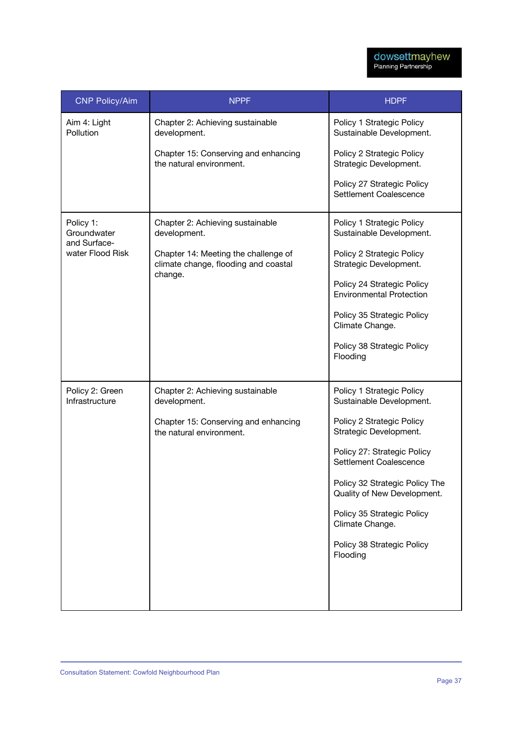| CNP Policy/Aim | NPPF | HDPF |
|---|---|---|
| Aim 4: Light Pollution | Chapter 2: Achieving sustainable development.<br><br>Chapter 15: Conserving and enhancing the natural environment. | Policy 1 Strategic Policy Sustainable Development.<br><br>Policy 2 Strategic Policy Strategic Development.<br><br>Policy 27 Strategic Policy Settlement Coalescence |
| Policy 1: Groundwater and Surface-water Flood Risk | Chapter 2: Achieving sustainable development.<br><br>Chapter 14: Meeting the challenge of climate change, flooding and coastal change. | Policy 1 Strategic Policy Sustainable Development.<br><br>Policy 2 Strategic Policy Strategic Development.<br><br>Policy 24 Strategic Policy Environmental Protection<br><br>Policy 35 Strategic Policy Climate Change.<br><br>Policy 38 Strategic Policy Flooding |
| Policy 2: Green Infrastructure | Chapter 2: Achieving sustainable development.<br><br>Chapter 15: Conserving and enhancing the natural environment. | Policy 1 Strategic Policy Sustainable Development.<br><br>Policy 2 Strategic Policy Strategic Development.<br><br>Policy 27: Strategic Policy Settlement Coalescence<br><br>Policy 32 Strategic Policy The Quality of New Development.<br><br>Policy 35 Strategic Policy Climate Change.<br><br>Policy 38 Strategic Policy Flooding |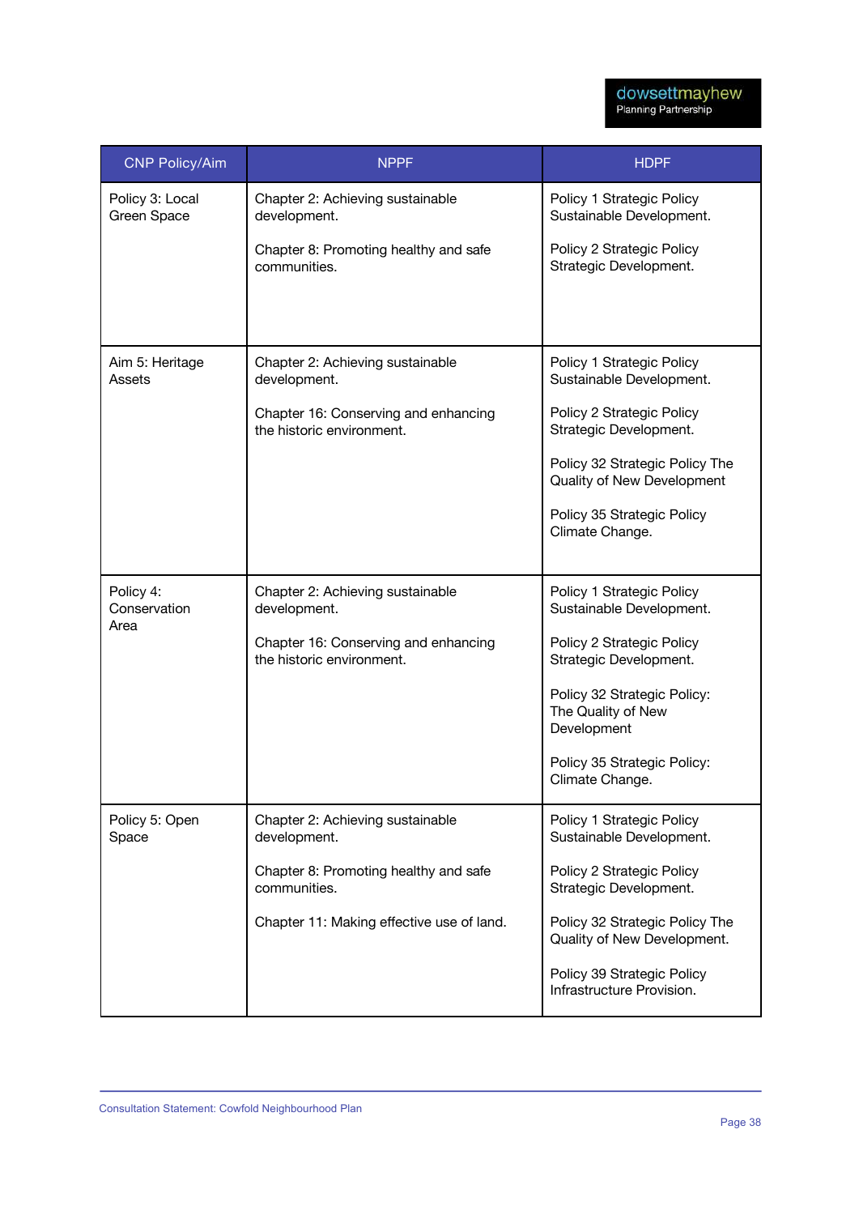| CNP Policy/Aim | NPPF | HDPF |
|---|---|---|
| Policy 3: Local Green Space | Chapter 2: Achieving sustainable development.<br><br>Chapter 8: Promoting healthy and safe communities. | Policy 1 Strategic Policy Sustainable Development.<br><br>Policy 2 Strategic Policy Strategic Development. |
| Aim 5: Heritage Assets | Chapter 2: Achieving sustainable development.<br><br>Chapter 16: Conserving and enhancing the historic environment. | Policy 1 Strategic Policy Sustainable Development.<br><br>Policy 2 Strategic Policy Strategic Development.<br><br>Policy 32 Strategic Policy The Quality of New Development<br><br>Policy 35 Strategic Policy Climate Change. |
| Policy 4: Conservation Area | Chapter 2: Achieving sustainable development.<br><br>Chapter 16: Conserving and enhancing the historic environment. | Policy 1 Strategic Policy Sustainable Development.<br><br>Policy 2 Strategic Policy Strategic Development.<br><br>Policy 32 Strategic Policy: The Quality of New Development<br><br>Policy 35 Strategic Policy: Climate Change. |
| Policy 5: Open Space | Chapter 2: Achieving sustainable development.<br><br>Chapter 8: Promoting healthy and safe communities.<br><br>Chapter 11: Making effective use of land. | Policy 1 Strategic Policy Sustainable Development.<br><br>Policy 2 Strategic Policy Strategic Development.<br><br>Policy 32 Strategic Policy The Quality of New Development.<br><br>Policy 39 Strategic Policy Infrastructure Provision. |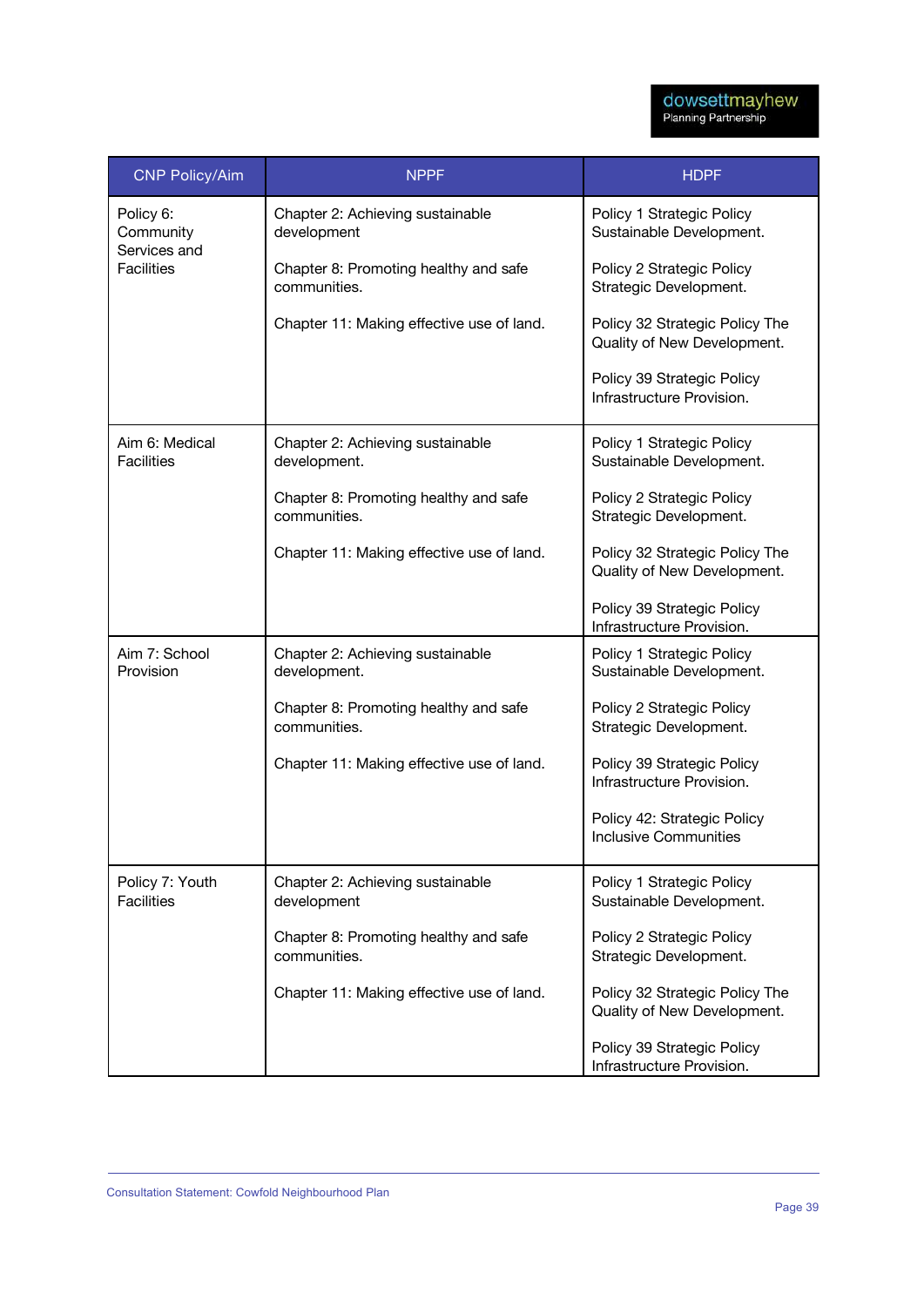| CNP Policy/Aim | NPPF | HDPF |
|---|---|---|
| Policy 6: Community Services and Facilities | Chapter 2: Achieving sustainable development<br><br>Chapter 8: Promoting healthy and safe communities.<br><br>Chapter 11: Making effective use of land. | Policy 1 Strategic Policy Sustainable Development.<br><br>Policy 2 Strategic Policy Strategic Development.<br><br>Policy 32 Strategic Policy The Quality of New Development.<br><br>Policy 39 Strategic Policy Infrastructure Provision. |
| Aim 6: Medical Facilities | Chapter 2: Achieving sustainable development.<br><br>Chapter 8: Promoting healthy and safe communities.<br><br>Chapter 11: Making effective use of land. | Policy 1 Strategic Policy Sustainable Development.<br><br>Policy 2 Strategic Policy Strategic Development.<br><br>Policy 32 Strategic Policy The Quality of New Development.<br><br>Policy 39 Strategic Policy Infrastructure Provision. |
| Aim 7: School Provision | Chapter 2: Achieving sustainable development.<br><br>Chapter 8: Promoting healthy and safe communities.<br><br>Chapter 11: Making effective use of land. | Policy 1 Strategic Policy Sustainable Development.<br><br>Policy 2 Strategic Policy Strategic Development.<br><br>Policy 39 Strategic Policy Infrastructure Provision.<br><br>Policy 42: Strategic Policy Inclusive Communities |
| Policy 7: Youth Facilities | Chapter 2: Achieving sustainable development<br><br>Chapter 8: Promoting healthy and safe communities.<br><br>Chapter 11: Making effective use of land. | Policy 1 Strategic Policy Sustainable Development.<br><br>Policy 2 Strategic Policy Strategic Development.<br><br>Policy 32 Strategic Policy The Quality of New Development.<br><br>Policy 39 Strategic Policy Infrastructure Provision. |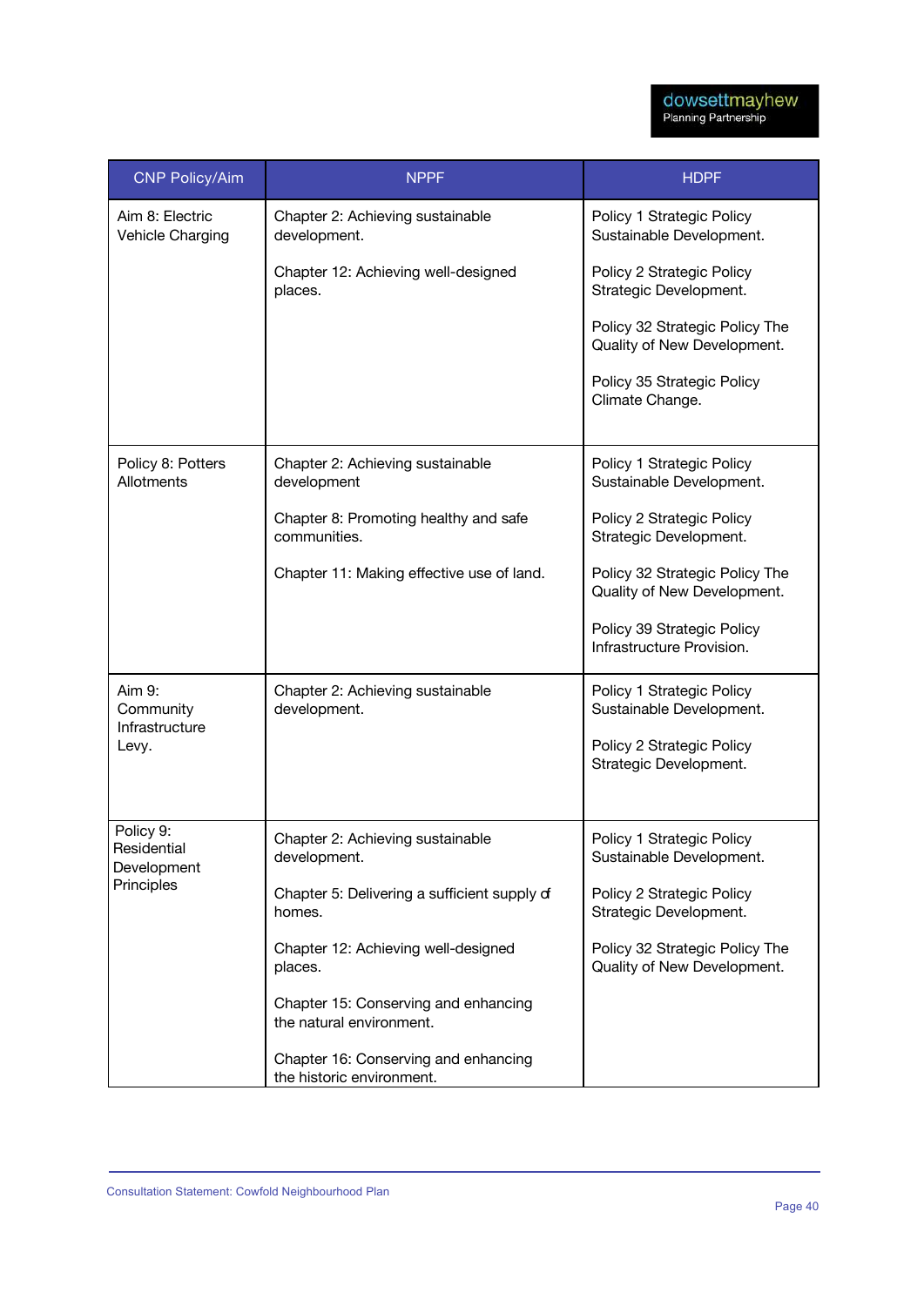| CNP Policy/Aim | NPPF | HDPF |
|---|---|---|
| Aim 8: Electric Vehicle Charging | Chapter 2: Achieving sustainable development.<br><br>Chapter 12: Achieving well-designed places. | Policy 1 Strategic Policy Sustainable Development.<br><br>Policy 2 Strategic Policy Strategic Development.<br><br>Policy 32 Strategic Policy The Quality of New Development.<br><br>Policy 35 Strategic Policy Climate Change. |
| Policy 8: Potters Allotments | Chapter 2: Achieving sustainable development<br><br>Chapter 8: Promoting healthy and safe communities.<br><br>Chapter 11: Making effective use of land. | Policy 1 Strategic Policy Sustainable Development.<br><br>Policy 2 Strategic Policy Strategic Development.<br><br>Policy 32 Strategic Policy The Quality of New Development.<br><br>Policy 39 Strategic Policy Infrastructure Provision. |
| Aim 9: Community Infrastructure Levy. | Chapter 2: Achieving sustainable development. | Policy 1 Strategic Policy Sustainable Development.<br><br>Policy 2 Strategic Policy Strategic Development. |
| Policy 9: Residential Development Principles | Chapter 2: Achieving sustainable development.<br><br>Chapter 5: Delivering a sufficient supply of homes.<br><br>Chapter 12: Achieving well-designed places.<br><br>Chapter 15: Conserving and enhancing the natural environment.<br><br>Chapter 16: Conserving and enhancing the historic environment. | Policy 1 Strategic Policy Sustainable Development.<br><br>Policy 2 Strategic Policy Strategic Development.<br><br>Policy 32 Strategic Policy The Quality of New Development. |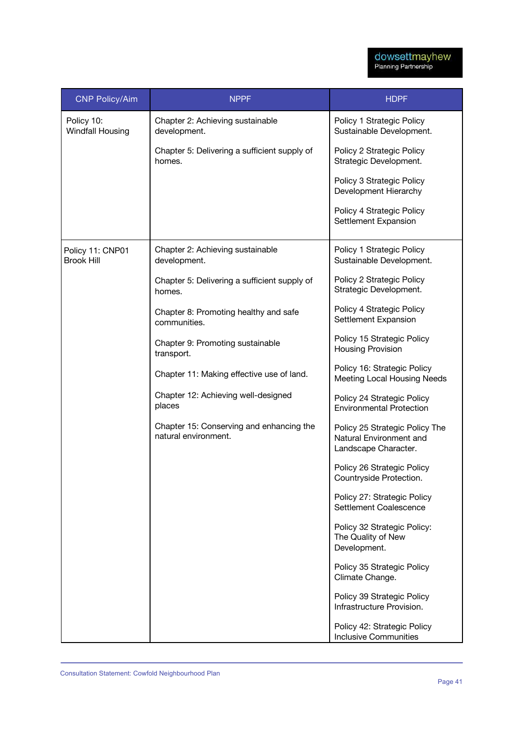| CNP Policy/Aim | NPPF | HDPF |
|---|---|---|
| Policy 10: Windfall Housing | Chapter 2: Achieving sustainable development.<br><br>Chapter 5: Delivering a sufficient supply of homes. | Policy 1 Strategic Policy Sustainable Development.<br><br>Policy 2 Strategic Policy Strategic Development.<br><br>Policy 3 Strategic Policy Development Hierarchy<br><br>Policy 4 Strategic Policy Settlement Expansion |
| Policy 11: CNP01 Brook Hill | Chapter 2: Achieving sustainable development.<br><br>Chapter 5: Delivering a sufficient supply of homes.<br><br>Chapter 8: Promoting healthy and safe communities.<br><br>Chapter 9: Promoting sustainable transport.<br><br>Chapter 11: Making effective use of land.<br><br>Chapter 12: Achieving well-designed places<br><br>Chapter 15: Conserving and enhancing the natural environment. | Policy 1 Strategic Policy Sustainable Development.<br><br>Policy 2 Strategic Policy Strategic Development.<br><br>Policy 4 Strategic Policy Settlement Expansion<br><br>Policy 15 Strategic Policy Housing Provision<br><br>Policy 16: Strategic Policy Meeting Local Housing Needs<br><br>Policy 24 Strategic Policy Environmental Protection<br><br>Policy 25 Strategic Policy The Natural Environment and Landscape Character.<br><br>Policy 26 Strategic Policy Countryside Protection.<br><br>Policy 27: Strategic Policy Settlement Coalescence<br><br>Policy 32 Strategic Policy: The Quality of New Development.<br><br>Policy 35 Strategic Policy Climate Change.<br><br>Policy 39 Strategic Policy Infrastructure Provision.<br><br>Policy 42: Strategic Policy Inclusive Communities |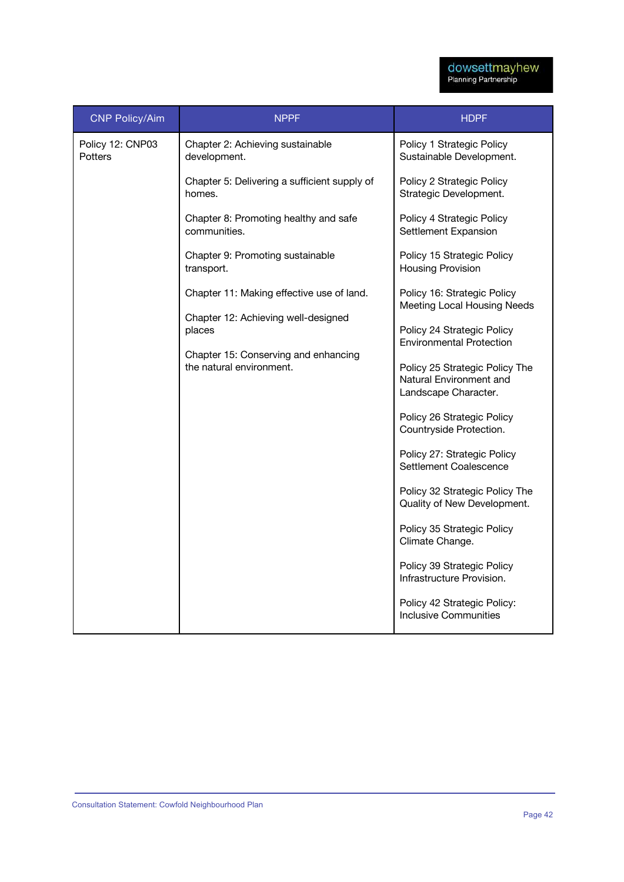| CNP Policy/Aim | NPPF | HDPF |
|---|---|---|
| Policy 12: CNP03 Potters | Chapter 2: Achieving sustainable development.<br><br>Chapter 5: Delivering a sufficient supply of homes.<br><br>Chapter 8: Promoting healthy and safe communities.<br><br>Chapter 9: Promoting sustainable transport.<br><br>Chapter 11: Making effective use of land.<br><br>Chapter 12: Achieving well-designed places<br><br>Chapter 15: Conserving and enhancing the natural environment. | Policy 1 Strategic Policy Sustainable Development.<br><br>Policy 2 Strategic Policy Strategic Development.<br><br>Policy 4 Strategic Policy Settlement Expansion<br><br>Policy 15 Strategic Policy Housing Provision<br><br>Policy 16: Strategic Policy Meeting Local Housing Needs<br><br>Policy 24 Strategic Policy Environmental Protection<br><br>Policy 25 Strategic Policy The Natural Environment and Landscape Character.<br><br>Policy 26 Strategic Policy Countryside Protection.<br><br>Policy 27: Strategic Policy Settlement Coalescence<br><br>Policy 32 Strategic Policy The Quality of New Development.<br><br>Policy 35 Strategic Policy Climate Change.<br><br>Policy 39 Strategic Policy Infrastructure Provision.<br><br>Policy 42 Strategic Policy: Inclusive Communities |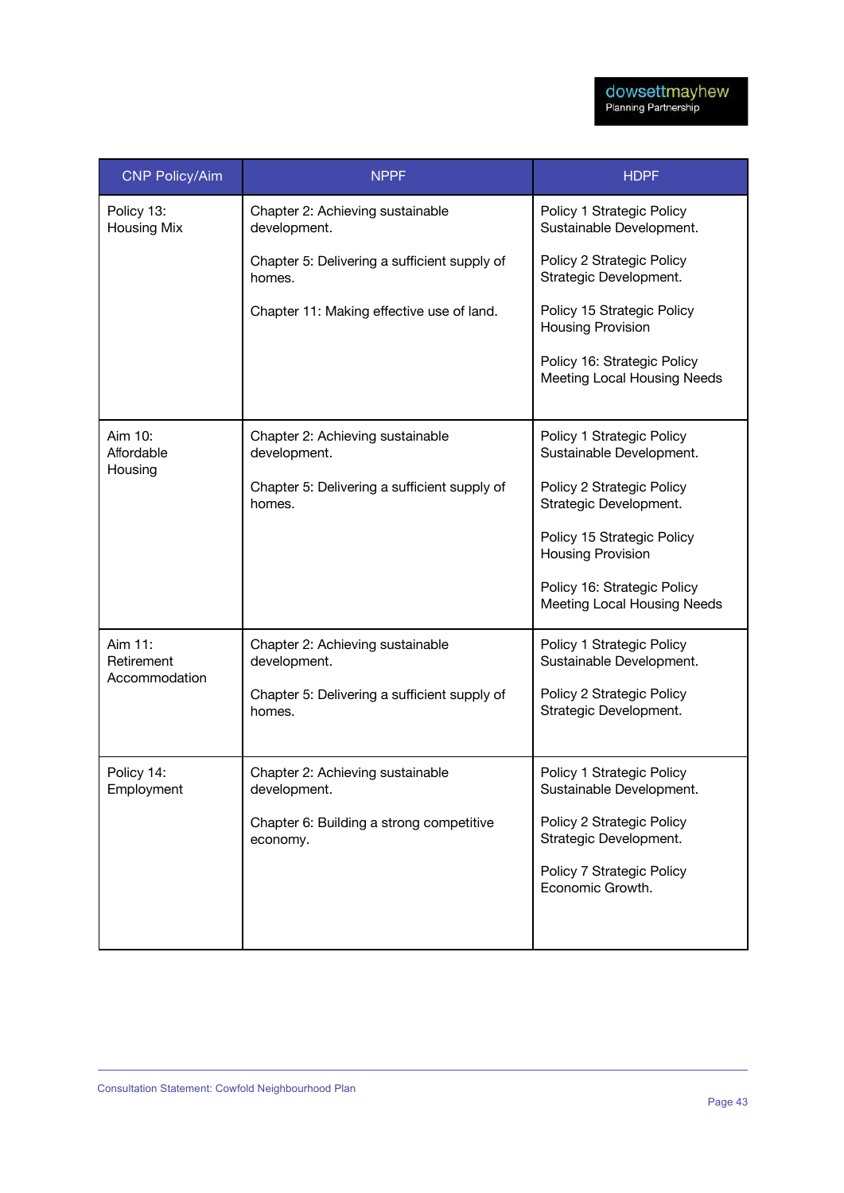| CNP Policy/Aim | NPPF | HDPF |
|---|---|---|
| Policy 13: Housing Mix | Chapter 2: Achieving sustainable development.<br><br>Chapter 5: Delivering a sufficient supply of homes.<br><br>Chapter 11: Making effective use of land. | Policy 1 Strategic Policy Sustainable Development.<br><br>Policy 2 Strategic Policy Strategic Development.<br><br>Policy 15 Strategic Policy Housing Provision<br><br>Policy 16: Strategic Policy Meeting Local Housing Needs |
| Aim 10: Affordable Housing | Chapter 2: Achieving sustainable development.<br><br>Chapter 5: Delivering a sufficient supply of homes. | Policy 1 Strategic Policy Sustainable Development.<br><br>Policy 2 Strategic Policy Strategic Development.<br><br>Policy 15 Strategic Policy Housing Provision<br><br>Policy 16: Strategic Policy Meeting Local Housing Needs |
| Aim 11: Retirement Accommodation | Chapter 2: Achieving sustainable development.<br><br>Chapter 5: Delivering a sufficient supply of homes. | Policy 1 Strategic Policy Sustainable Development.<br><br>Policy 2 Strategic Policy Strategic Development. |
| Policy 14: Employment | Chapter 2: Achieving sustainable development.<br><br>Chapter 6: Building a strong competitive economy. | Policy 1 Strategic Policy Sustainable Development.<br><br>Policy 2 Strategic Policy Strategic Development.<br><br>Policy 7 Strategic Policy Economic Growth. |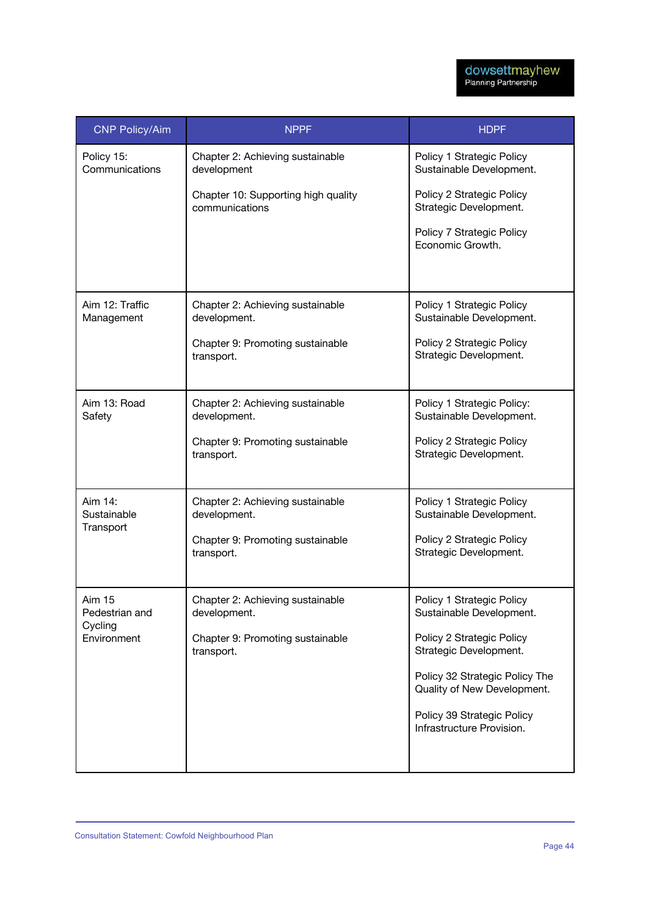| CNP Policy/Aim | NPPF | HDPF |
|---|---|---|
| Policy 15: Communications | Chapter 2: Achieving sustainable development<br><br>Chapter 10: Supporting high quality communications | Policy 1 Strategic Policy Sustainable Development.<br><br>Policy 2 Strategic Policy Strategic Development.<br><br>Policy 7 Strategic Policy Economic Growth. |
| Aim 12: Traffic Management | Chapter 2: Achieving sustainable development.<br><br>Chapter 9: Promoting sustainable transport. | Policy 1 Strategic Policy Sustainable Development.<br><br>Policy 2 Strategic Policy Strategic Development. |
| Aim 13: Road Safety | Chapter 2: Achieving sustainable development.<br><br>Chapter 9: Promoting sustainable transport. | Policy 1 Strategic Policy: Sustainable Development.<br><br>Policy 2 Strategic Policy Strategic Development. |
| Aim 14: Sustainable Transport | Chapter 2: Achieving sustainable development.<br><br>Chapter 9: Promoting sustainable transport. | Policy 1 Strategic Policy Sustainable Development.<br><br>Policy 2 Strategic Policy Strategic Development. |
| Aim 15 Pedestrian and Cycling Environment | Chapter 2: Achieving sustainable development.<br><br>Chapter 9: Promoting sustainable transport. | Policy 1 Strategic Policy Sustainable Development.<br><br>Policy 2 Strategic Policy Strategic Development.<br><br>Policy 32 Strategic Policy The Quality of New Development.<br><br>Policy 39 Strategic Policy Infrastructure Provision. |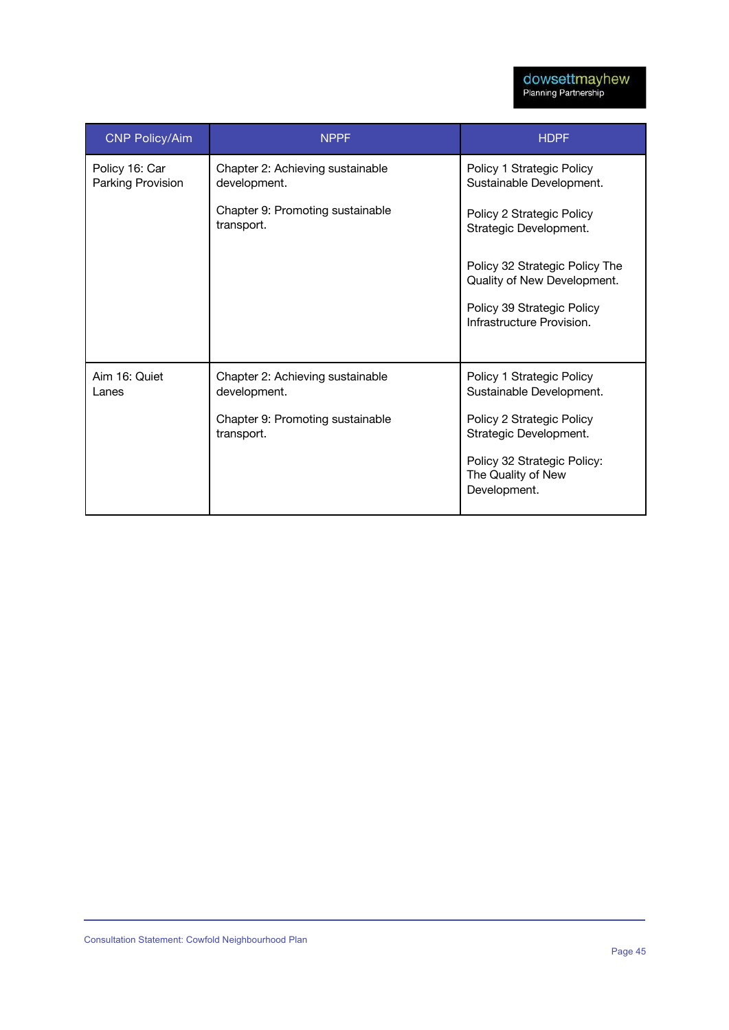| CNP Policy/Aim | NPPF | HDPF |
|---|---|---|
| Policy 16: Car Parking Provision | Chapter 2: Achieving sustainable development.<br><br>Chapter 9: Promoting sustainable transport. | Policy 1 Strategic Policy Sustainable Development.<br><br>Policy 2 Strategic Policy Strategic Development.<br><br>Policy 32 Strategic Policy The Quality of New Development.<br><br>Policy 39 Strategic Policy Infrastructure Provision. |
| Aim 16: Quiet Lanes | Chapter 2: Achieving sustainable development.<br><br>Chapter 9: Promoting sustainable transport. | Policy 1 Strategic Policy Sustainable Development.<br><br>Policy 2 Strategic Policy Strategic Development.<br><br>Policy 32 Strategic Policy: The Quality of New Development. |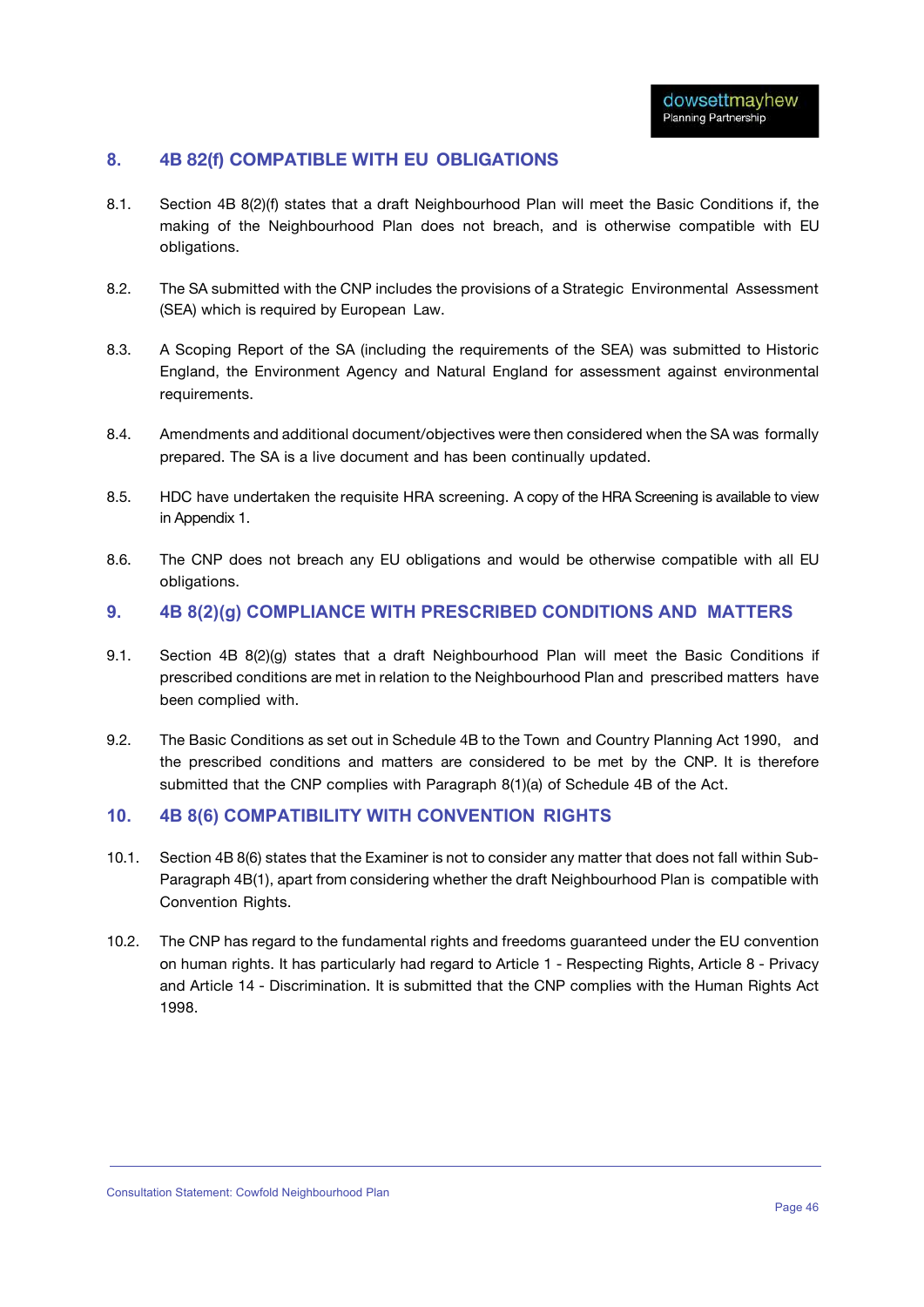## 8. 4B 82(f) COMPATIBLE WITH EU OBLIGATIONS

8.1. Section 4B 8(2)(f) states that a draft Neighbourhood Plan will meet the Basic Conditions if, the making of the Neighbourhood Plan does not breach, and is otherwise compatible with EU obligations.

8.2. The SA submitted with the CNP includes the provisions of a Strategic Environmental Assessment (SEA) which is required by European Law.

8.3. A Scoping Report of the SA (including the requirements of the SEA) was submitted to Historic England, the Environment Agency and Natural England for assessment against environmental requirements.

8.4. Amendments and additional document/objectives were then considered when the SA was formally prepared. The SA is a live document and has been continually updated.

8.5. HDC have undertaken the requisite HRA screening. A copy of the HRA Screening is available to view in Appendix 1.

8.6. The CNP does not breach any EU obligations and would be otherwise compatible with all EU obligations.

## 9. 4B 8(2)(g) COMPLIANCE WITH PRESCRIBED CONDITIONS AND MATTERS

9.1. Section 4B 8(2)(g) states that a draft Neighbourhood Plan will meet the Basic Conditions if prescribed conditions are met in relation to the Neighbourhood Plan and prescribed matters have been complied with.

9.2. The Basic Conditions as set out in Schedule 4B to the Town and Country Planning Act 1990, and the prescribed conditions and matters are considered to be met by the CNP. It is therefore submitted that the CNP complies with Paragraph 8(1)(a) of Schedule 4B of the Act.

## 10. 4B 8(6) COMPATIBILITY WITH CONVENTION RIGHTS

10.1. Section 4B 8(6) states that the Examiner is not to consider any matter that does not fall within Sub-Paragraph 4B(1), apart from considering whether the draft Neighbourhood Plan is compatible with Convention Rights.

10.2. The CNP has regard to the fundamental rights and freedoms guaranteed under the EU convention on human rights. It has particularly had regard to Article 1 - Respecting Rights, Article 8 - Privacy and Article 14 - Discrimination. It is submitted that the CNP complies with the Human Rights Act 1998.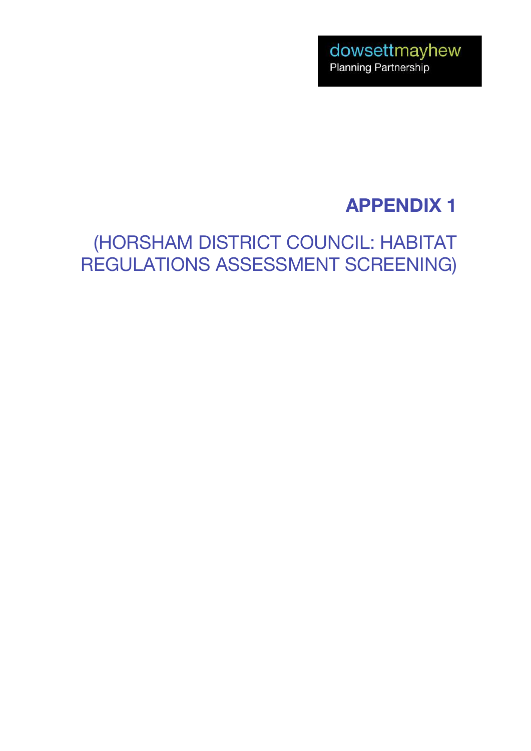dowsettmayhew
Planning Partnership

# APPENDIX 1

## (HORSHAM DISTRICT COUNCIL: HABITAT REGULATIONS ASSESSMENT SCREENING)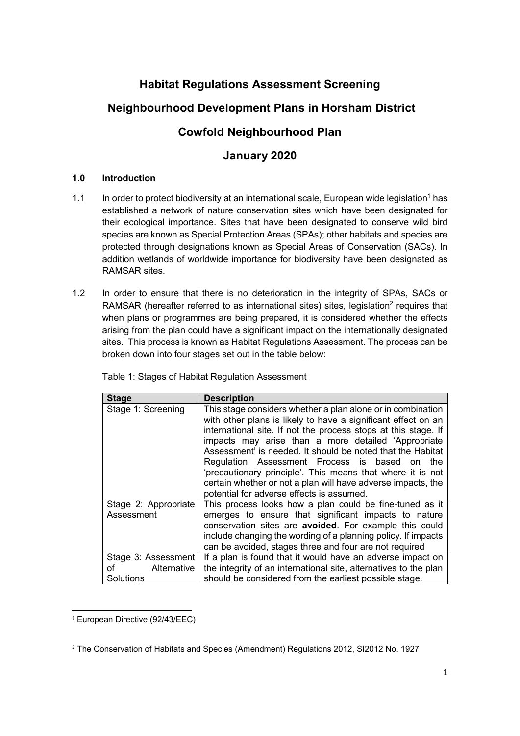# Habitat Regulations Assessment Screening

# Neighbourhood Development Plans in Horsham District

# Cowfold Neighbourhood Plan

# January 2020

## 1.0 Introduction

1.1 In order to protect biodiversity at an international scale, European wide legislation[1] has established a network of nature conservation sites which have been designated for their ecological importance. Sites that have been designated to conserve wild bird species are known as Special Protection Areas (SPAs); other habitats and species are protected through designations known as Special Areas of Conservation (SACs). In addition wetlands of worldwide importance for biodiversity have been designated as RAMSAR sites.

1.2 In order to ensure that there is no deterioration in the integrity of SPAs, SACs or RAMSAR (hereafter referred to as international sites) sites, legislation[2] requires that when plans or programmes are being prepared, it is considered whether the effects arising from the plan could have a significant impact on the internationally designated sites. This process is known as Habitat Regulations Assessment. The process can be broken down into four stages set out in the table below:

Table 1: Stages of Habitat Regulation Assessment

| Stage | Description |
|---|---|
| Stage 1: Screening | This stage considers whether a plan alone or in combination with other plans is likely to have a significant effect on an international site. If not the process stops at this stage. If impacts may arise than a more detailed 'Appropriate Assessment' is needed. It should be noted that the Habitat Regulation Assessment Process is based on the 'precautionary principle'. This means that where it is not certain whether or not a plan will have adverse impacts, the potential for adverse effects is assumed. |
| Stage 2: Appropriate Assessment | This process looks how a plan could be fine-tuned as it emerges to ensure that significant impacts to nature conservation sites are **avoided**. For example this could include changing the wording of a planning policy. If impacts can be avoided, stages three and four are not required |
| Stage 3: Assessment of Alternative Solutions | If a plan is found that it would have an adverse impact on the integrity of an international site, alternatives to the plan should be considered from the earliest possible stage. |

[1] European Directive (92/43/EEC)

[2] The Conservation of Habitats and Species (Amendment) Regulations 2012, SI2012 No. 1927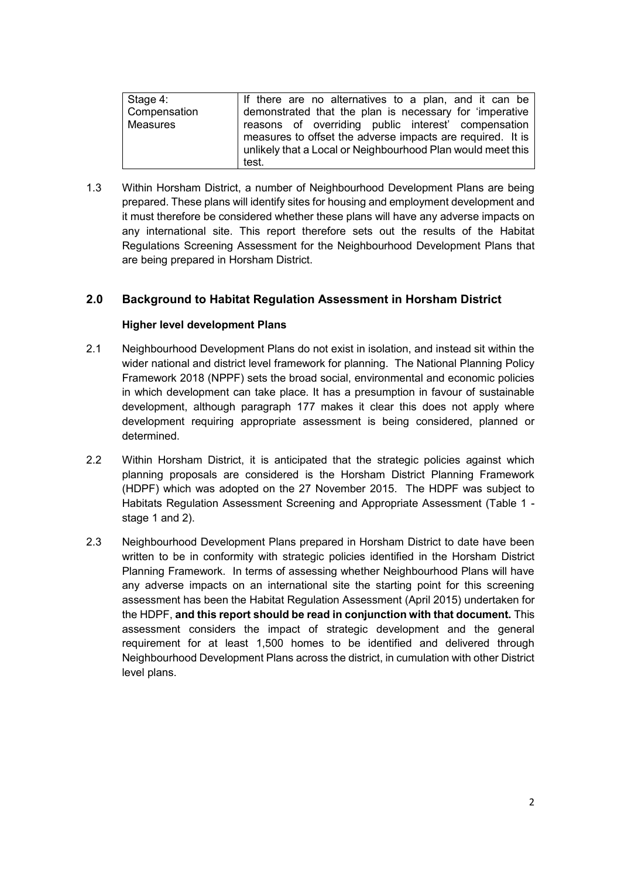| Stage 4: Compensation Measures | If there are no alternatives to a plan, and it can be demonstrated that the plan is necessary for 'imperative reasons of overriding public interest' compensation measures to offset the adverse impacts are required. It is unlikely that a Local or Neighbourhood Plan would meet this test. |
|---|---|

1.3 Within Horsham District, a number of Neighbourhood Development Plans are being prepared. These plans will identify sites for housing and employment development and it must therefore be considered whether these plans will have any adverse impacts on any international site. This report therefore sets out the results of the Habitat Regulations Screening Assessment for the Neighbourhood Development Plans that are being prepared in Horsham District.

## 2.0 Background to Habitat Regulation Assessment in Horsham District

### Higher level development Plans

2.1 Neighbourhood Development Plans do not exist in isolation, and instead sit within the wider national and district level framework for planning. The National Planning Policy Framework 2018 (NPPF) sets the broad social, environmental and economic policies in which development can take place. It has a presumption in favour of sustainable development, although paragraph 177 makes it clear this does not apply where development requiring appropriate assessment is being considered, planned or determined.

2.2 Within Horsham District, it is anticipated that the strategic policies against which planning proposals are considered is the Horsham District Planning Framework (HDPF) which was adopted on the 27 November 2015. The HDPF was subject to Habitats Regulation Assessment Screening and Appropriate Assessment (Table 1 - stage 1 and 2).

2.3 Neighbourhood Development Plans prepared in Horsham District to date have been written to be in conformity with strategic policies identified in the Horsham District Planning Framework. In terms of assessing whether Neighbourhood Plans will have any adverse impacts on an international site the starting point for this screening assessment has been the Habitat Regulation Assessment (April 2015) undertaken for the HDPF, **and this report should be read in conjunction with that document.** This assessment considers the impact of strategic development and the general requirement for at least 1,500 homes to be identified and delivered through Neighbourhood Development Plans across the district, in cumulation with other District level plans.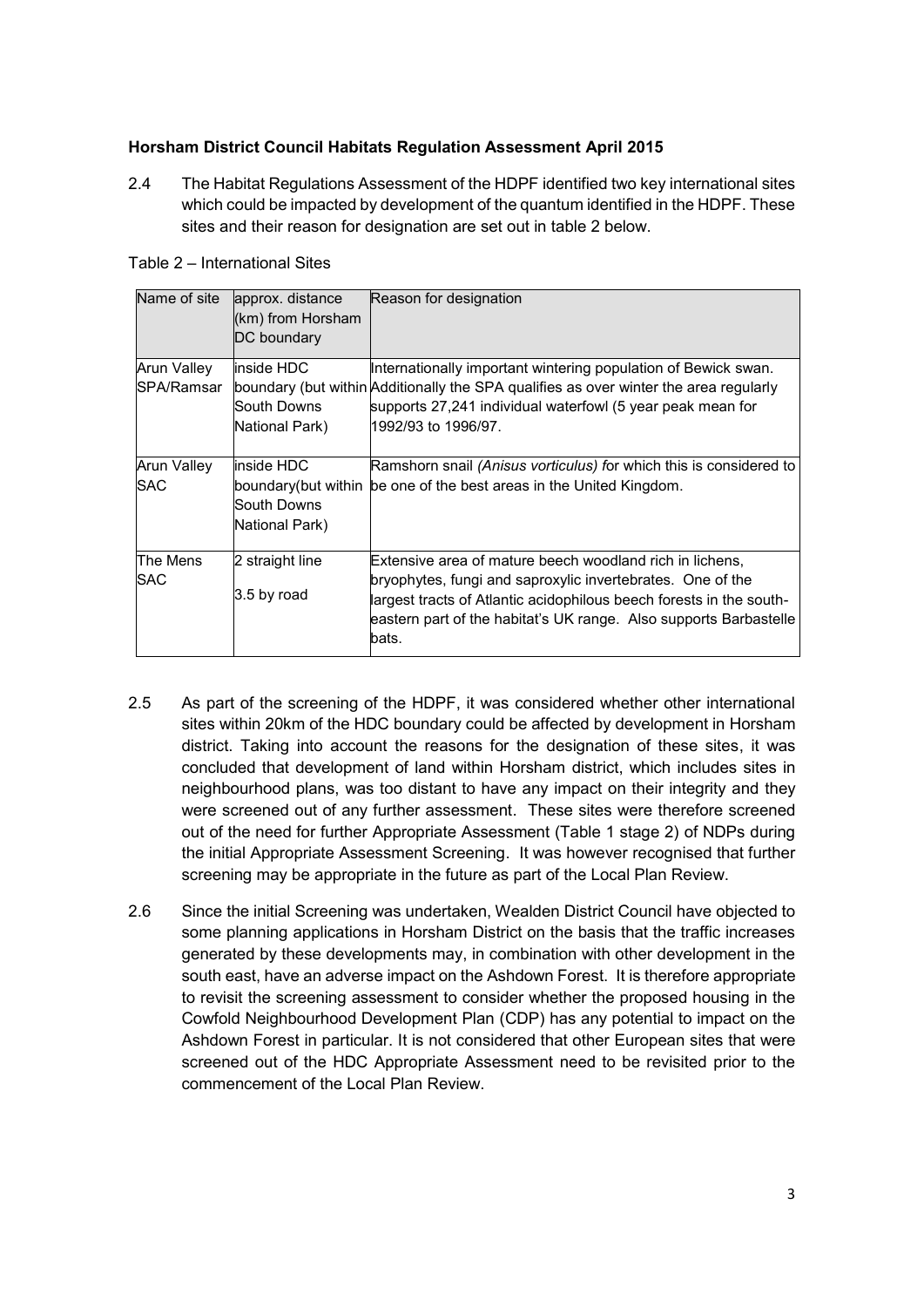**Horsham District Council Habitats Regulation Assessment April 2015**

2.4 The Habitat Regulations Assessment of the HDPF identified two key international sites which could be impacted by development of the quantum identified in the HDPF. These sites and their reason for designation are set out in table 2 below.

Table 2 – International Sites

| Name of site | approx. distance (km) from Horsham DC boundary | Reason for designation |
|---|---|---|
| Arun Valley SPA/Ramsar | inside HDC boundary (but within South Downs National Park) | Internationally important wintering population of Bewick swan. Additionally the SPA qualifies as over winter the area regularly supports 27,241 individual waterfowl (5 year peak mean for 1992/93 to 1996/97. |
| Arun Valley SAC | inside HDC boundary(but within South Downs National Park) | Ramshorn snail *(Anisus vorticulus)* for which this is considered to be one of the best areas in the United Kingdom. |
| The Mens SAC | 2 straight line<br><br>3.5 by road | Extensive area of mature beech woodland rich in lichens, bryophytes, fungi and saproxylic invertebrates. One of the largest tracts of Atlantic acidophilous beech forests in the south-eastern part of the habitat's UK range. Also supports Barbastelle bats. |

2.5 As part of the screening of the HDPF, it was considered whether other international sites within 20km of the HDC boundary could be affected by development in Horsham district. Taking into account the reasons for the designation of these sites, it was concluded that development of land within Horsham district, which includes sites in neighbourhood plans, was too distant to have any impact on their integrity and they were screened out of any further assessment. These sites were therefore screened out of the need for further Appropriate Assessment (Table 1 stage 2) of NDPs during the initial Appropriate Assessment Screening. It was however recognised that further screening may be appropriate in the future as part of the Local Plan Review.

2.6 Since the initial Screening was undertaken, Wealden District Council have objected to some planning applications in Horsham District on the basis that the traffic increases generated by these developments may, in combination with other development in the south east, have an adverse impact on the Ashdown Forest. It is therefore appropriate to revisit the screening assessment to consider whether the proposed housing in the Cowfold Neighbourhood Development Plan (CDP) has any potential to impact on the Ashdown Forest in particular. It is not considered that other European sites that were screened out of the HDC Appropriate Assessment need to be revisited prior to the commencement of the Local Plan Review.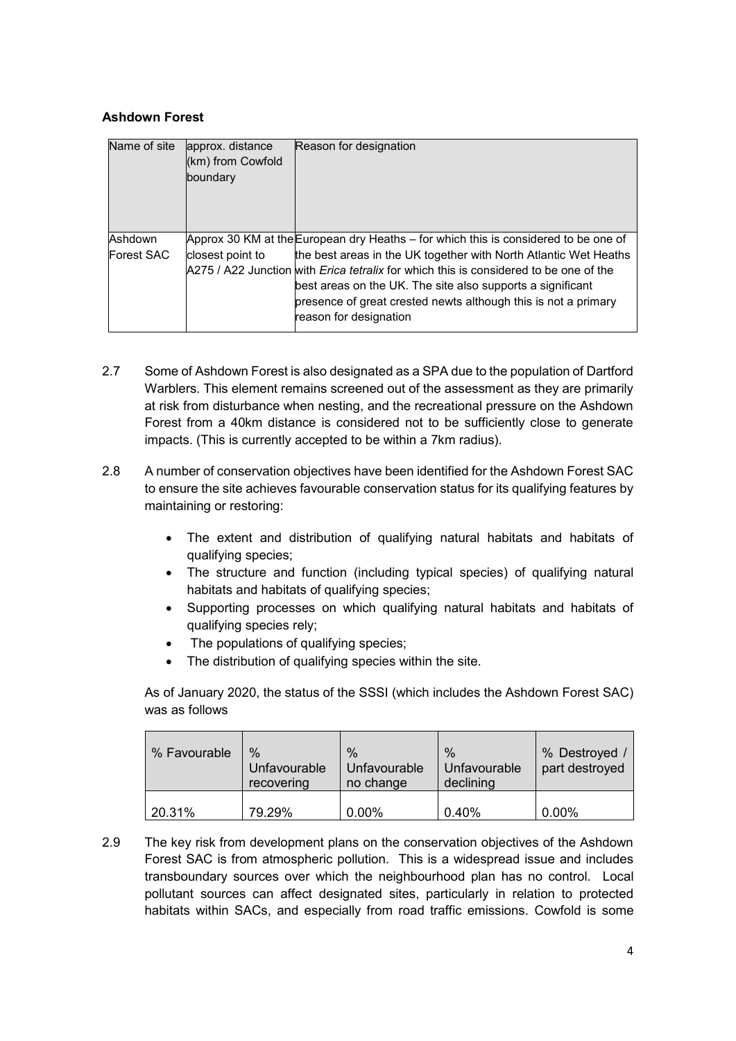**Ashdown Forest**

| Name of site | approx. distance (km) from Cowfold boundary | Reason for designation |
|---|---|---|
| Ashdown Forest SAC | Approx 30 KM at the closest point to A275 / A22 Junction | European dry Heaths – for which this is considered to be one of the best areas in the UK together with North Atlantic Wet Heaths with *Erica tetralix* for which this is considered to be one of the best areas on the UK. The site also supports a significant presence of great crested newts although this is not a primary reason for designation |

2.7 Some of Ashdown Forest is also designated as a SPA due to the population of Dartford Warblers. This element remains screened out of the assessment as they are primarily at risk from disturbance when nesting, and the recreational pressure on the Ashdown Forest from a 40km distance is considered not to be sufficiently close to generate impacts. (This is currently accepted to be within a 7km radius).

2.8 A number of conservation objectives have been identified for the Ashdown Forest SAC to ensure the site achieves favourable conservation status for its qualifying features by maintaining or restoring:

- The extent and distribution of qualifying natural habitats and habitats of qualifying species;
- The structure and function (including typical species) of qualifying natural habitats and habitats of qualifying species;
- Supporting processes on which qualifying natural habitats and habitats of qualifying species rely;
- The populations of qualifying species;
- The distribution of qualifying species within the site.

As of January 2020, the status of the SSSI (which includes the Ashdown Forest SAC) was as follows

| % Favourable | % Unfavourable recovering | % Unfavourable no change | % Unfavourable declining | % Destroyed / part destroyed |
|---|---|---|---|---|
| 20.31% | 79.29% | 0.00% | 0.40% | 0.00% |

2.9 The key risk from development plans on the conservation objectives of the Ashdown Forest SAC is from atmospheric pollution. This is a widespread issue and includes transboundary sources over which the neighbourhood plan has no control. Local pollutant sources can affect designated sites, particularly in relation to protected habitats within SACs, and especially from road traffic emissions. Cowfold is some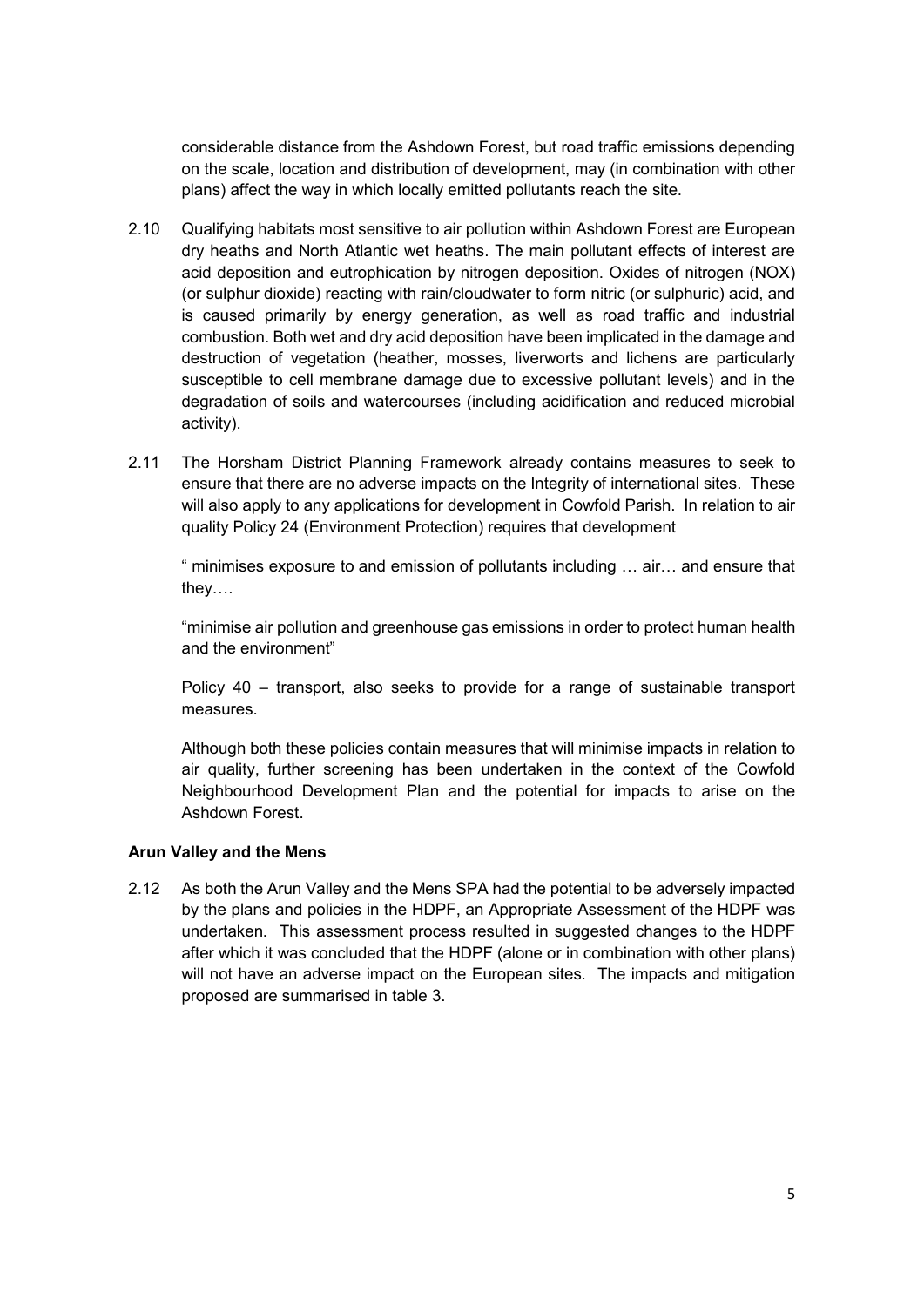considerable distance from the Ashdown Forest, but road traffic emissions depending on the scale, location and distribution of development, may (in combination with other plans) affect the way in which locally emitted pollutants reach the site.

2.10 Qualifying habitats most sensitive to air pollution within Ashdown Forest are European dry heaths and North Atlantic wet heaths. The main pollutant effects of interest are acid deposition and eutrophication by nitrogen deposition. Oxides of nitrogen (NOX) (or sulphur dioxide) reacting with rain/cloudwater to form nitric (or sulphuric) acid, and is caused primarily by energy generation, as well as road traffic and industrial combustion. Both wet and dry acid deposition have been implicated in the damage and destruction of vegetation (heather, mosses, liverworts and lichens are particularly susceptible to cell membrane damage due to excessive pollutant levels) and in the degradation of soils and watercourses (including acidification and reduced microbial activity).

2.11 The Horsham District Planning Framework already contains measures to seek to ensure that there are no adverse impacts on the Integrity of international sites. These will also apply to any applications for development in Cowfold Parish. In relation to air quality Policy 24 (Environment Protection) requires that development

" minimises exposure to and emission of pollutants including … air… and ensure that they….

"minimise air pollution and greenhouse gas emissions in order to protect human health and the environment"

Policy 40 – transport, also seeks to provide for a range of sustainable transport measures.

Although both these policies contain measures that will minimise impacts in relation to air quality, further screening has been undertaken in the context of the Cowfold Neighbourhood Development Plan and the potential for impacts to arise on the Ashdown Forest.

**Arun Valley and the Mens**

2.12 As both the Arun Valley and the Mens SPA had the potential to be adversely impacted by the plans and policies in the HDPF, an Appropriate Assessment of the HDPF was undertaken. This assessment process resulted in suggested changes to the HDPF after which it was concluded that the HDPF (alone or in combination with other plans) will not have an adverse impact on the European sites. The impacts and mitigation proposed are summarised in table 3.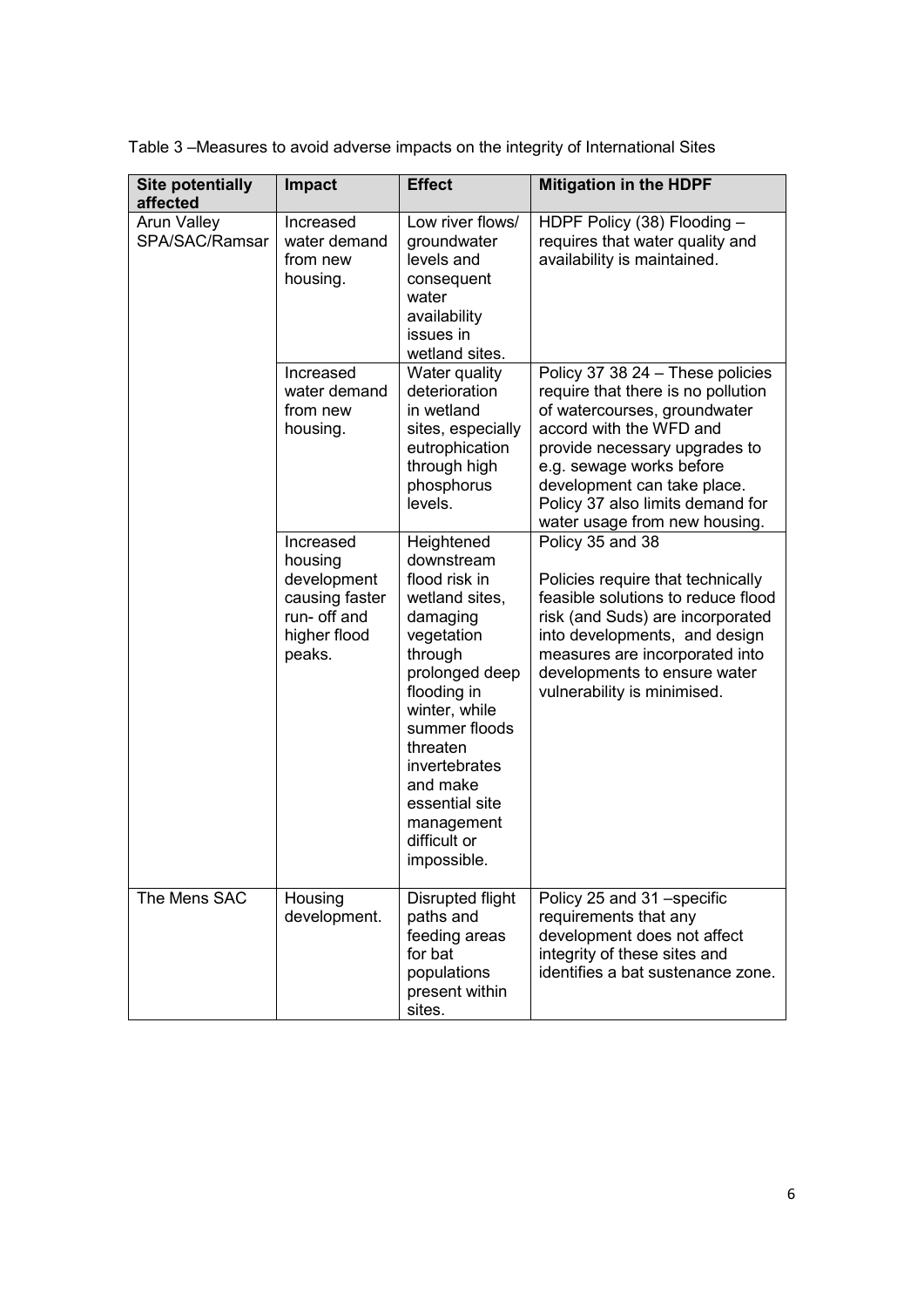Table 3 –Measures to avoid adverse impacts on the integrity of International Sites

| Site potentially affected | Impact | Effect | Mitigation in the HDPF |
|---|---|---|---|
| Arun Valley SPA/SAC/Ramsar | Increased water demand from new housing. | Low river flows/ groundwater levels and consequent water availability issues in wetland sites. | HDPF Policy (38) Flooding – requires that water quality and availability is maintained. |
| | Increased water demand from new housing. | Water quality deterioration in wetland sites, especially eutrophication through high phosphorus levels. | Policy 37 38 24 – These policies require that there is no pollution of watercourses, groundwater accord with the WFD and provide necessary upgrades to e.g. sewage works before development can take place. Policy 37 also limits demand for water usage from new housing. |
| | Increased housing development causing faster run- off and higher flood peaks. | Heightened downstream flood risk in wetland sites, damaging vegetation through prolonged deep flooding in winter, while summer floods threaten invertebrates and make essential site management difficult or impossible. | Policy 35 and 38<br><br>Policies require that technically feasible solutions to reduce flood risk (and Suds) are incorporated into developments, and design measures are incorporated into developments to ensure water vulnerability is minimised. |
| The Mens SAC | Housing development. | Disrupted flight paths and feeding areas for bat populations present within sites. | Policy 25 and 31 –specific requirements that any development does not affect integrity of these sites and identifies a bat sustenance zone. |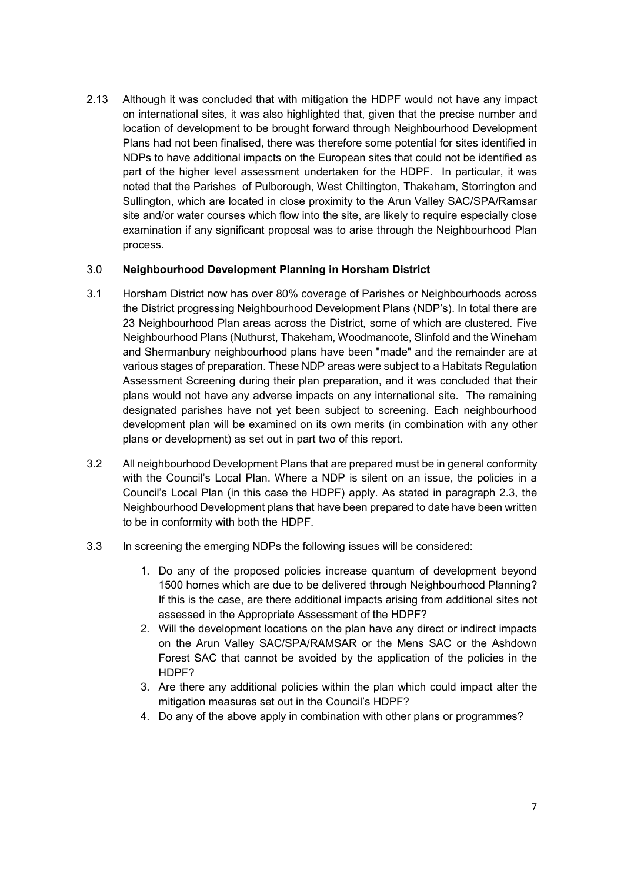2.13 Although it was concluded that with mitigation the HDPF would not have any impact on international sites, it was also highlighted that, given that the precise number and location of development to be brought forward through Neighbourhood Development Plans had not been finalised, there was therefore some potential for sites identified in NDPs to have additional impacts on the European sites that could not be identified as part of the higher level assessment undertaken for the HDPF. In particular, it was noted that the Parishes of Pulborough, West Chiltington, Thakeham, Storrington and Sullington, which are located in close proximity to the Arun Valley SAC/SPA/Ramsar site and/or water courses which flow into the site, are likely to require especially close examination if any significant proposal was to arise through the Neighbourhood Plan process.

## 3.0 Neighbourhood Development Planning in Horsham District

3.1 Horsham District now has over 80% coverage of Parishes or Neighbourhoods across the District progressing Neighbourhood Development Plans (NDP's). In total there are 23 Neighbourhood Plan areas across the District, some of which are clustered. Five Neighbourhood Plans (Nuthurst, Thakeham, Woodmancote, Slinfold and the Wineham and Shermanbury neighbourhood plans have been "made" and the remainder are at various stages of preparation. These NDP areas were subject to a Habitats Regulation Assessment Screening during their plan preparation, and it was concluded that their plans would not have any adverse impacts on any international site. The remaining designated parishes have not yet been subject to screening. Each neighbourhood development plan will be examined on its own merits (in combination with any other plans or development) as set out in part two of this report.

3.2 All neighbourhood Development Plans that are prepared must be in general conformity with the Council's Local Plan. Where a NDP is silent on an issue, the policies in a Council's Local Plan (in this case the HDPF) apply. As stated in paragraph 2.3, the Neighbourhood Development plans that have been prepared to date have been written to be in conformity with both the HDPF.

3.3 In screening the emerging NDPs the following issues will be considered:

1. Do any of the proposed policies increase quantum of development beyond 1500 homes which are due to be delivered through Neighbourhood Planning? If this is the case, are there additional impacts arising from additional sites not assessed in the Appropriate Assessment of the HDPF?
2. Will the development locations on the plan have any direct or indirect impacts on the Arun Valley SAC/SPA/RAMSAR or the Mens SAC or the Ashdown Forest SAC that cannot be avoided by the application of the policies in the HDPF?
3. Are there any additional policies within the plan which could impact alter the mitigation measures set out in the Council's HDPF?
4. Do any of the above apply in combination with other plans or programmes?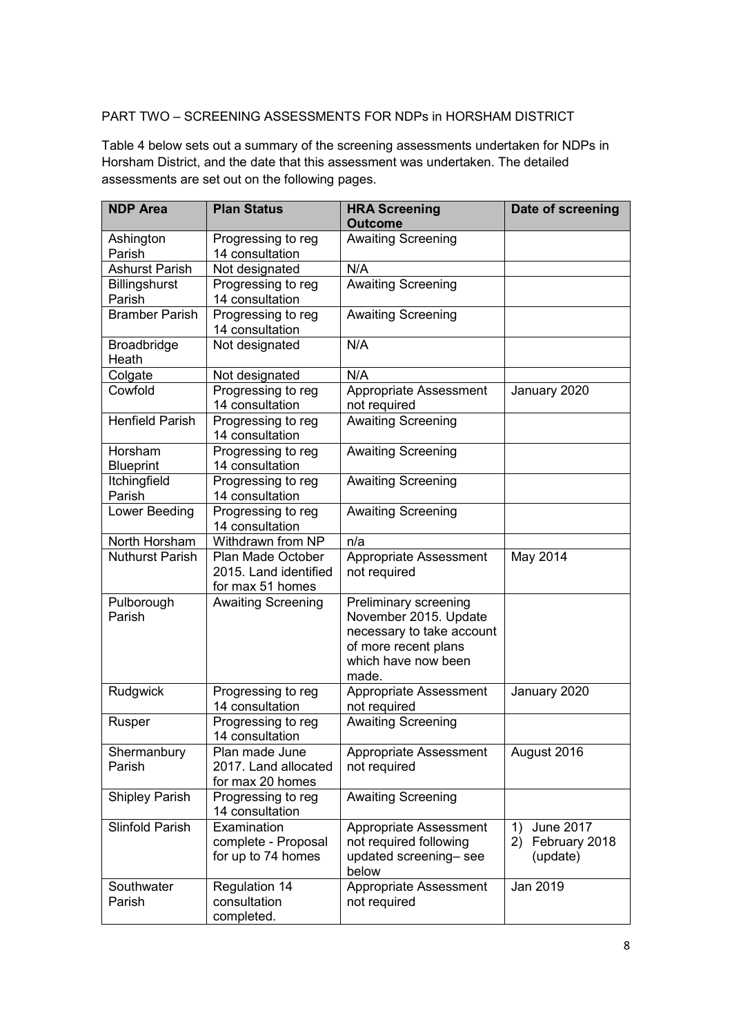PART TWO – SCREENING ASSESSMENTS FOR NDPs in HORSHAM DISTRICT

Table 4 below sets out a summary of the screening assessments undertaken for NDPs in Horsham District, and the date that this assessment was undertaken. The detailed assessments are set out on the following pages.

| NDP Area | Plan Status | HRA Screening Outcome | Date of screening |
|---|---|---|---|
| Ashington Parish | Progressing to reg 14 consultation | Awaiting Screening | |
| Ashurst Parish | Not designated | N/A | |
| Billingshurst Parish | Progressing to reg 14 consultation | Awaiting Screening | |
| Bramber Parish | Progressing to reg 14 consultation | Awaiting Screening | |
| Broadbridge Heath | Not designated | N/A | |
| Colgate | Not designated | N/A | |
| Cowfold | Progressing to reg 14 consultation | Appropriate Assessment not required | January 2020 |
| Henfield Parish | Progressing to reg 14 consultation | Awaiting Screening | |
| Horsham Blueprint | Progressing to reg 14 consultation | Awaiting Screening | |
| Itchingfield Parish | Progressing to reg 14 consultation | Awaiting Screening | |
| Lower Beeding | Progressing to reg 14 consultation | Awaiting Screening | |
| North Horsham | Withdrawn from NP | n/a | |
| Nuthurst Parish | Plan Made October 2015. Land identified for max 51 homes | Appropriate Assessment not required | May 2014 |
| Pulborough Parish | Awaiting Screening | Preliminary screening November 2015. Update necessary to take account of more recent plans which have now been made. | |
| Rudgwick | Progressing to reg 14 consultation | Appropriate Assessment not required | January 2020 |
| Rusper | Progressing to reg 14 consultation | Awaiting Screening | |
| Shermanbury Parish | Plan made June 2017. Land allocated for max 20 homes | Appropriate Assessment not required | August 2016 |
| Shipley Parish | Progressing to reg 14 consultation | Awaiting Screening | |
| Slinfold Parish | Examination complete - Proposal for up to 74 homes | Appropriate Assessment not required following updated screening– see below | 1) June 2017<br>2) February 2018 (update) |
| Southwater Parish | Regulation 14 consultation completed. | Appropriate Assessment not required | Jan 2019 |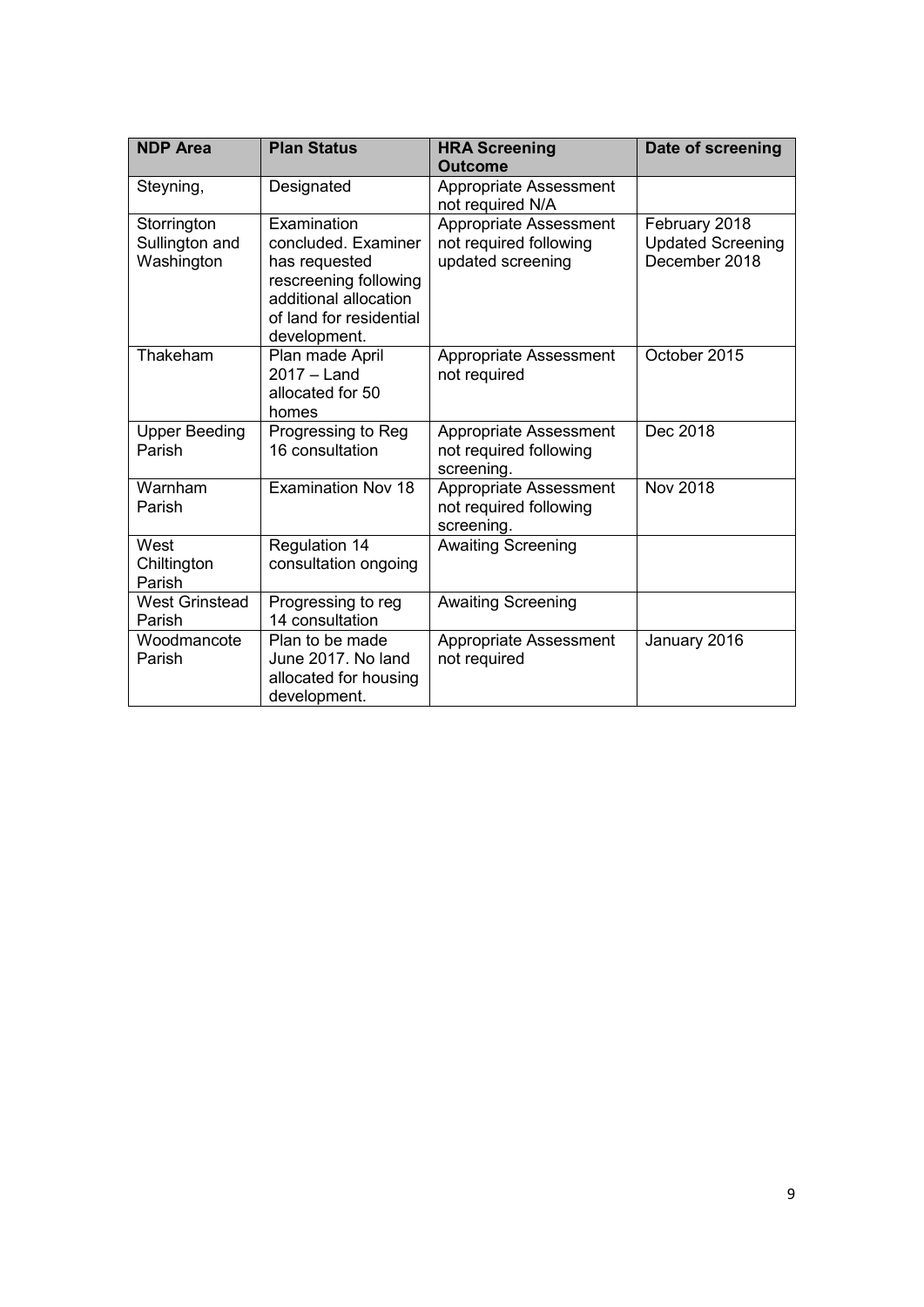| NDP Area | Plan Status | HRA Screening Outcome | Date of screening |
| --- | --- | --- | --- |
| Steyning, | Designated | Appropriate Assessment not required N/A | |
| Storrington Sullington and Washington | Examination concluded. Examiner has requested rescreening following additional allocation of land for residential development. | Appropriate Assessment not required following updated screening | February 2018 Updated Screening December 2018 |
| Thakeham | Plan made April 2017 – Land allocated for 50 homes | Appropriate Assessment not required | October 2015 |
| Upper Beeding Parish | Progressing to Reg 16 consultation | Appropriate Assessment not required following screening. | Dec 2018 |
| Warnham Parish | Examination Nov 18 | Appropriate Assessment not required following screening. | Nov 2018 |
| West Chiltington Parish | Regulation 14 consultation ongoing | Awaiting Screening | |
| West Grinstead Parish | Progressing to reg 14 consultation | Awaiting Screening | |
| Woodmancote Parish | Plan to be made June 2017. No land allocated for housing development. | Appropriate Assessment not required | January 2016 |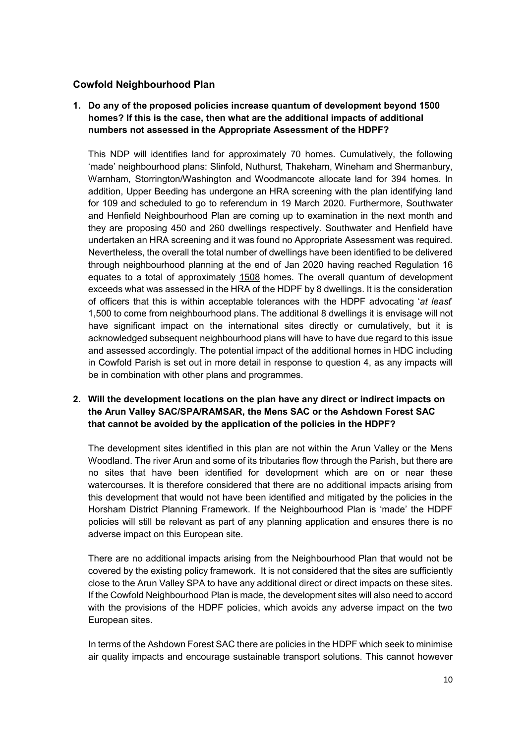### Cowfold Neighbourhood Plan

**1. Do any of the proposed policies increase quantum of development beyond 1500 homes? If this is the case, then what are the additional impacts of additional numbers not assessed in the Appropriate Assessment of the HDPF?**

This NDP will identifies land for approximately 70 homes. Cumulatively, the following 'made' neighbourhood plans: Slinfold, Nuthurst, Thakeham, Wineham and Shermanbury, Warnham, Storrington/Washington and Woodmancote allocate land for 394 homes. In addition, Upper Beeding has undergone an HRA screening with the plan identifying land for 109 and scheduled to go to referendum in 19 March 2020. Furthermore, Southwater and Henfield Neighbourhood Plan are coming up to examination in the next month and they are proposing 450 and 260 dwellings respectively. Southwater and Henfield have undertaken an HRA screening and it was found no Appropriate Assessment was required. Nevertheless, the overall the total number of dwellings have been identified to be delivered through neighbourhood planning at the end of Jan 2020 having reached Regulation 16 equates to a total of approximately <u>1508</u> homes. The overall quantum of development exceeds what was assessed in the HRA of the HDPF by 8 dwellings. It is the consideration of officers that this is within acceptable tolerances with the HDPF advocating '*at least*' 1,500 to come from neighbourhood plans. The additional 8 dwellings it is envisage will not have significant impact on the international sites directly or cumulatively, but it is acknowledged subsequent neighbourhood plans will have to have due regard to this issue and assessed accordingly. The potential impact of the additional homes in HDC including in Cowfold Parish is set out in more detail in response to question 4, as any impacts will be in combination with other plans and programmes.

**2. Will the development locations on the plan have any direct or indirect impacts on the Arun Valley SAC/SPA/RAMSAR, the Mens SAC or the Ashdown Forest SAC that cannot be avoided by the application of the policies in the HDPF?**

The development sites identified in this plan are not within the Arun Valley or the Mens Woodland. The river Arun and some of its tributaries flow through the Parish, but there are no sites that have been identified for development which are on or near these watercourses. It is therefore considered that there are no additional impacts arising from this development that would not have been identified and mitigated by the policies in the Horsham District Planning Framework. If the Neighbourhood Plan is 'made' the HDPF policies will still be relevant as part of any planning application and ensures there is no adverse impact on this European site.

There are no additional impacts arising from the Neighbourhood Plan that would not be covered by the existing policy framework. It is not considered that the sites are sufficiently close to the Arun Valley SPA to have any additional direct or direct impacts on these sites. If the Cowfold Neighbourhood Plan is made, the development sites will also need to accord with the provisions of the HDPF policies, which avoids any adverse impact on the two European sites.

In terms of the Ashdown Forest SAC there are policies in the HDPF which seek to minimise air quality impacts and encourage sustainable transport solutions. This cannot however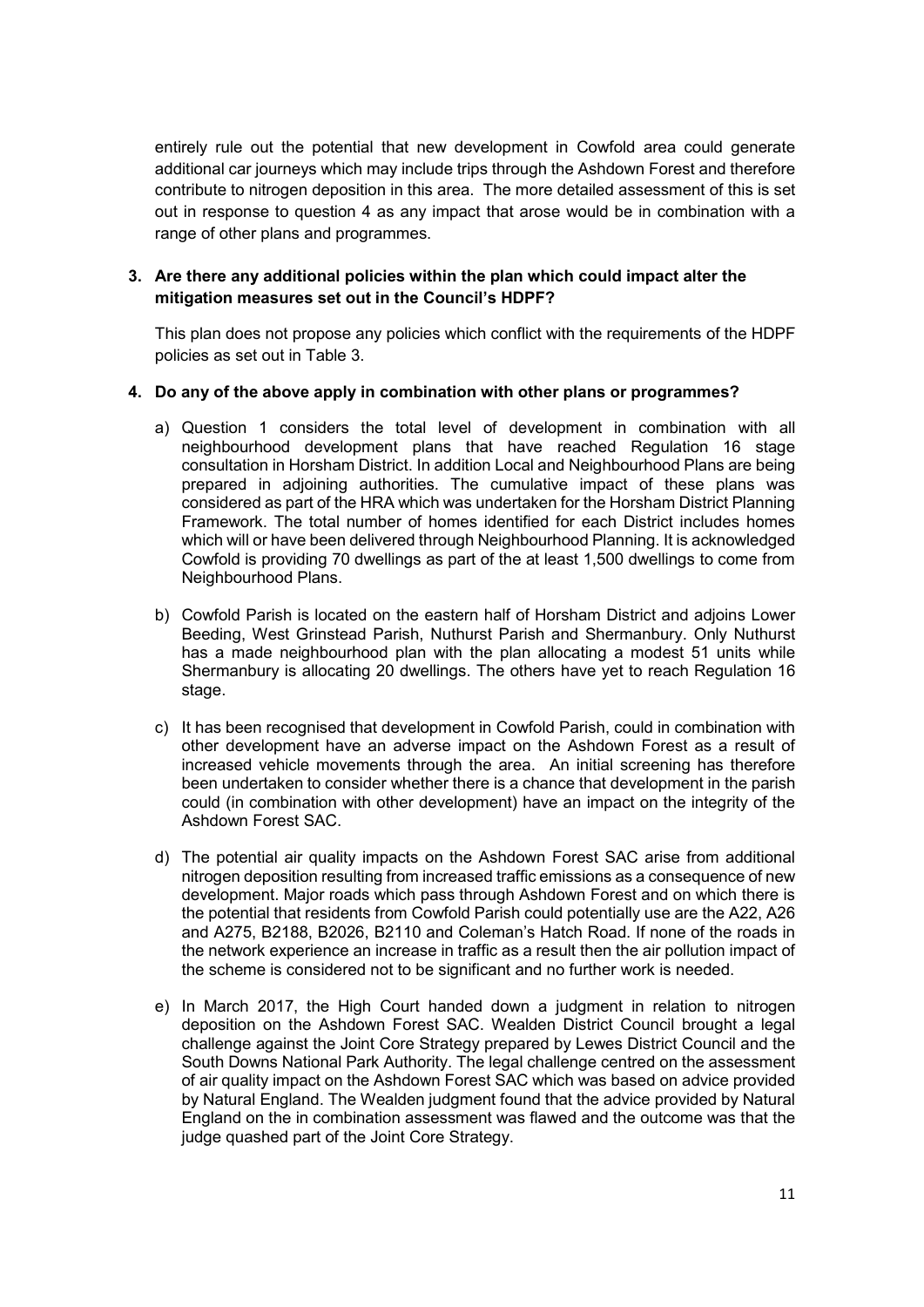entirely rule out the potential that new development in Cowfold area could generate additional car journeys which may include trips through the Ashdown Forest and therefore contribute to nitrogen deposition in this area. The more detailed assessment of this is set out in response to question 4 as any impact that arose would be in combination with a range of other plans and programmes.

**3. Are there any additional policies within the plan which could impact alter the mitigation measures set out in the Council's HDPF?**

This plan does not propose any policies which conflict with the requirements of the HDPF policies as set out in Table 3.

**4. Do any of the above apply in combination with other plans or programmes?**

a) Question 1 considers the total level of development in combination with all neighbourhood development plans that have reached Regulation 16 stage consultation in Horsham District. In addition Local and Neighbourhood Plans are being prepared in adjoining authorities. The cumulative impact of these plans was considered as part of the HRA which was undertaken for the Horsham District Planning Framework. The total number of homes identified for each District includes homes which will or have been delivered through Neighbourhood Planning. It is acknowledged Cowfold is providing 70 dwellings as part of the at least 1,500 dwellings to come from Neighbourhood Plans.

b) Cowfold Parish is located on the eastern half of Horsham District and adjoins Lower Beeding, West Grinstead Parish, Nuthurst Parish and Shermanbury. Only Nuthurst has a made neighbourhood plan with the plan allocating a modest 51 units while Shermanbury is allocating 20 dwellings. The others have yet to reach Regulation 16 stage.

c) It has been recognised that development in Cowfold Parish, could in combination with other development have an adverse impact on the Ashdown Forest as a result of increased vehicle movements through the area. An initial screening has therefore been undertaken to consider whether there is a chance that development in the parish could (in combination with other development) have an impact on the integrity of the Ashdown Forest SAC.

d) The potential air quality impacts on the Ashdown Forest SAC arise from additional nitrogen deposition resulting from increased traffic emissions as a consequence of new development. Major roads which pass through Ashdown Forest and on which there is the potential that residents from Cowfold Parish could potentially use are the A22, A26 and A275, B2188, B2026, B2110 and Coleman's Hatch Road. If none of the roads in the network experience an increase in traffic as a result then the air pollution impact of the scheme is considered not to be significant and no further work is needed.

e) In March 2017, the High Court handed down a judgment in relation to nitrogen deposition on the Ashdown Forest SAC. Wealden District Council brought a legal challenge against the Joint Core Strategy prepared by Lewes District Council and the South Downs National Park Authority. The legal challenge centred on the assessment of air quality impact on the Ashdown Forest SAC which was based on advice provided by Natural England. The Wealden judgment found that the advice provided by Natural England on the in combination assessment was flawed and the outcome was that the judge quashed part of the Joint Core Strategy.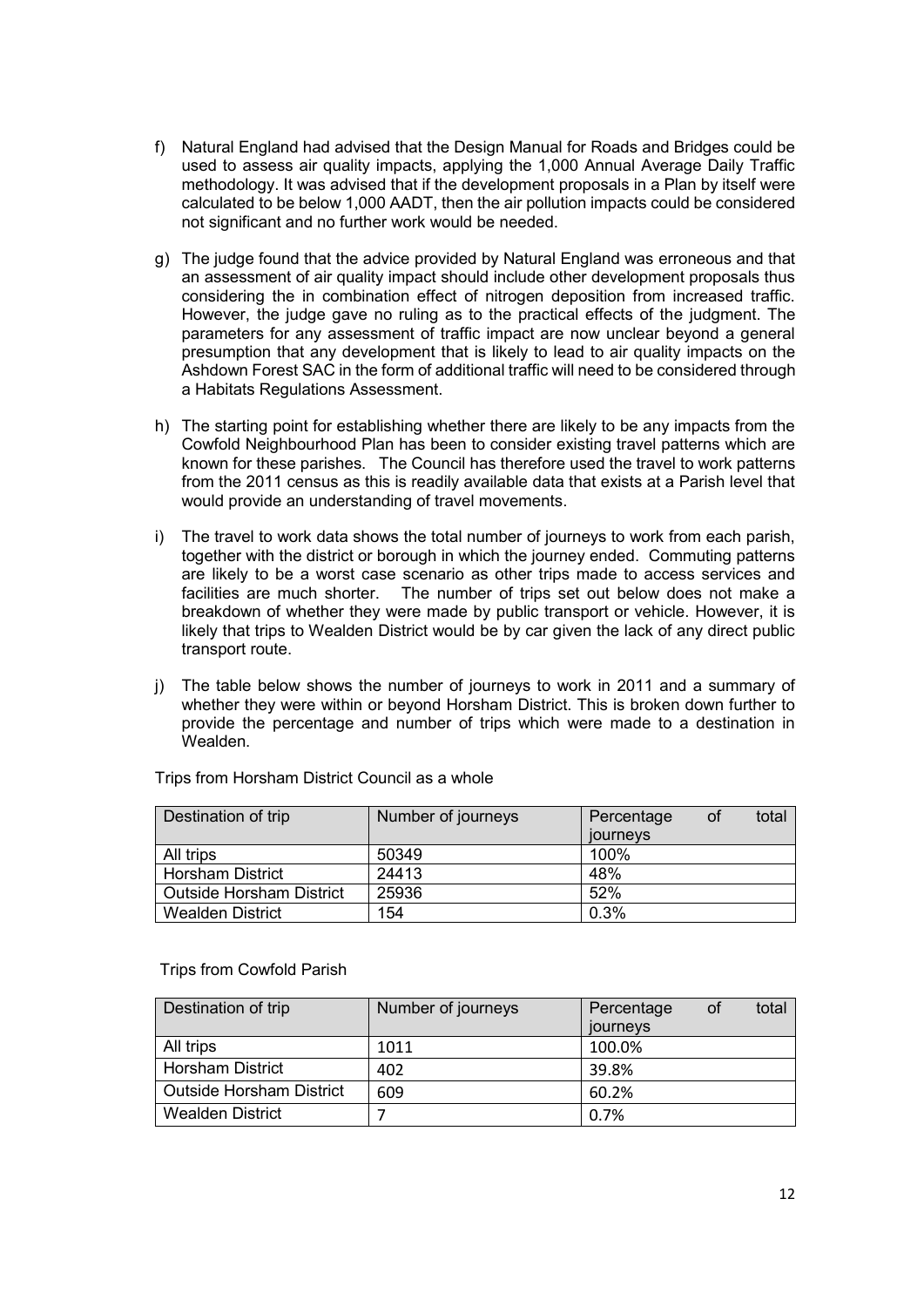f) Natural England had advised that the Design Manual for Roads and Bridges could be used to assess air quality impacts, applying the 1,000 Annual Average Daily Traffic methodology. It was advised that if the development proposals in a Plan by itself were calculated to be below 1,000 AADT, then the air pollution impacts could be considered not significant and no further work would be needed.

g) The judge found that the advice provided by Natural England was erroneous and that an assessment of air quality impact should include other development proposals thus considering the in combination effect of nitrogen deposition from increased traffic. However, the judge gave no ruling as to the practical effects of the judgment. The parameters for any assessment of traffic impact are now unclear beyond a general presumption that any development that is likely to lead to air quality impacts on the Ashdown Forest SAC in the form of additional traffic will need to be considered through a Habitats Regulations Assessment.

h) The starting point for establishing whether there are likely to be any impacts from the Cowfold Neighbourhood Plan has been to consider existing travel patterns which are known for these parishes. The Council has therefore used the travel to work patterns from the 2011 census as this is readily available data that exists at a Parish level that would provide an understanding of travel movements.

i) The travel to work data shows the total number of journeys to work from each parish, together with the district or borough in which the journey ended. Commuting patterns are likely to be a worst case scenario as other trips made to access services and facilities are much shorter. The number of trips set out below does not make a breakdown of whether they were made by public transport or vehicle. However, it is likely that trips to Wealden District would be by car given the lack of any direct public transport route.

j) The table below shows the number of journeys to work in 2011 and a summary of whether they were within or beyond Horsham District. This is broken down further to provide the percentage and number of trips which were made to a destination in Wealden.

Trips from Horsham District Council as a whole

| Destination of trip | Number of journeys | Percentage of total journeys |
|---|---|---|
| All trips | 50349 | 100% |
| Horsham District | 24413 | 48% |
| Outside Horsham District | 25936 | 52% |
| Wealden District | 154 | 0.3% |

Trips from Cowfold Parish

| Destination of trip | Number of journeys | Percentage of total journeys |
|---|---|---|
| All trips | 1011 | 100.0% |
| Horsham District | 402 | 39.8% |
| Outside Horsham District | 609 | 60.2% |
| Wealden District | 7 | 0.7% |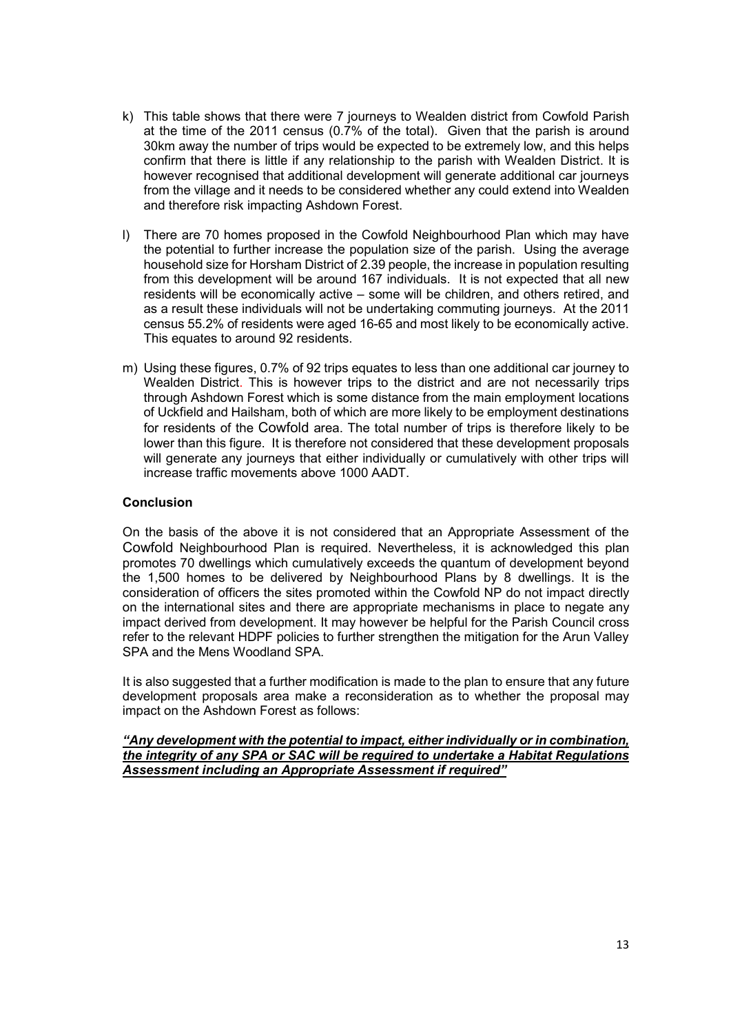k) This table shows that there were 7 journeys to Wealden district from Cowfold Parish at the time of the 2011 census (0.7% of the total). Given that the parish is around 30km away the number of trips would be expected to be extremely low, and this helps confirm that there is little if any relationship to the parish with Wealden District. It is however recognised that additional development will generate additional car journeys from the village and it needs to be considered whether any could extend into Wealden and therefore risk impacting Ashdown Forest.

l) There are 70 homes proposed in the Cowfold Neighbourhood Plan which may have the potential to further increase the population size of the parish. Using the average household size for Horsham District of 2.39 people, the increase in population resulting from this development will be around 167 individuals. It is not expected that all new residents will be economically active – some will be children, and others retired, and as a result these individuals will not be undertaking commuting journeys. At the 2011 census 55.2% of residents were aged 16-65 and most likely to be economically active. This equates to around 92 residents.

m) Using these figures, 0.7% of 92 trips equates to less than one additional car journey to Wealden District. This is however trips to the district and are not necessarily trips through Ashdown Forest which is some distance from the main employment locations of Uckfield and Hailsham, both of which are more likely to be employment destinations for residents of the Cowfold area. The total number of trips is therefore likely to be lower than this figure. It is therefore not considered that these development proposals will generate any journeys that either individually or cumulatively with other trips will increase traffic movements above 1000 AADT.

**Conclusion**

On the basis of the above it is not considered that an Appropriate Assessment of the Cowfold Neighbourhood Plan is required. Nevertheless, it is acknowledged this plan promotes 70 dwellings which cumulatively exceeds the quantum of development beyond the 1,500 homes to be delivered by Neighbourhood Plans by 8 dwellings. It is the consideration of officers the sites promoted within the Cowfold NP do not impact directly on the international sites and there are appropriate mechanisms in place to negate any impact derived from development. It may however be helpful for the Parish Council cross refer to the relevant HDPF policies to further strengthen the mitigation for the Arun Valley SPA and the Mens Woodland SPA.

It is also suggested that a further modification is made to the plan to ensure that any future development proposals area make a reconsideration as to whether the proposal may impact on the Ashdown Forest as follows:

***"Any development with the potential to impact, either individually or in combination, the integrity of any SPA or SAC will be required to undertake a Habitat Regulations Assessment including an Appropriate Assessment if required"***